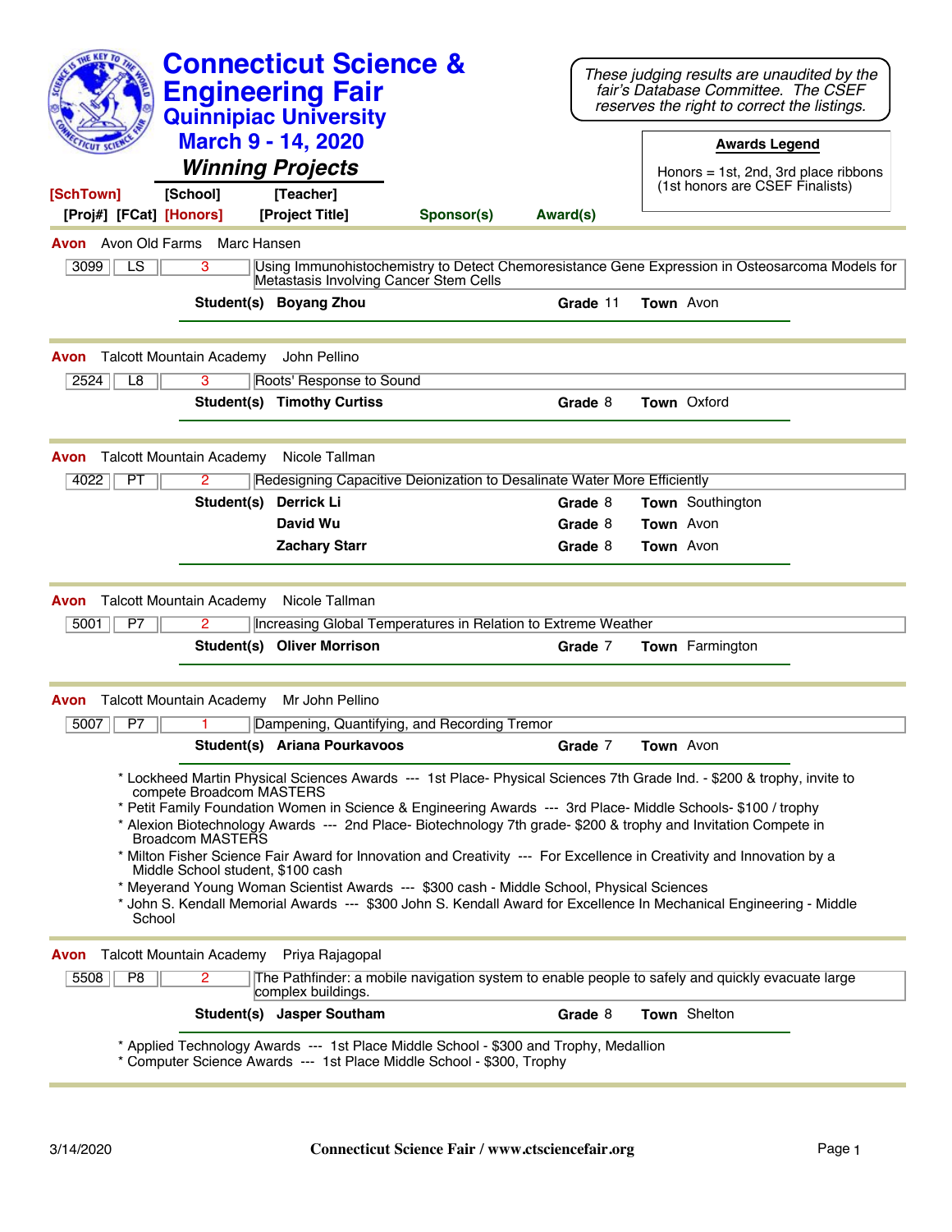# Connecticut Science & Engineering Fair

## Quinnipiac University

## March 9 - 14, 2020

### *Winning Projects*

*These judging results are unaudited by the fair's Database Committee. The CSEF reserves the right to correct the listings.*

**Awards Legend**

Honors = 1st, 2nd, 3rd place ribbons (1st honors are CSEF Finalists)

**[SchTown] [School] [Teacher]**
**[Proj#] [FCat] [Honors] [Project Title] Sponsor(s) Award(s)**

---

**Avon** Avon Old Farms Marc Hansen

| 3099 | LS | 3 | Using Immunohistochemistry to Detect Chemoresistance Gene Expression in Osteosarcoma Models for Metastasis Involving Cancer Stem Cells |
|---|---|---|---|

**Student(s)** **Boyang Zhou** **Grade** 11 **Town** Avon

---

**Avon** Talcott Mountain Academy John Pellino

| 2524 | L8 | 3 | Roots' Response to Sound |
|---|---|---|---|

**Student(s)** **Timothy Curtiss** **Grade** 8 **Town** Oxford

---

**Avon** Talcott Mountain Academy Nicole Tallman

| 4022 | PT | 2 | Redesigning Capacitive Deionization to Desalinate Water More Efficiently |
|---|---|---|---|

**Student(s)**
- **Derrick Li** **Grade** 8 **Town** Southington
- **David Wu** **Grade** 8 **Town** Avon
- **Zachary Starr** **Grade** 8 **Town** Avon

---

**Avon** Talcott Mountain Academy Nicole Tallman

| 5001 | P7 | 2 | Increasing Global Temperatures in Relation to Extreme Weather |
|---|---|---|---|

**Student(s)** **Oliver Morrison** **Grade** 7 **Town** Farmington

---

**Avon** Talcott Mountain Academy Mr John Pellino

| 5007 | P7 | 1 | Dampening, Quantifying, and Recording Tremor |
|---|---|---|---|

**Student(s)** **Ariana Pourkavoos** **Grade** 7 **Town** Avon

* Lockheed Martin Physical Sciences Awards --- 1st Place- Physical Sciences 7th Grade Ind. - $200 & trophy, invite to compete Broadcom MASTERS
* Petit Family Foundation Women in Science & Engineering Awards --- 3rd Place- Middle Schools- $100 / trophy
* Alexion Biotechnology Awards --- 2nd Place- Biotechnology 7th grade- $200 & trophy and Invitation Compete in Broadcom MASTERS
* Milton Fisher Science Fair Award for Innovation and Creativity --- For Excellence in Creativity and Innovation by a Middle School student, $100 cash
* Meyerand Young Woman Scientist Awards --- $300 cash - Middle School, Physical Sciences
* John S. Kendall Memorial Awards --- $300 John S. Kendall Award for Excellence In Mechanical Engineering - Middle School

---

**Avon** Talcott Mountain Academy Priya Rajagopal

| 5508 | P8 | 2 | The Pathfinder: a mobile navigation system to enable people to safely and quickly evacuate large complex buildings. |
|---|---|---|---|

**Student(s)** **Jasper Southam** **Grade** 8 **Town** Shelton

* Applied Technology Awards --- 1st Place Middle School - $300 and Trophy, Medallion
* Computer Science Awards --- 1st Place Middle School - $300, Trophy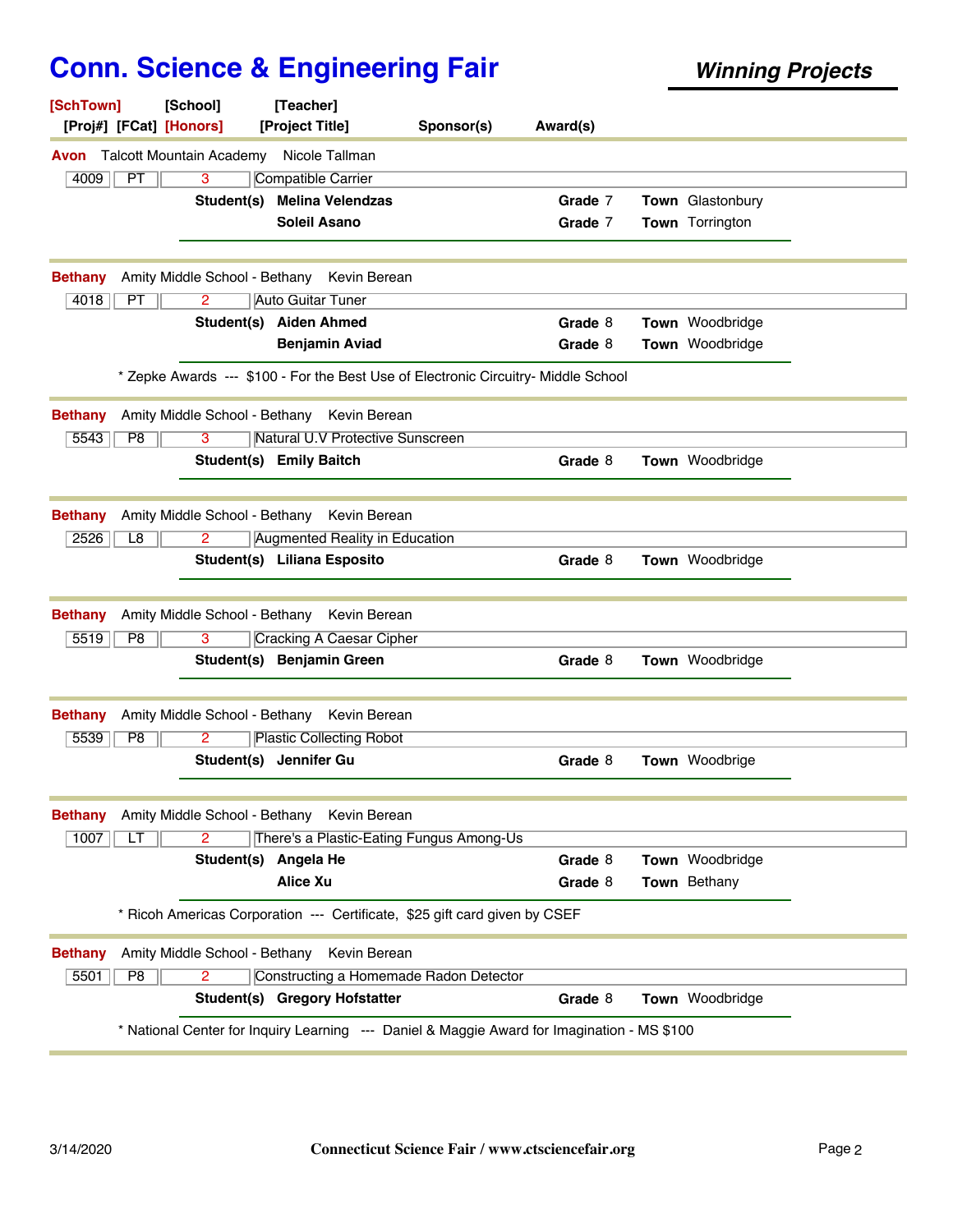# Conn. Science & Engineering Fair

***Winning Projects***

| [SchTown] | [School] | [Teacher] | | |
|---|---|---|---|---|
| [Proj#] [FCat] [Honors] | [Project Title] | Sponsor(s) | Award(s) | |

---

**Avon** Talcott Mountain Academy Nicole Tallman

| 4009 | PT | 3 | Compatible Carrier |
|---|---|---|---|

**Student(s)** **Melina Velendzas** **Grade** 7 **Town** Glastonbury
**Soleil Asano** **Grade** 7 **Town** Torrington

---

**Bethany** Amity Middle School - Bethany Kevin Berean

| 4018 | PT | 2 | Auto Guitar Tuner |
|---|---|---|---|

**Student(s)** **Aiden Ahmed** **Grade** 8 **Town** Woodbridge
**Benjamin Aviad** **Grade** 8 **Town** Woodbridge

* Zepke Awards --- $100 - For the Best Use of Electronic Circuitry- Middle School

---

**Bethany** Amity Middle School - Bethany Kevin Berean

| 5543 | P8 | 3 | Natural U.V Protective Sunscreen |
|---|---|---|---|

**Student(s)** **Emily Baitch** **Grade** 8 **Town** Woodbridge

---

**Bethany** Amity Middle School - Bethany Kevin Berean

| 2526 | L8 | 2 | Augmented Reality in Education |
|---|---|---|---|

**Student(s)** **Liliana Esposito** **Grade** 8 **Town** Woodbridge

---

**Bethany** Amity Middle School - Bethany Kevin Berean

| 5519 | P8 | 3 | Cracking A Caesar Cipher |
|---|---|---|---|

**Student(s)** **Benjamin Green** **Grade** 8 **Town** Woodbridge

---

**Bethany** Amity Middle School - Bethany Kevin Berean

| 5539 | P8 | 2 | Plastic Collecting Robot |
|---|---|---|---|

**Student(s)** **Jennifer Gu** **Grade** 8 **Town** Woodbrige

---

**Bethany** Amity Middle School - Bethany Kevin Berean

| 1007 | LT | 2 | There's a Plastic-Eating Fungus Among-Us |
|---|---|---|---|

**Student(s)** **Angela He** **Grade** 8 **Town** Woodbridge
**Alice Xu** **Grade** 8 **Town** Bethany

* Ricoh Americas Corporation --- Certificate, $25 gift card given by CSEF

---

**Bethany** Amity Middle School - Bethany Kevin Berean

| 5501 | P8 | 2 | Constructing a Homemade Radon Detector |
|---|---|---|---|

**Student(s)** **Gregory Hofstatter** **Grade** 8 **Town** Woodbridge

* National Center for Inquiry Learning --- Daniel & Maggie Award for Imagination - MS $100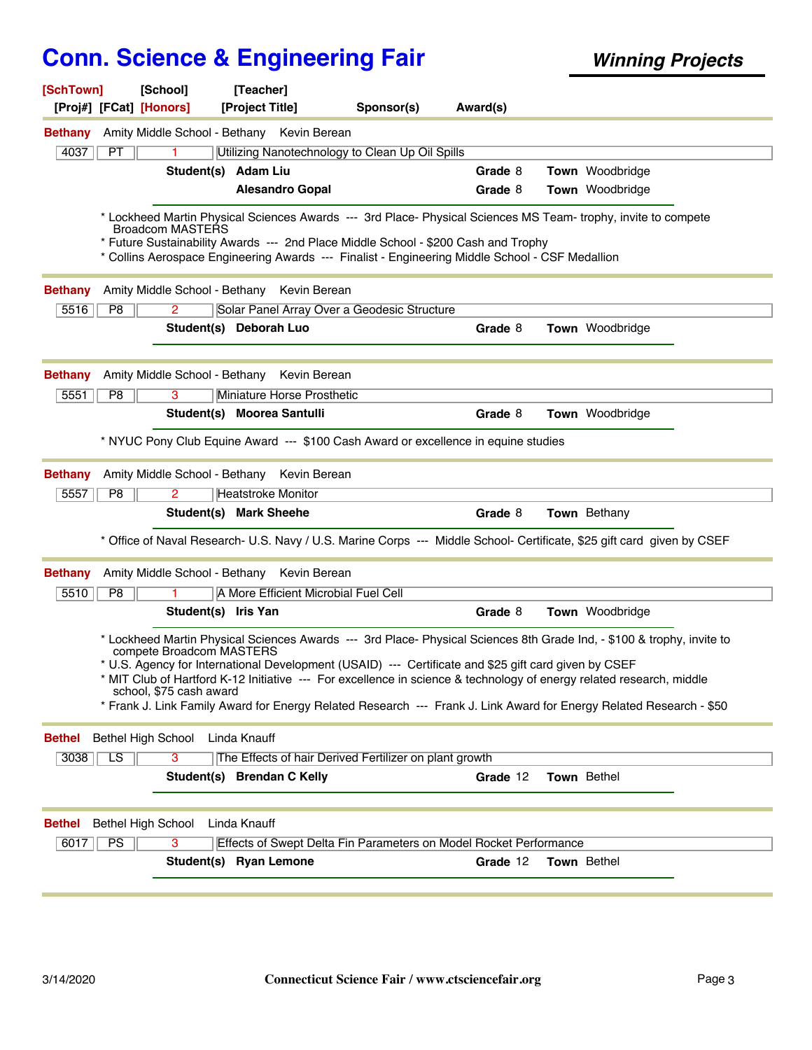# Conn. Science & Engineering Fair

***Winning Projects***

**[SchTown]** **[School]** **[Teacher]**
**[Proj#]** **[FCat]** **[Honors]** **[Project Title]** **Sponsor(s)** **Award(s)**

---

**Bethany** Amity Middle School - Bethany Kevin Berean

| 4037 | PT | 1 | Utilizing Nanotechnology to Clean Up Oil Spills |
|---|---|---|---|

**Student(s)** **Adam Liu** **Grade** 8 **Town** Woodbridge
**Alesandro Gopal** **Grade** 8 **Town** Woodbridge

* Lockheed Martin Physical Sciences Awards --- 3rd Place- Physical Sciences MS Team- trophy, invite to compete Broadcom MASTERS
* Future Sustainability Awards --- 2nd Place Middle School - $200 Cash and Trophy
* Collins Aerospace Engineering Awards --- Finalist - Engineering Middle School - CSF Medallion

---

**Bethany** Amity Middle School - Bethany Kevin Berean

| 5516 | P8 | 2 | Solar Panel Array Over a Geodesic Structure |
|---|---|---|---|

**Student(s)** **Deborah Luo** **Grade** 8 **Town** Woodbridge

---

**Bethany** Amity Middle School - Bethany Kevin Berean

| 5551 | P8 | 3 | Miniature Horse Prosthetic |
|---|---|---|---|

**Student(s)** **Moorea Santulli** **Grade** 8 **Town** Woodbridge

* NYUC Pony Club Equine Award --- $100 Cash Award or excellence in equine studies

---

**Bethany** Amity Middle School - Bethany Kevin Berean

| 5557 | P8 | 2 | Heatstroke Monitor |
|---|---|---|---|

**Student(s)** **Mark Sheehe** **Grade** 8 **Town** Bethany

* Office of Naval Research- U.S. Navy / U.S. Marine Corps --- Middle School- Certificate, $25 gift card given by CSEF

---

**Bethany** Amity Middle School - Bethany Kevin Berean

| 5510 | P8 | 1 | A More Efficient Microbial Fuel Cell |
|---|---|---|---|

**Student(s)** **Iris Yan** **Grade** 8 **Town** Woodbridge

* Lockheed Martin Physical Sciences Awards --- 3rd Place- Physical Sciences 8th Grade Ind, - $100 & trophy, invite to compete Broadcom MASTERS
* U.S. Agency for International Development (USAID) --- Certificate and $25 gift card given by CSEF
* MIT Club of Hartford K-12 Initiative --- For excellence in science & technology of energy related research, middle school, $75 cash award
* Frank J. Link Family Award for Energy Related Research --- Frank J. Link Award for Energy Related Research - $50

---

**Bethel** Bethel High School Linda Knauff

| 3038 | LS | 3 | The Effects of hair Derived Fertilizer on plant growth |
|---|---|---|---|

**Student(s)** **Brendan C Kelly** **Grade** 12 **Town** Bethel

---

**Bethel** Bethel High School Linda Knauff

| 6017 | PS | 3 | Effects of Swept Delta Fin Parameters on Model Rocket Performance |
|---|---|---|---|

**Student(s)** **Ryan Lemone** **Grade** 12 **Town** Bethel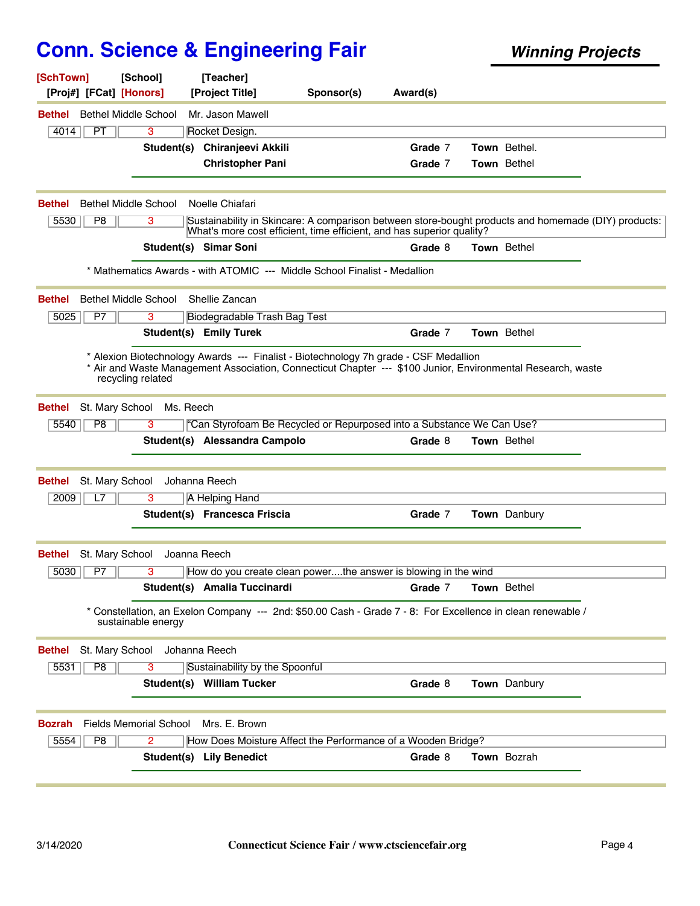# Conn. Science & Engineering Fair

***Winning Projects***

**[SchTown]** **[School]** **[Teacher]**
**[Proj#]** **[FCat]** **[Honors]** **[Project Title]** **Sponsor(s)** **Award(s)**

---

**Bethel** Bethel Middle School Mr. Jason Mawell

| 4014 | PT | 3 | Rocket Design. |
|---|---|---|---|

**Student(s)** **Chiranjeevi Akkili** **Grade** 7 **Town** Bethel.
**Christopher Pani** **Grade** 7 **Town** Bethel

---

**Bethel** Bethel Middle School Noelle Chiafari

| 5530 | P8 | 3 | Sustainability in Skincare: A comparison between store-bought products and homemade (DIY) products: What's more cost efficient, time efficient, and has superior quality? |
|---|---|---|---|

**Student(s)** **Simar Soni** **Grade** 8 **Town** Bethel

* Mathematics Awards - with ATOMIC --- Middle School Finalist - Medallion

---

**Bethel** Bethel Middle School Shellie Zancan

| 5025 | P7 | 3 | Biodegradable Trash Bag Test |
|---|---|---|---|

**Student(s)** **Emily Turek** **Grade** 7 **Town** Bethel

* Alexion Biotechnology Awards --- Finalist - Biotechnology 7h grade - CSF Medallion
* Air and Waste Management Association, Connecticut Chapter --- $100 Junior, Environmental Research, waste recycling related

---

**Bethel** St. Mary School Ms. Reech

| 5540 | P8 | 3 | "Can Styrofoam Be Recycled or Repurposed into a Substance We Can Use? |
|---|---|---|---|

**Student(s)** **Alessandra Campolo** **Grade** 8 **Town** Bethel

---

**Bethel** St. Mary School Johanna Reech

| 2009 | L7 | 3 | A Helping Hand |
|---|---|---|---|

**Student(s)** **Francesca Friscia** **Grade** 7 **Town** Danbury

---

**Bethel** St. Mary School Joanna Reech

| 5030 | P7 | 3 | How do you create clean power....the answer is blowing in the wind |
|---|---|---|---|

**Student(s)** **Amalia Tuccinardi** **Grade** 7 **Town** Bethel

* Constellation, an Exelon Company --- 2nd: $50.00 Cash - Grade 7 - 8: For Excellence in clean renewable / sustainable energy

---

**Bethel** St. Mary School Johanna Reech

| 5531 | P8 | 3 | Sustainability by the Spoonful |
|---|---|---|---|

**Student(s)** **William Tucker** **Grade** 8 **Town** Danbury

---

**Bozrah** Fields Memorial School Mrs. E. Brown

| 5554 | P8 | 2 | How Does Moisture Affect the Performance of a Wooden Bridge? |
|---|---|---|---|

**Student(s)** **Lily Benedict** **Grade** 8 **Town** Bozrah

---

3/14/2020 **Connecticut Science Fair / www.ctsciencefair.org**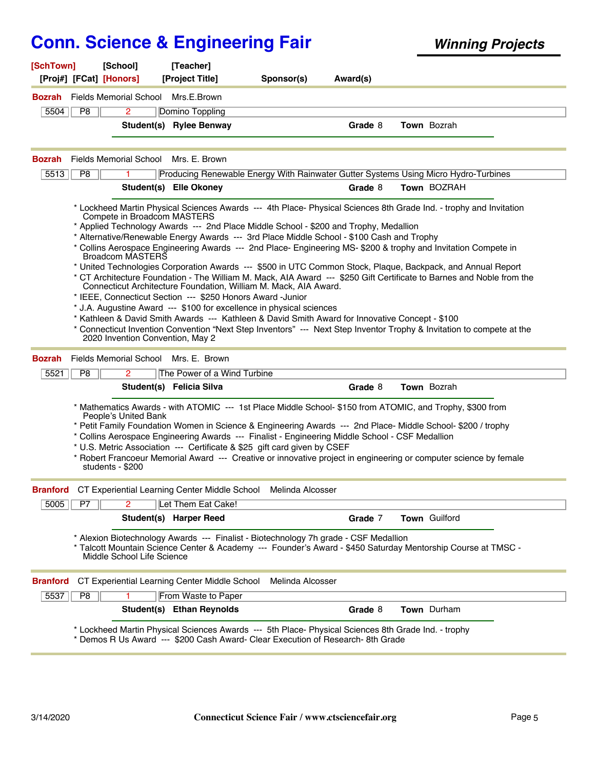# Conn. Science & Engineering Fair

***Winning Projects***

**[SchTown]** **[School]** **[Teacher]**
**[Proj#]** **[FCat]** **[Honors]** **[Project Title]** **Sponsor(s)** **Award(s)**

---

**Bozrah** Fields Memorial School Mrs.E.Brown

| 5504 | P8 | 2 | Domino Toppling |
|---|---|---|---|

**Student(s)** **Rylee Benway** **Grade** 8 **Town** Bozrah

---

**Bozrah** Fields Memorial School Mrs. E. Brown

| 5513 | P8 | 1 | Producing Renewable Energy With Rainwater Gutter Systems Using Micro Hydro-Turbines |
|---|---|---|---|

**Student(s)** **Elle Okoney** **Grade** 8 **Town** BOZRAH

* Lockheed Martin Physical Sciences Awards --- 4th Place- Physical Sciences 8th Grade Ind. - trophy and Invitation Compete in Broadcom MASTERS
* Applied Technology Awards --- 2nd Place Middle School - $200 and Trophy, Medallion
* Alternative/Renewable Energy Awards --- 3rd Place Middle School - $100 Cash and Trophy
* Collins Aerospace Engineering Awards --- 2nd Place- Engineering MS- $200 & trophy and Invitation Compete in Broadcom MASTERS
* United Technologies Corporation Awards --- $500 in UTC Common Stock, Plaque, Backpack, and Annual Report
* CT Architecture Foundation - The William M. Mack, AIA Award --- $250 Gift Certificate to Barnes and Noble from the Connecticut Architecture Foundation, William M. Mack, AIA Award.
* IEEE, Connecticut Section --- $250 Honors Award -Junior
* J.A. Augustine Award --- $100 for excellence in physical sciences
* Kathleen & David Smith Awards --- Kathleen & David Smith Award for Innovative Concept - $100
* Connecticut Invention Convention "Next Step Inventors" --- Next Step Inventor Trophy & Invitation to compete at the 2020 Invention Convention, May 2

---

**Bozrah** Fields Memorial School Mrs. E. Brown

| 5521 | P8 | 2 | The Power of a Wind Turbine |
|---|---|---|---|

**Student(s)** **Felicia Silva** **Grade** 8 **Town** Bozrah

* Mathematics Awards - with ATOMIC --- 1st Place Middle School- $150 from ATOMIC, and Trophy, $300 from People's United Bank
* Petit Family Foundation Women in Science & Engineering Awards --- 2nd Place- Middle School- $200 / trophy
* Collins Aerospace Engineering Awards --- Finalist - Engineering Middle School - CSF Medallion
* U.S. Metric Association --- Certificate & $25 gift card given by CSEF
* Robert Francoeur Memorial Award --- Creative or innovative project in engineering or computer science by female students - $200

---

**Branford** CT Experiential Learning Center Middle School Melinda Alcosser

| 5005 | P7 | 2 | Let Them Eat Cake! |
|---|---|---|---|

**Student(s)** **Harper Reed** **Grade** 7 **Town** Guilford

* Alexion Biotechnology Awards --- Finalist - Biotechnology 7h grade - CSF Medallion
* Talcott Mountain Science Center & Academy --- Founder's Award - $450 Saturday Mentorship Course at TMSC - Middle School Life Science

---

**Branford** CT Experiential Learning Center Middle School Melinda Alcosser

| 5537 | P8 | 1 | From Waste to Paper |
|---|---|---|---|

**Student(s)** **Ethan Reynolds** **Grade** 8 **Town** Durham

* Lockheed Martin Physical Sciences Awards --- 5th Place- Physical Sciences 8th Grade Ind. - trophy
* Demos R Us Award --- $200 Cash Award- Clear Execution of Research- 8th Grade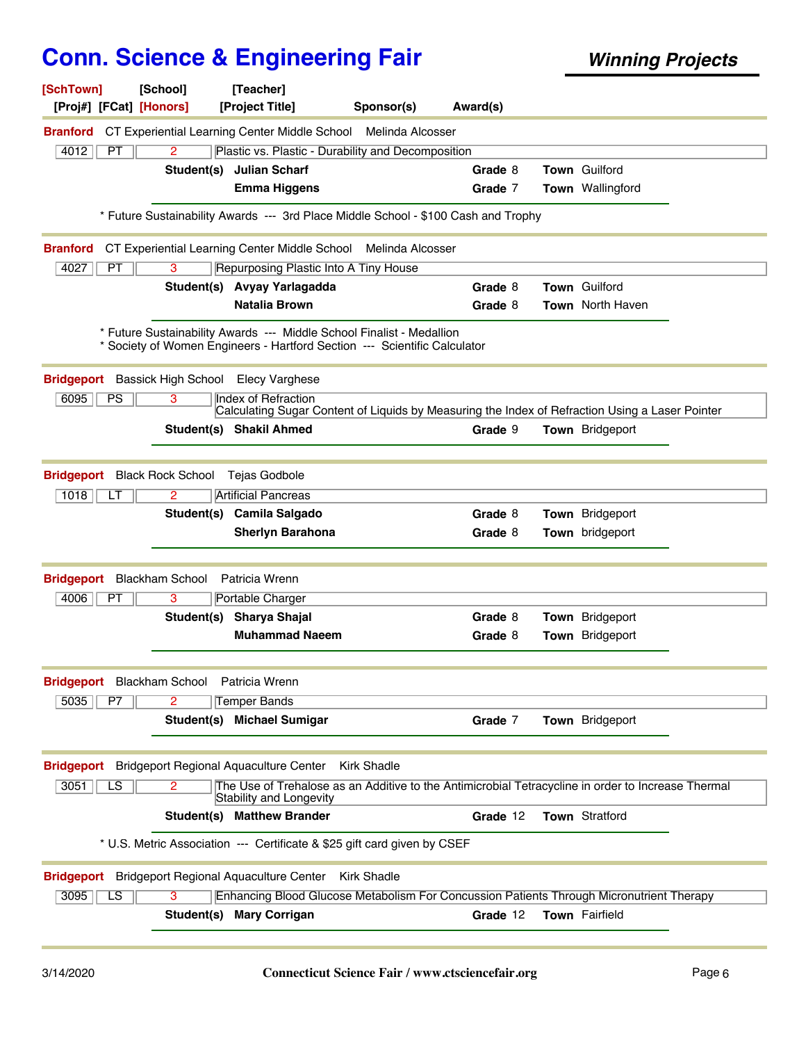# Conn. Science & Engineering Fair

***Winning Projects***

**[SchTown]** **[School]** **[Teacher]**
**[Proj#]** **[FCat]** **[Honors]** **[Project Title]** **Sponsor(s)** **Award(s)**

---

**Branford** CT Experiential Learning Center Middle School Melinda Alcosser

| 4012 | PT | 2 | Plastic vs. Plastic - Durability and Decomposition |
|---|---|---|---|

**Student(s)** **Julian Scharf** **Grade** 8 **Town** Guilford
**Emma Higgens** **Grade** 7 **Town** Wallingford

* Future Sustainability Awards --- 3rd Place Middle School - $100 Cash and Trophy

---

**Branford** CT Experiential Learning Center Middle School Melinda Alcosser

| 4027 | PT | 3 | Repurposing Plastic Into A Tiny House |
|---|---|---|---|

**Student(s)** **Avyay Yarlagadda** **Grade** 8 **Town** Guilford
**Natalia Brown** **Grade** 8 **Town** North Haven

* Future Sustainability Awards --- Middle School Finalist - Medallion
* Society of Women Engineers - Hartford Section --- Scientific Calculator

---

**Bridgeport** Bassick High School Elecy Varghese

| 6095 | PS | 3 | Index of Refraction<br>Calculating Sugar Content of Liquids by Measuring the Index of Refraction Using a Laser Pointer |
|---|---|---|---|

**Student(s)** **Shakil Ahmed** **Grade** 9 **Town** Bridgeport

---

**Bridgeport** Black Rock School Tejas Godbole

| 1018 | LT | 2 | Artificial Pancreas |
|---|---|---|---|

**Student(s)** **Camila Salgado** **Grade** 8 **Town** Bridgeport
**Sherlyn Barahona** **Grade** 8 **Town** bridgeport

---

**Bridgeport** Blackham School Patricia Wrenn

| 4006 | PT | 3 | Portable Charger |
|---|---|---|---|

**Student(s)** **Sharya Shajal** **Grade** 8 **Town** Bridgeport
**Muhammad Naeem** **Grade** 8 **Town** Bridgeport

---

**Bridgeport** Blackham School Patricia Wrenn

| 5035 | P7 | 2 | Temper Bands |
|---|---|---|---|

**Student(s)** **Michael Sumigar** **Grade** 7 **Town** Bridgeport

---

**Bridgeport** Bridgeport Regional Aquaculture Center Kirk Shadle

| 3051 | LS | 2 | The Use of Trehalose as an Additive to the Antimicrobial Tetracycline in order to Increase Thermal Stability and Longevity |
|---|---|---|---|

**Student(s)** **Matthew Brander** **Grade** 12 **Town** Stratford

* U.S. Metric Association --- Certificate & $25 gift card given by CSEF

---

**Bridgeport** Bridgeport Regional Aquaculture Center Kirk Shadle

| 3095 | LS | 3 | Enhancing Blood Glucose Metabolism For Concussion Patients Through Micronutrient Therapy |
|---|---|---|---|

**Student(s)** **Mary Corrigan** **Grade** 12 **Town** Fairfield

---

3/14/2020 **Connecticut Science Fair / www.ctsciencefair.org**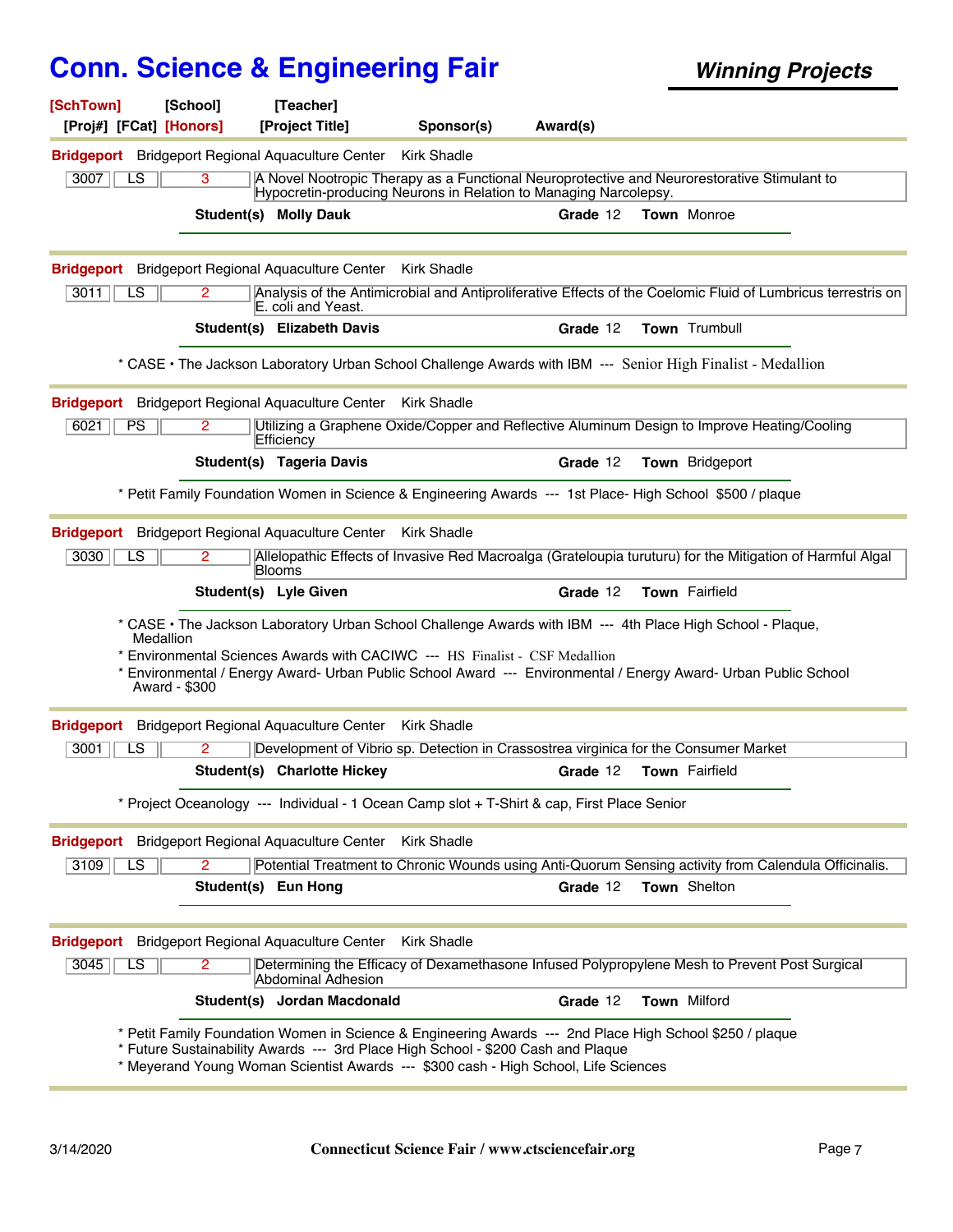# Conn. Science & Engineering Fair

***Winning Projects***

[SchTown] [School] [Teacher]
[Proj#] [FCat] [Honors] [Project Title] Sponsor(s) Award(s)

---

**Bridgeport** Bridgeport Regional Aquaculture Center Kirk Shadle

| 3007 | LS | 3 | A Novel Nootropic Therapy as a Functional Neuroprotective and Neurorestorative Stimulant to Hypocretin-producing Neurons in Relation to Managing Narcolepsy. |
|---|---|---|---|

**Student(s) Molly Dauk** **Grade** 12 **Town** Monroe

---

**Bridgeport** Bridgeport Regional Aquaculture Center Kirk Shadle

| 3011 | LS | 2 | Analysis of the Antimicrobial and Antiproliferative Effects of the Coelomic Fluid of Lumbricus terrestris on E. coli and Yeast. |
|---|---|---|---|

**Student(s) Elizabeth Davis** **Grade** 12 **Town** Trumbull

* CASE • The Jackson Laboratory Urban School Challenge Awards with IBM --- Senior High Finalist - Medallion

---

**Bridgeport** Bridgeport Regional Aquaculture Center Kirk Shadle

| 6021 | PS | 2 | Utilizing a Graphene Oxide/Copper and Reflective Aluminum Design to Improve Heating/Cooling Efficiency |
|---|---|---|---|

**Student(s) Tageria Davis** **Grade** 12 **Town** Bridgeport

* Petit Family Foundation Women in Science & Engineering Awards --- 1st Place- High School $500 / plaque

---

**Bridgeport** Bridgeport Regional Aquaculture Center Kirk Shadle

| 3030 | LS | 2 | Allelopathic Effects of Invasive Red Macroalga (Grateloupia turuturu) for the Mitigation of Harmful Algal Blooms |
|---|---|---|---|

**Student(s) Lyle Given** **Grade** 12 **Town** Fairfield

* CASE • The Jackson Laboratory Urban School Challenge Awards with IBM --- 4th Place High School - Plaque, Medallion
* Environmental Sciences Awards with CACIWC --- HS Finalist - CSF Medallion
* Environmental / Energy Award- Urban Public School Award --- Environmental / Energy Award- Urban Public School Award - $300

---

**Bridgeport** Bridgeport Regional Aquaculture Center Kirk Shadle

| 3001 | LS | 2 | Development of Vibrio sp. Detection in Crassostrea virginica for the Consumer Market |
|---|---|---|---|

**Student(s) Charlotte Hickey** **Grade** 12 **Town** Fairfield

* Project Oceanology --- Individual - 1 Ocean Camp slot + T-Shirt & cap, First Place Senior

---

**Bridgeport** Bridgeport Regional Aquaculture Center Kirk Shadle

| 3109 | LS | 2 | Potential Treatment to Chronic Wounds using Anti-Quorum Sensing activity from Calendula Officinalis. |
|---|---|---|---|

**Student(s) Eun Hong** **Grade** 12 **Town** Shelton

---

**Bridgeport** Bridgeport Regional Aquaculture Center Kirk Shadle

| 3045 | LS | 2 | Determining the Efficacy of Dexamethasone Infused Polypropylene Mesh to Prevent Post Surgical Abdominal Adhesion |
|---|---|---|---|

**Student(s) Jordan Macdonald** **Grade** 12 **Town** Milford

* Petit Family Foundation Women in Science & Engineering Awards --- 2nd Place High School $250 / plaque
* Future Sustainability Awards --- 3rd Place High School - $200 Cash and Plaque
* Meyerand Young Woman Scientist Awards --- $300 cash - High School, Life Sciences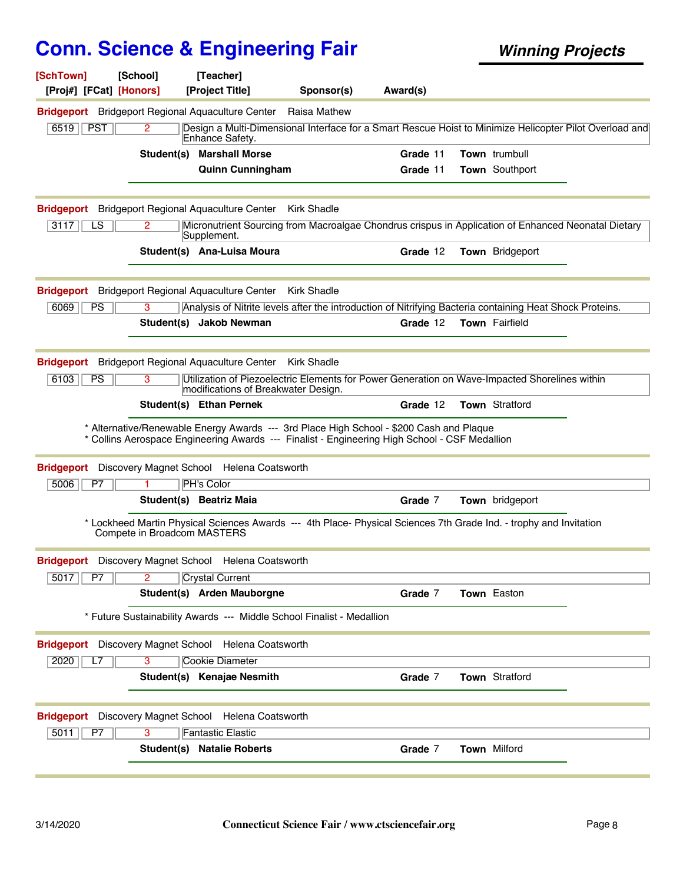# Conn. Science & Engineering Fair

**Winning Projects**

[SchTown] [School] [Teacher]
[Proj#] [FCat] [Honors] [Project Title] Sponsor(s) Award(s)

---

**Bridgeport** Bridgeport Regional Aquaculture Center Raisa Mathew

| 6519 | PST | 2 | Design a Multi-Dimensional Interface for a Smart Rescue Hoist to Minimize Helicopter Pilot Overload and Enhance Safety. |
|---|---|---|---|

**Student(s)** **Marshall Morse** **Grade** 11 **Town** trumbull
**Quinn Cunningham** **Grade** 11 **Town** Southport

---

**Bridgeport** Bridgeport Regional Aquaculture Center Kirk Shadle

| 3117 | LS | 2 | Micronutrient Sourcing from Macroalgae Chondrus crispus in Application of Enhanced Neonatal Dietary Supplement. |
|---|---|---|---|

**Student(s)** **Ana-Luisa Moura** **Grade** 12 **Town** Bridgeport

---

**Bridgeport** Bridgeport Regional Aquaculture Center Kirk Shadle

| 6069 | PS | 3 | Analysis of Nitrite levels after the introduction of Nitrifying Bacteria containing Heat Shock Proteins. |
|---|---|---|---|

**Student(s)** **Jakob Newman** **Grade** 12 **Town** Fairfield

---

**Bridgeport** Bridgeport Regional Aquaculture Center Kirk Shadle

| 6103 | PS | 3 | Utilization of Piezoelectric Elements for Power Generation on Wave-Impacted Shorelines within modifications of Breakwater Design. |
|---|---|---|---|

**Student(s)** **Ethan Pernek** **Grade** 12 **Town** Stratford

* Alternative/Renewable Energy Awards --- 3rd Place High School - $200 Cash and Plaque
* Collins Aerospace Engineering Awards --- Finalist - Engineering High School - CSF Medallion

---

**Bridgeport** Discovery Magnet School Helena Coatsworth

| 5006 | P7 | 1 | PH's Color |
|---|---|---|---|

**Student(s)** **Beatriz Maia** **Grade** 7 **Town** bridgeport

* Lockheed Martin Physical Sciences Awards --- 4th Place- Physical Sciences 7th Grade Ind. - trophy and Invitation Compete in Broadcom MASTERS

---

**Bridgeport** Discovery Magnet School Helena Coatsworth

| 5017 | P7 | 2 | Crystal Current |
|---|---|---|---|

**Student(s)** **Arden Mauborgne** **Grade** 7 **Town** Easton

* Future Sustainability Awards --- Middle School Finalist - Medallion

---

**Bridgeport** Discovery Magnet School Helena Coatsworth

| 2020 | L7 | 3 | Cookie Diameter |
|---|---|---|---|

**Student(s)** **Kenajae Nesmith** **Grade** 7 **Town** Stratford

---

**Bridgeport** Discovery Magnet School Helena Coatsworth

| 5011 | P7 | 3 | Fantastic Elastic |
|---|---|---|---|

**Student(s)** **Natalie Roberts** **Grade** 7 **Town** Milford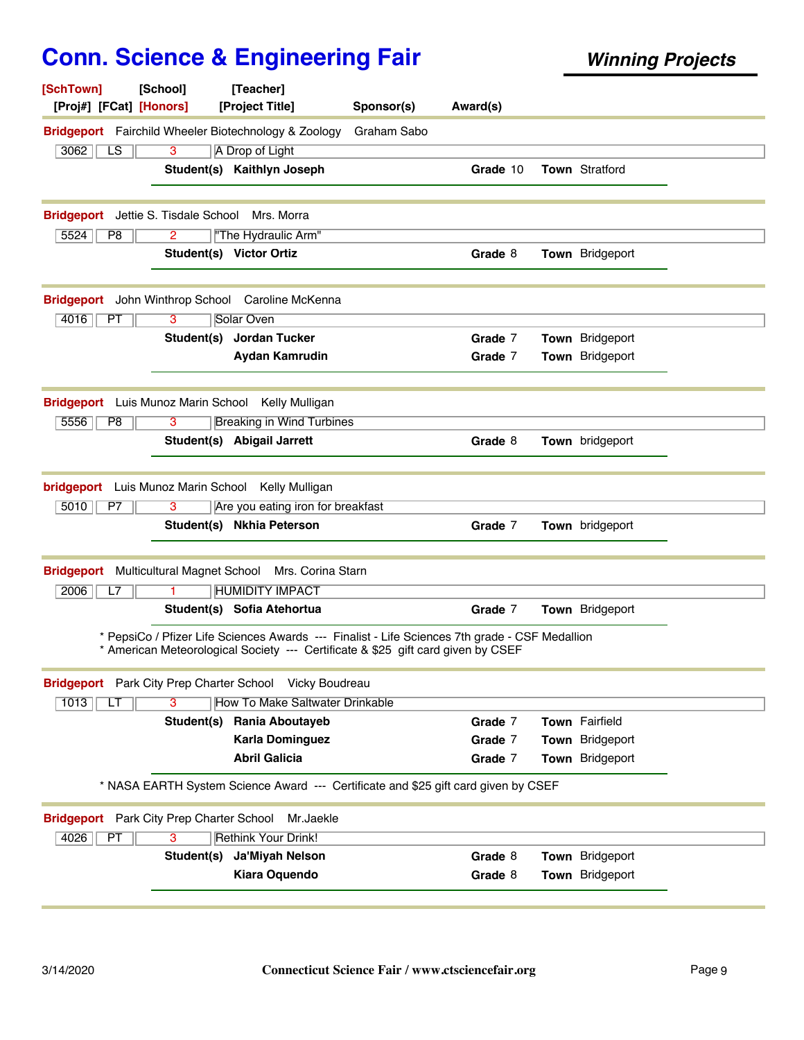# Conn. Science & Engineering Fair

***Winning Projects***

| [SchTown] | [School] | [Teacher] | | |
|---|---|---|---|---|
| [Proj#] [FCat] | [Honors] | [Project Title] | Sponsor(s) | Award(s) |

---

**Bridgeport** Fairchild Wheeler Biotechnology & Zoology Graham Sabo

| 3062 | LS | 3 | A Drop of Light |
|---|---|---|---|

**Student(s)** **Kaithlyn Joseph** **Grade** 10 **Town** Stratford

---

**Bridgeport** Jettie S. Tisdale School Mrs. Morra

| 5524 | P8 | 2 | "The Hydraulic Arm" |
|---|---|---|---|

**Student(s)** **Victor Ortiz** **Grade** 8 **Town** Bridgeport

---

**Bridgeport** John Winthrop School Caroline McKenna

| 4016 | PT | 3 | Solar Oven |
|---|---|---|---|

**Student(s)** **Jordan Tucker** **Grade** 7 **Town** Bridgeport
**Aydan Kamrudin** **Grade** 7 **Town** Bridgeport

---

**Bridgeport** Luis Munoz Marin School Kelly Mulligan

| 5556 | P8 | 3 | Breaking in Wind Turbines |
|---|---|---|---|

**Student(s)** **Abigail Jarrett** **Grade** 8 **Town** bridgeport

---

**bridgeport** Luis Munoz Marin School Kelly Mulligan

| 5010 | P7 | 3 | Are you eating iron for breakfast |
|---|---|---|---|

**Student(s)** **Nkhia Peterson** **Grade** 7 **Town** bridgeport

---

**Bridgeport** Multicultural Magnet School Mrs. Corina Starn

| 2006 | L7 | 1 | HUMIDITY IMPACT |
|---|---|---|---|

**Student(s)** **Sofia Atehortua** **Grade** 7 **Town** Bridgeport

* PepsiCo / Pfizer Life Sciences Awards --- Finalist - Life Sciences 7th grade - CSF Medallion
* American Meteorological Society --- Certificate & $25 gift card given by CSEF

---

**Bridgeport** Park City Prep Charter School Vicky Boudreau

| 1013 | LT | 3 | How To Make Saltwater Drinkable |
|---|---|---|---|

**Student(s)** **Rania Aboutayeb** **Grade** 7 **Town** Fairfield
**Karla Dominguez** **Grade** 7 **Town** Bridgeport
**Abril Galicia** **Grade** 7 **Town** Bridgeport

* NASA EARTH System Science Award --- Certificate and $25 gift card given by CSEF

---

**Bridgeport** Park City Prep Charter School Mr.Jaekle

| 4026 | PT | 3 | Rethink Your Drink! |
|---|---|---|---|

**Student(s)** **Ja'Miyah Nelson** **Grade** 8 **Town** Bridgeport
**Kiara Oquendo** **Grade** 8 **Town** Bridgeport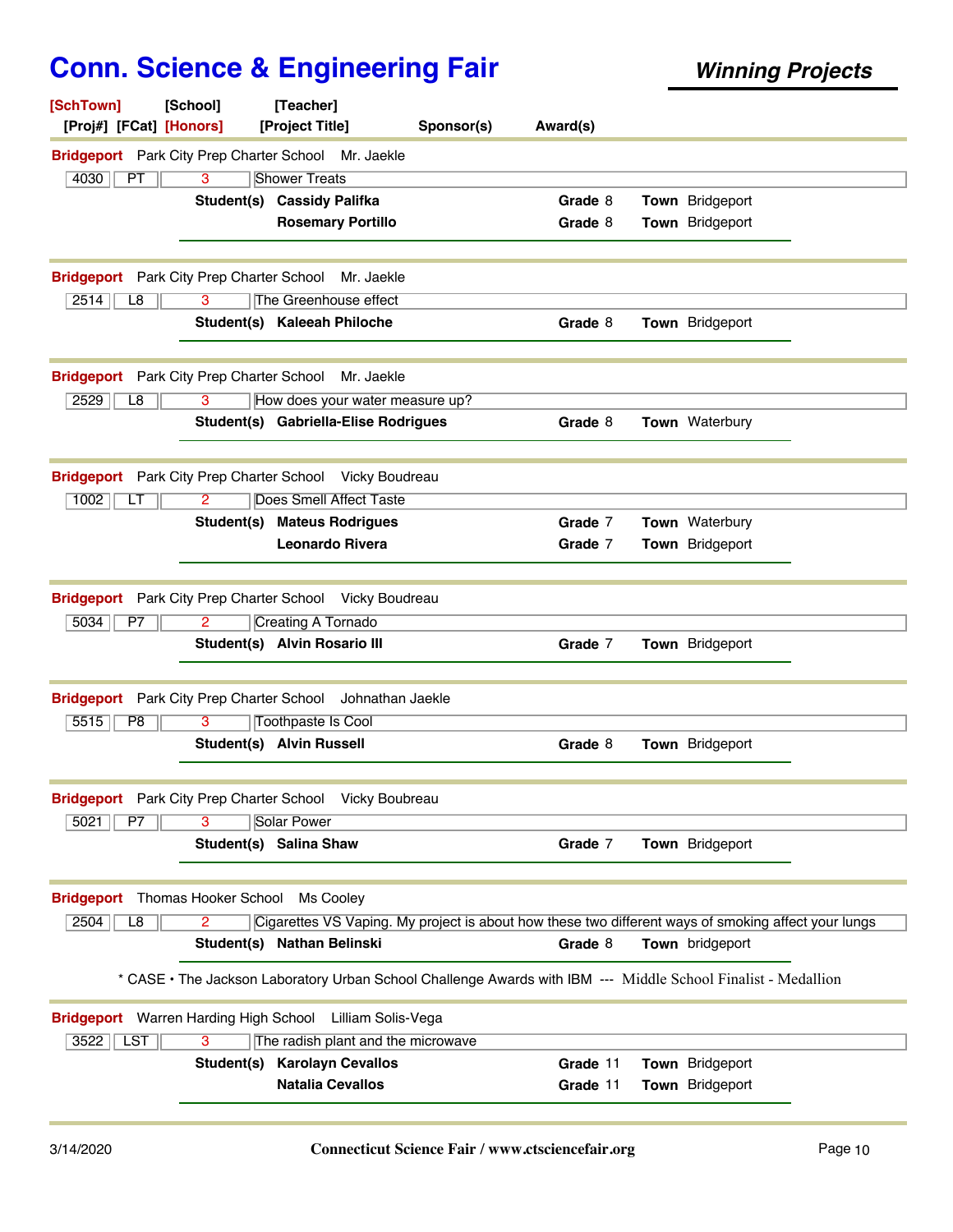# Conn. Science & Engineering Fair

## *Winning Projects*

**[SchTown]** **[School]** **[Teacher]**
**[Proj#]** **[FCat]** **[Honors]** **[Project Title]** **Sponsor(s)** **Award(s)**

---

**Bridgeport** Park City Prep Charter School Mr. Jaekle

| 4030 | PT | 3 | Shower Treats |
|---|---|---|---|

**Student(s)** **Cassidy Palifka** — **Grade** 8 **Town** Bridgeport
**Rosemary Portillo** — **Grade** 8 **Town** Bridgeport

---

**Bridgeport** Park City Prep Charter School Mr. Jaekle

| 2514 | L8 | 3 | The Greenhouse effect |
|---|---|---|---|

**Student(s)** **Kaleeah Philoche** — **Grade** 8 **Town** Bridgeport

---

**Bridgeport** Park City Prep Charter School Mr. Jaekle

| 2529 | L8 | 3 | How does your water measure up? |
|---|---|---|---|

**Student(s)** **Gabriella-Elise Rodrigues** — **Grade** 8 **Town** Waterbury

---

**Bridgeport** Park City Prep Charter School Vicky Boudreau

| 1002 | LT | 2 | Does Smell Affect Taste |
|---|---|---|---|

**Student(s)** **Mateus Rodrigues** — **Grade** 7 **Town** Waterbury
**Leonardo Rivera** — **Grade** 7 **Town** Bridgeport

---

**Bridgeport** Park City Prep Charter School Vicky Boudreau

| 5034 | P7 | 2 | Creating A Tornado |
|---|---|---|---|

**Student(s)** **Alvin Rosario III** — **Grade** 7 **Town** Bridgeport

---

**Bridgeport** Park City Prep Charter School Johnathan Jaekle

| 5515 | P8 | 3 | Toothpaste Is Cool |
|---|---|---|---|

**Student(s)** **Alvin Russell** — **Grade** 8 **Town** Bridgeport

---

**Bridgeport** Park City Prep Charter School Vicky Boubreau

| 5021 | P7 | 3 | Solar Power |
|---|---|---|---|

**Student(s)** **Salina Shaw** — **Grade** 7 **Town** Bridgeport

---

**Bridgeport** Thomas Hooker School Ms Cooley

| 2504 | L8 | 2 | Cigarettes VS Vaping. My project is about how these two different ways of smoking affect your lungs |
|---|---|---|---|

**Student(s)** **Nathan Belinski** — **Grade** 8 **Town** bridgeport

* CASE • The Jackson Laboratory Urban School Challenge Awards with IBM --- Middle School Finalist - Medallion

---

**Bridgeport** Warren Harding High School Lilliam Solis-Vega

| 3522 | LST | 3 | The radish plant and the microwave |
|---|---|---|---|

**Student(s)** **Karolayn Cevallos** — **Grade** 11 **Town** Bridgeport
**Natalia Cevallos** — **Grade** 11 **Town** Bridgeport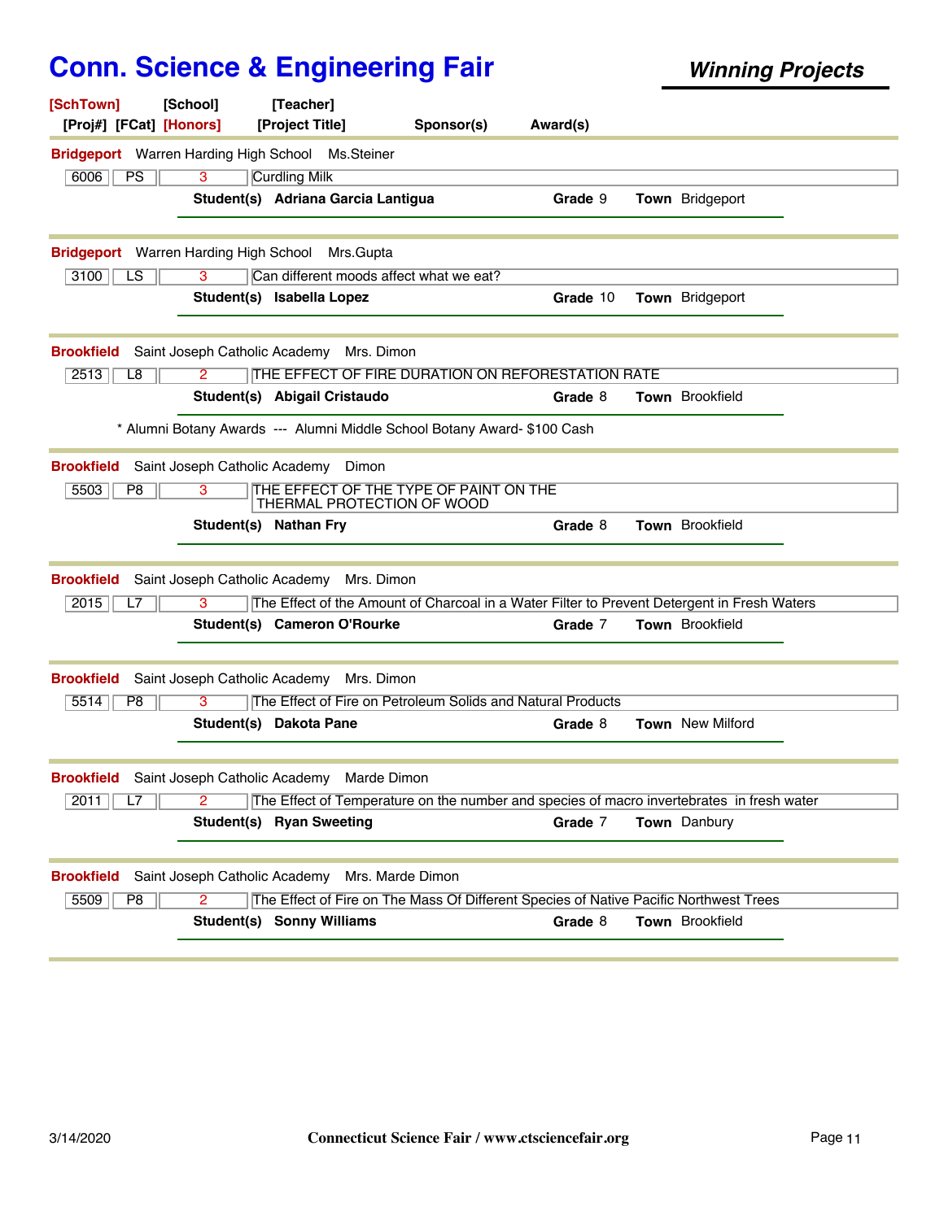# Conn. Science & Engineering Fair

***Winning Projects***

**[SchTown]** **[School]** **[Teacher]**
**[Proj#]** **[FCat]** **[Honors]** **[Project Title]** **Sponsor(s)** **Award(s)**

---

**Bridgeport** Warren Harding High School Ms.Steiner

| 6006 | PS | 3 | Curdling Milk |
|---|---|---|---|

**Student(s)** **Adriana Garcia Lantigua** **Grade** 9 **Town** Bridgeport

---

**Bridgeport** Warren Harding High School Mrs.Gupta

| 3100 | LS | 3 | Can different moods affect what we eat? |
|---|---|---|---|

**Student(s)** **Isabella Lopez** **Grade** 10 **Town** Bridgeport

---

**Brookfield** Saint Joseph Catholic Academy Mrs. Dimon

| 2513 | L8 | 2 | THE EFFECT OF FIRE DURATION ON REFORESTATION RATE |
|---|---|---|---|

**Student(s)** **Abigail Cristaudo** **Grade** 8 **Town** Brookfield

* Alumni Botany Awards --- Alumni Middle School Botany Award- $100 Cash

---

**Brookfield** Saint Joseph Catholic Academy Dimon

| 5503 | P8 | 3 | THE EFFECT OF THE TYPE OF PAINT ON THE THERMAL PROTECTION OF WOOD |
|---|---|---|---|

**Student(s)** **Nathan Fry** **Grade** 8 **Town** Brookfield

---

**Brookfield** Saint Joseph Catholic Academy Mrs. Dimon

| 2015 | L7 | 3 | The Effect of the Amount of Charcoal in a Water Filter to Prevent Detergent in Fresh Waters |
|---|---|---|---|

**Student(s)** **Cameron O'Rourke** **Grade** 7 **Town** Brookfield

---

**Brookfield** Saint Joseph Catholic Academy Mrs. Dimon

| 5514 | P8 | 3 | The Effect of Fire on Petroleum Solids and Natural Products |
|---|---|---|---|

**Student(s)** **Dakota Pane** **Grade** 8 **Town** New Milford

---

**Brookfield** Saint Joseph Catholic Academy Marde Dimon

| 2011 | L7 | 2 | The Effect of Temperature on the number and species of macro invertebrates in fresh water |
|---|---|---|---|

**Student(s)** **Ryan Sweeting** **Grade** 7 **Town** Danbury

---

**Brookfield** Saint Joseph Catholic Academy Mrs. Marde Dimon

| 5509 | P8 | 2 | The Effect of Fire on The Mass Of Different Species of Native Pacific Northwest Trees |
|---|---|---|---|

**Student(s)** **Sonny Williams** **Grade** 8 **Town** Brookfield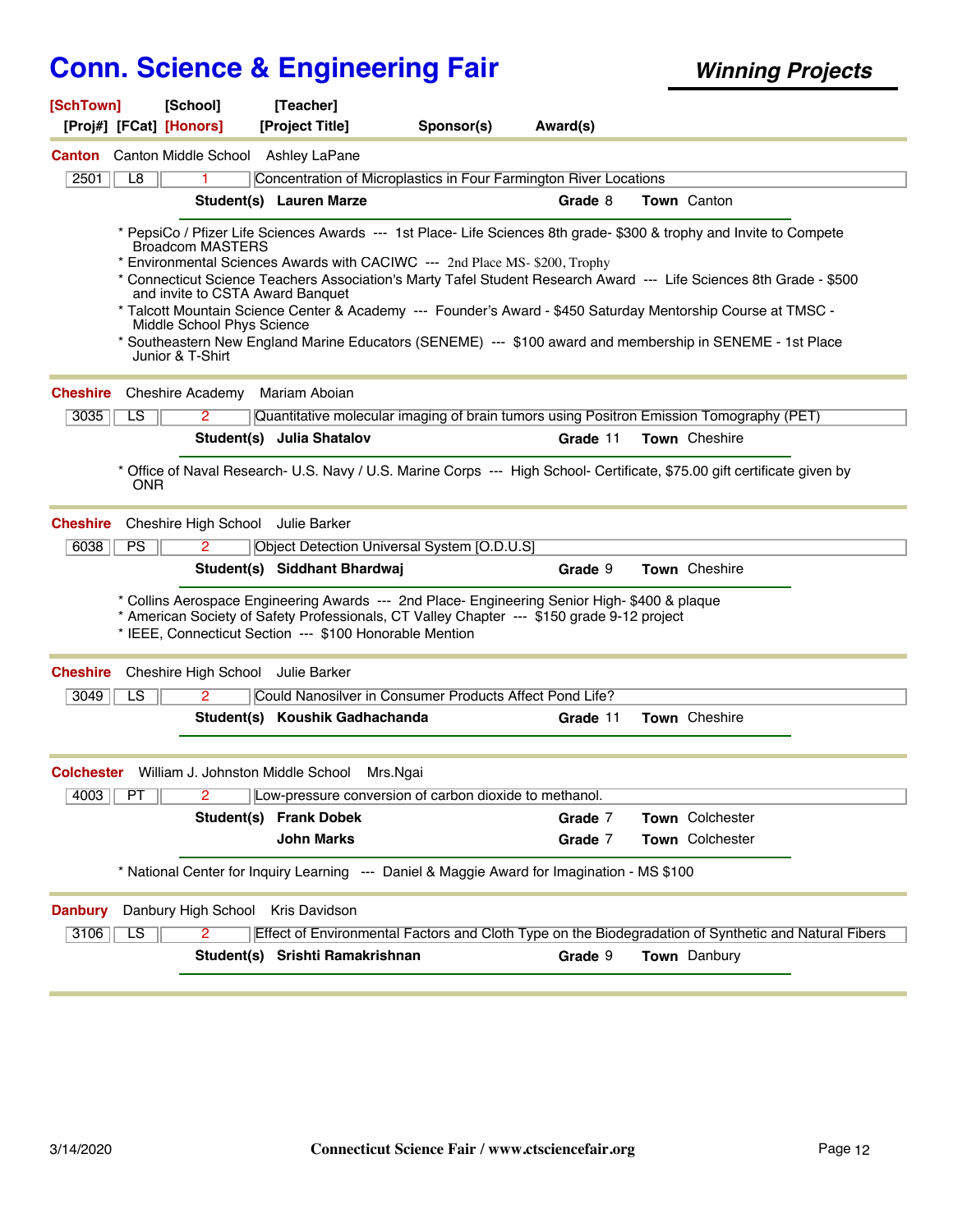# Conn. Science & Engineering Fair

**Winning Projects**

| [SchTown] | [School] | [Teacher] | | |
|---|---|---|---|---|
| [Proj#] [FCat] | [Honors] | [Project Title] | Sponsor(s) | Award(s) |

---

**Canton** Canton Middle School Ashley LaPane

| 2501 | L8 | 1 | Concentration of Microplastics in Four Farmington River Locations |
|---|---|---|---|

**Student(s)** **Lauren Marze** **Grade** 8 **Town** Canton

* PepsiCo / Pfizer Life Sciences Awards --- 1st Place- Life Sciences 8th grade- $300 & trophy and Invite to Compete Broadcom MASTERS
* Environmental Sciences Awards with CACIWC --- 2nd Place MS- $200, Trophy
* Connecticut Science Teachers Association's Marty Tafel Student Research Award --- Life Sciences 8th Grade - $500 and invite to CSTA Award Banquet
* Talcott Mountain Science Center & Academy --- Founder's Award - $450 Saturday Mentorship Course at TMSC - Middle School Phys Science
* Southeastern New England Marine Educators (SENEME) --- $100 award and membership in SENEME - 1st Place Junior & T-Shirt

---

**Cheshire** Cheshire Academy Mariam Aboian

| 3035 | LS | 2 | Quantitative molecular imaging of brain tumors using Positron Emission Tomography (PET) |
|---|---|---|---|

**Student(s)** **Julia Shatalov** **Grade** 11 **Town** Cheshire

* Office of Naval Research- U.S. Navy / U.S. Marine Corps --- High School- Certificate, $75.00 gift certificate given by ONR

---

**Cheshire** Cheshire High School Julie Barker

| 6038 | PS | 2 | Object Detection Universal System [O.D.U.S] |
|---|---|---|---|

**Student(s)** **Siddhant Bhardwaj** **Grade** 9 **Town** Cheshire

* Collins Aerospace Engineering Awards --- 2nd Place- Engineering Senior High- $400 & plaque
* American Society of Safety Professionals, CT Valley Chapter --- $150 grade 9-12 project
* IEEE, Connecticut Section --- $100 Honorable Mention

---

**Cheshire** Cheshire High School Julie Barker

| 3049 | LS | 2 | Could Nanosilver in Consumer Products Affect Pond Life? |
|---|---|---|---|

**Student(s)** **Koushik Gadhachanda** **Grade** 11 **Town** Cheshire

---

**Colchester** William J. Johnston Middle School Mrs.Ngai

| 4003 | PT | 2 | Low-pressure conversion of carbon dioxide to methanol. |
|---|---|---|---|

**Student(s)** **Frank Dobek** **Grade** 7 **Town** Colchester
**John Marks** **Grade** 7 **Town** Colchester

* National Center for Inquiry Learning --- Daniel & Maggie Award for Imagination - MS $100

---

**Danbury** Danbury High School Kris Davidson

| 3106 | LS | 2 | Effect of Environmental Factors and Cloth Type on the Biodegradation of Synthetic and Natural Fibers |
|---|---|---|---|

**Student(s)** **Srishti Ramakrishnan** **Grade** 9 **Town** Danbury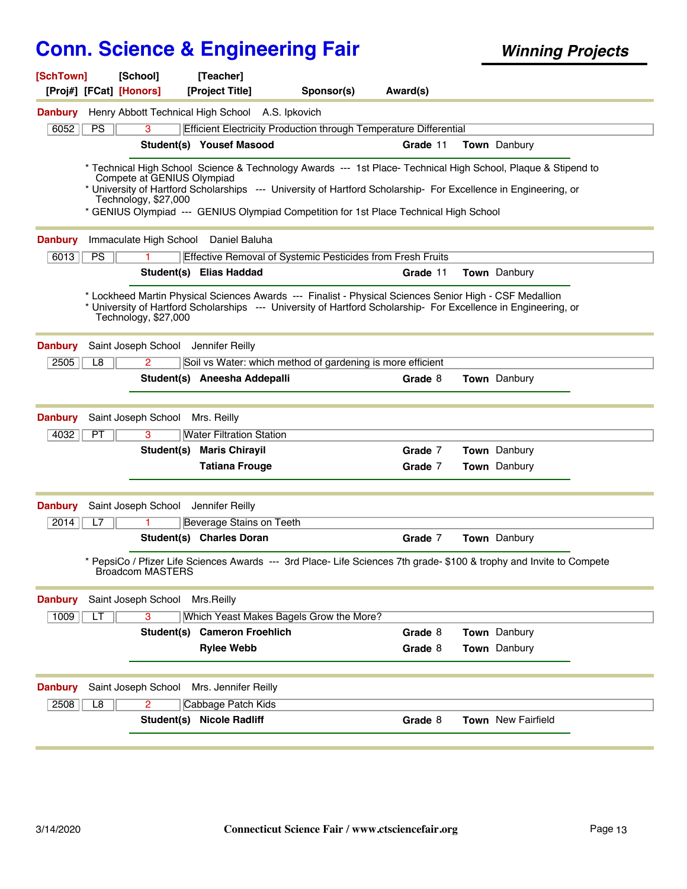# Conn. Science & Engineering Fair

***Winning Projects***

**[SchTown]** **[School]** **[Teacher]**
**[Proj#]** **[FCat]** **[Honors]** **[Project Title]** **Sponsor(s)** **Award(s)**

---

**Danbury** Henry Abbott Technical High School A.S. Ipkovich

| 6052 | PS | 3 | Efficient Electricity Production through Temperature Differential |
|---|---|---|---|

**Student(s)** **Yousef Masood** **Grade** 11 **Town** Danbury

* Technical High School Science & Technology Awards --- 1st Place- Technical High School, Plaque & Stipend to Compete at GENIUS Olympiad
* University of Hartford Scholarships --- University of Hartford Scholarship- For Excellence in Engineering, or Technology, $27,000
* GENIUS Olympiad --- GENIUS Olympiad Competition for 1st Place Technical High School

---

**Danbury** Immaculate High School Daniel Baluha

| 6013 | PS | 1 | Effective Removal of Systemic Pesticides from Fresh Fruits |
|---|---|---|---|

**Student(s)** **Elias Haddad** **Grade** 11 **Town** Danbury

* Lockheed Martin Physical Sciences Awards --- Finalist - Physical Sciences Senior High - CSF Medallion
* University of Hartford Scholarships --- University of Hartford Scholarship- For Excellence in Engineering, or Technology, $27,000

---

**Danbury** Saint Joseph School Jennifer Reilly

| 2505 | L8 | 2 | Soil vs Water: which method of gardening is more efficient |
|---|---|---|---|

**Student(s)** **Aneesha Addepalli** **Grade** 8 **Town** Danbury

---

**Danbury** Saint Joseph School Mrs. Reilly

| 4032 | PT | 3 | Water Filtration Station |
|---|---|---|---|

**Student(s)** **Maris Chirayil** **Grade** 7 **Town** Danbury
**Tatiana Frouge** **Grade** 7 **Town** Danbury

---

**Danbury** Saint Joseph School Jennifer Reilly

| 2014 | L7 | 1 | Beverage Stains on Teeth |
|---|---|---|---|

**Student(s)** **Charles Doran** **Grade** 7 **Town** Danbury

* PepsiCo / Pfizer Life Sciences Awards --- 3rd Place- Life Sciences 7th grade- $100 & trophy and Invite to Compete Broadcom MASTERS

---

**Danbury** Saint Joseph School Mrs.Reilly

| 1009 | LT | 3 | Which Yeast Makes Bagels Grow the More? |
|---|---|---|---|

**Student(s)** **Cameron Froehlich** **Grade** 8 **Town** Danbury
**Rylee Webb** **Grade** 8 **Town** Danbury

---

**Danbury** Saint Joseph School Mrs. Jennifer Reilly

| 2508 | L8 | 2 | Cabbage Patch Kids |
|---|---|---|---|

**Student(s)** **Nicole Radliff** **Grade** 8 **Town** New Fairfield

---

3/14/2020 Connecticut Science Fair / www.ctsciencefair.org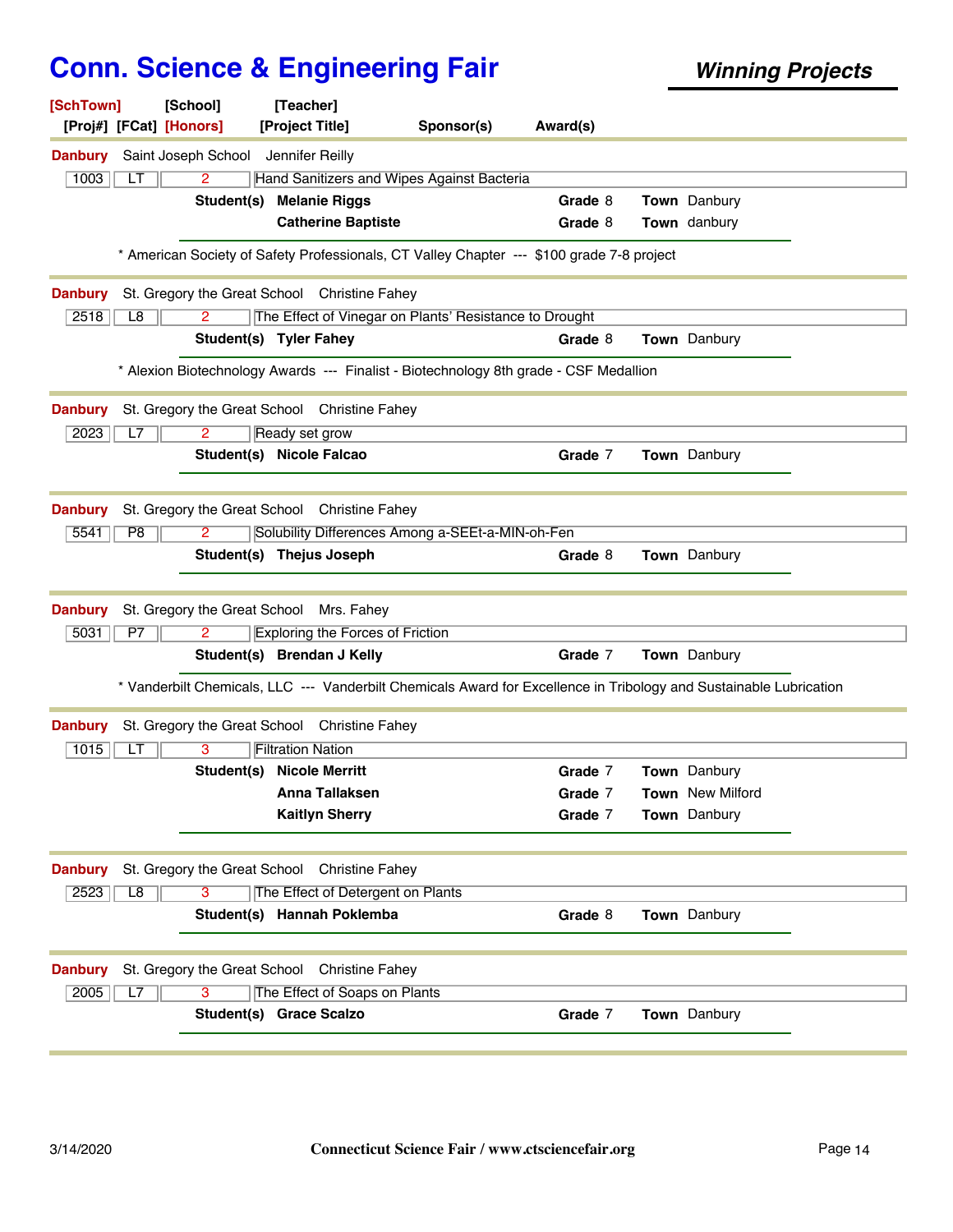# Conn. Science & Engineering Fair

***Winning Projects***

**[SchTown]** **[School]** **[Teacher]**
**[Proj#]** **[FCat]** **[Honors]** **[Project Title]** **Sponsor(s)** **Award(s)**

---

**Danbury** Saint Joseph School Jennifer Reilly

| 1003 | LT | 2 | Hand Sanitizers and Wipes Against Bacteria |
|---|---|---|---|

**Student(s)** **Melanie Riggs** **Grade** 8 **Town** Danbury
**Catherine Baptiste** **Grade** 8 **Town** danbury

* American Society of Safety Professionals, CT Valley Chapter --- $100 grade 7-8 project

---

**Danbury** St. Gregory the Great School Christine Fahey

| 2518 | L8 | 2 | The Effect of Vinegar on Plants' Resistance to Drought |
|---|---|---|---|

**Student(s)** **Tyler Fahey** **Grade** 8 **Town** Danbury

* Alexion Biotechnology Awards --- Finalist - Biotechnology 8th grade - CSF Medallion

---

**Danbury** St. Gregory the Great School Christine Fahey

| 2023 | L7 | 2 | Ready set grow |
|---|---|---|---|

**Student(s)** **Nicole Falcao** **Grade** 7 **Town** Danbury

---

**Danbury** St. Gregory the Great School Christine Fahey

| 5541 | P8 | 2 | Solubility Differences Among a-SEEt-a-MIN-oh-Fen |
|---|---|---|---|

**Student(s)** **Thejus Joseph** **Grade** 8 **Town** Danbury

---

**Danbury** St. Gregory the Great School Mrs. Fahey

| 5031 | P7 | 2 | Exploring the Forces of Friction |
|---|---|---|---|

**Student(s)** **Brendan J Kelly** **Grade** 7 **Town** Danbury

* Vanderbilt Chemicals, LLC --- Vanderbilt Chemicals Award for Excellence in Tribology and Sustainable Lubrication

---

**Danbury** St. Gregory the Great School Christine Fahey

| 1015 | LT | 3 | Filtration Nation |
|---|---|---|---|

**Student(s)** **Nicole Merritt** **Grade** 7 **Town** Danbury
**Anna Tallaksen** **Grade** 7 **Town** New Milford
**Kaitlyn Sherry** **Grade** 7 **Town** Danbury

---

**Danbury** St. Gregory the Great School Christine Fahey

| 2523 | L8 | 3 | The Effect of Detergent on Plants |
|---|---|---|---|

**Student(s)** **Hannah Poklemba** **Grade** 8 **Town** Danbury

---

**Danbury** St. Gregory the Great School Christine Fahey

| 2005 | L7 | 3 | The Effect of Soaps on Plants |
|---|---|---|---|

**Student(s)** **Grace Scalzo** **Grade** 7 **Town** Danbury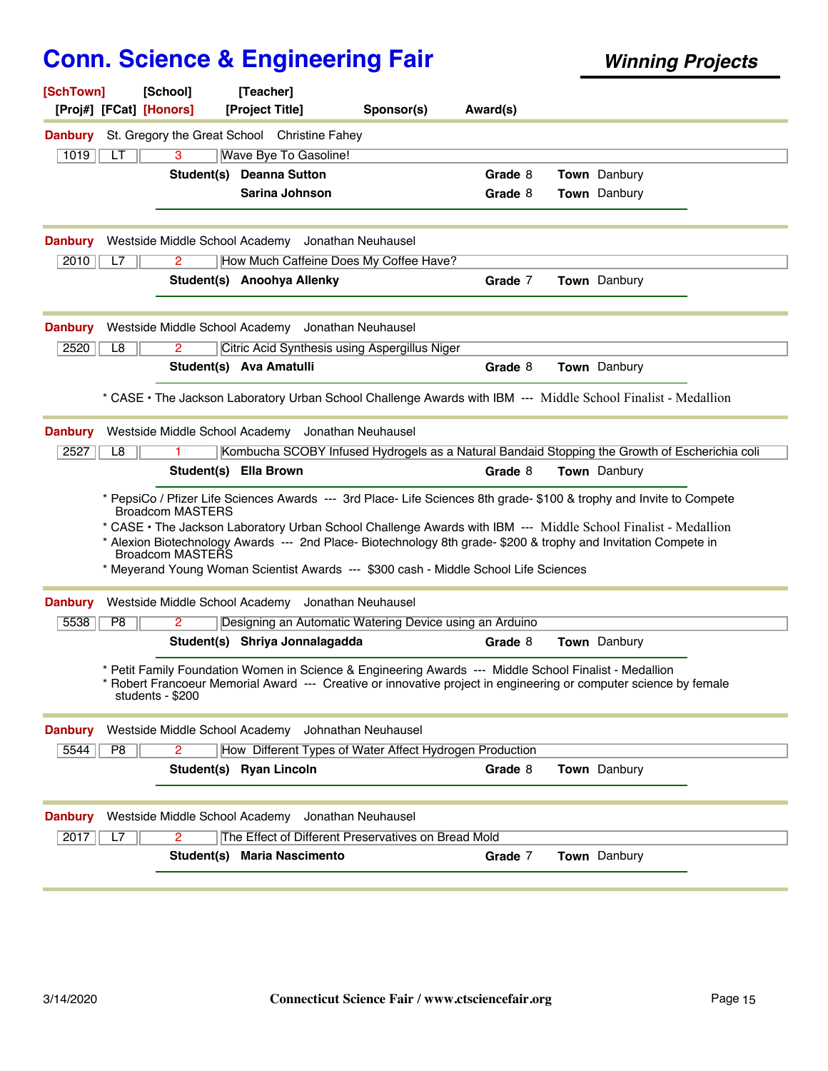# Conn. Science & Engineering Fair

***Winning Projects***

**[SchTown] [School] [Teacher]**
**[Proj#] [FCat] [Honors] [Project Title] Sponsor(s) Award(s)**

---

**Danbury** St. Gregory the Great School Christine Fahey

| 1019 | LT | 3 | Wave Bye To Gasoline! |
|---|---|---|---|

**Student(s)** **Deanna Sutton** **Grade** 8 **Town** Danbury
**Sarina Johnson** **Grade** 8 **Town** Danbury

---

**Danbury** Westside Middle School Academy Jonathan Neuhausel

| 2010 | L7 | 2 | How Much Caffeine Does My Coffee Have? |
|---|---|---|---|

**Student(s)** **Anoohya Allenky** **Grade** 7 **Town** Danbury

---

**Danbury** Westside Middle School Academy Jonathan Neuhausel

| 2520 | L8 | 2 | Citric Acid Synthesis using Aspergillus Niger |
|---|---|---|---|

**Student(s)** **Ava Amatulli** **Grade** 8 **Town** Danbury

* CASE • The Jackson Laboratory Urban School Challenge Awards with IBM --- Middle School Finalist - Medallion

---

**Danbury** Westside Middle School Academy Jonathan Neuhausel

| 2527 | L8 | 1 | Kombucha SCOBY Infused Hydrogels as a Natural Bandaid Stopping the Growth of Escherichia coli |
|---|---|---|---|

**Student(s)** **Ella Brown** **Grade** 8 **Town** Danbury

* PepsiCo / Pfizer Life Sciences Awards --- 3rd Place- Life Sciences 8th grade- $100 & trophy and Invite to Compete Broadcom MASTERS
* CASE • The Jackson Laboratory Urban School Challenge Awards with IBM --- Middle School Finalist - Medallion
* Alexion Biotechnology Awards --- 2nd Place- Biotechnology 8th grade- $200 & trophy and Invitation Compete in Broadcom MASTERS
* Meyerand Young Woman Scientist Awards --- $300 cash - Middle School Life Sciences

---

**Danbury** Westside Middle School Academy Jonathan Neuhausel

| 5538 | P8 | 2 | Designing an Automatic Watering Device using an Arduino |
|---|---|---|---|

**Student(s)** **Shriya Jonnalagadda** **Grade** 8 **Town** Danbury

* Petit Family Foundation Women in Science & Engineering Awards --- Middle School Finalist - Medallion
* Robert Francoeur Memorial Award --- Creative or innovative project in engineering or computer science by female students - $200

---

**Danbury** Westside Middle School Academy Johnathan Neuhausel

| 5544 | P8 | 2 | How Different Types of Water Affect Hydrogen Production |
|---|---|---|---|

**Student(s)** **Ryan Lincoln** **Grade** 8 **Town** Danbury

---

**Danbury** Westside Middle School Academy Jonathan Neuhausel

| 2017 | L7 | 2 | The Effect of Different Preservatives on Bread Mold |
|---|---|---|---|

**Student(s)** **Maria Nascimento** **Grade** 7 **Town** Danbury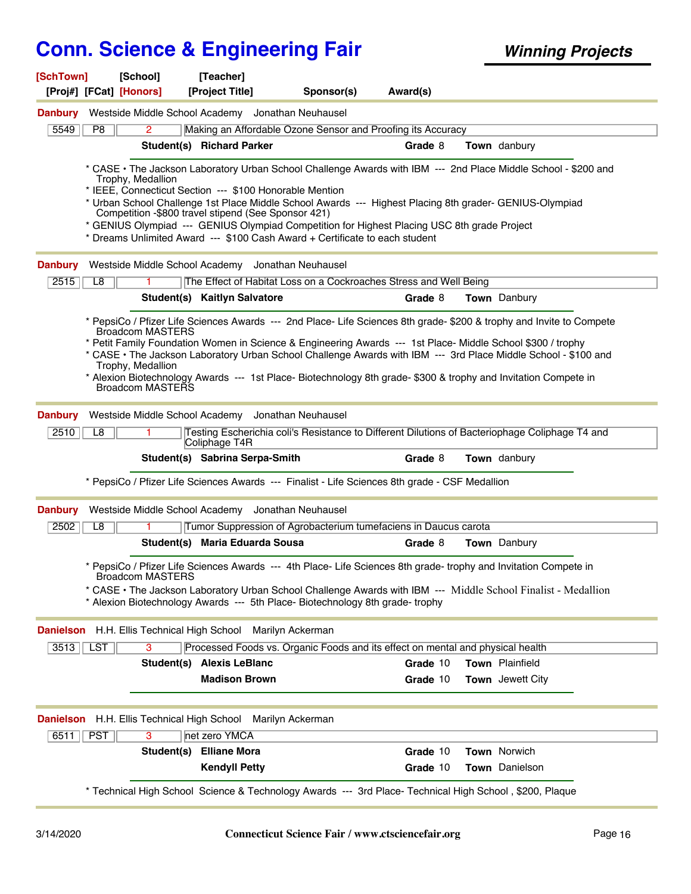# Conn. Science & Engineering Fair

## Winning Projects

[SchTown] [School] [Teacher]
[Proj#] [FCat] [Honors] [Project Title] Sponsor(s) Award(s)

---

**Danbury** Westside Middle School Academy Jonathan Neuhausel

| 5549 | P8 | 2 | Making an Affordable Ozone Sensor and Proofing its Accuracy |
|---|---|---|---|

**Student(s)** **Richard Parker** **Grade** 8 **Town** danbury

* CASE • The Jackson Laboratory Urban School Challenge Awards with IBM --- 2nd Place Middle School - $200 and Trophy, Medallion
* IEEE, Connecticut Section --- $100 Honorable Mention
* Urban School Challenge 1st Place Middle School Awards --- Highest Placing 8th grader- GENIUS-Olympiad Competition -$800 travel stipend (See Sponsor 421)
* GENIUS Olympiad --- GENIUS Olympiad Competition for Highest Placing USC 8th grade Project
* Dreams Unlimited Award --- $100 Cash Award + Certificate to each student

---

**Danbury** Westside Middle School Academy Jonathan Neuhausel

| 2515 | L8 | 1 | The Effect of Habitat Loss on a Cockroaches Stress and Well Being |
|---|---|---|---|

**Student(s)** **Kaitlyn Salvatore** **Grade** 8 **Town** Danbury

* PepsiCo / Pfizer Life Sciences Awards --- 2nd Place- Life Sciences 8th grade- $200 & trophy and Invite to Compete Broadcom MASTERS
* Petit Family Foundation Women in Science & Engineering Awards --- 1st Place- Middle School $300 / trophy
* CASE • The Jackson Laboratory Urban School Challenge Awards with IBM --- 3rd Place Middle School - $100 and Trophy, Medallion
* Alexion Biotechnology Awards --- 1st Place- Biotechnology 8th grade- $300 & trophy and Invitation Compete in Broadcom MASTERS

---

**Danbury** Westside Middle School Academy Jonathan Neuhausel

| 2510 | L8 | 1 | Testing Escherichia coli's Resistance to Different Dilutions of Bacteriophage Coliphage T4 and Coliphage T4R |
|---|---|---|---|

**Student(s)** **Sabrina Serpa-Smith** **Grade** 8 **Town** danbury

* PepsiCo / Pfizer Life Sciences Awards --- Finalist - Life Sciences 8th grade - CSF Medallion

---

**Danbury** Westside Middle School Academy Jonathan Neuhausel

| 2502 | L8 | 1 | Tumor Suppression of Agrobacterium tumefaciens in Daucus carota |
|---|---|---|---|

**Student(s)** **Maria Eduarda Sousa** **Grade** 8 **Town** Danbury

* PepsiCo / Pfizer Life Sciences Awards --- 4th Place- Life Sciences 8th grade- trophy and Invitation Compete in Broadcom MASTERS
* CASE • The Jackson Laboratory Urban School Challenge Awards with IBM --- Middle School Finalist - Medallion
* Alexion Biotechnology Awards --- 5th Place- Biotechnology 8th grade- trophy

---

**Danielson** H.H. Ellis Technical High School Marilyn Ackerman

| 3513 | LST | 3 | Processed Foods vs. Organic Foods and its effect on mental and physical health |
|---|---|---|---|

**Student(s)** **Alexis LeBlanc** **Grade** 10 **Town** Plainfield
**Madison Brown** **Grade** 10 **Town** Jewett City

---

**Danielson** H.H. Ellis Technical High School Marilyn Ackerman

| 6511 | PST | 3 | net zero YMCA |
|---|---|---|---|

**Student(s)** **Elliane Mora** **Grade** 10 **Town** Norwich
**Kendyll Petty** **Grade** 10 **Town** Danielson

* Technical High School Science & Technology Awards --- 3rd Place- Technical High School , $200, Plaque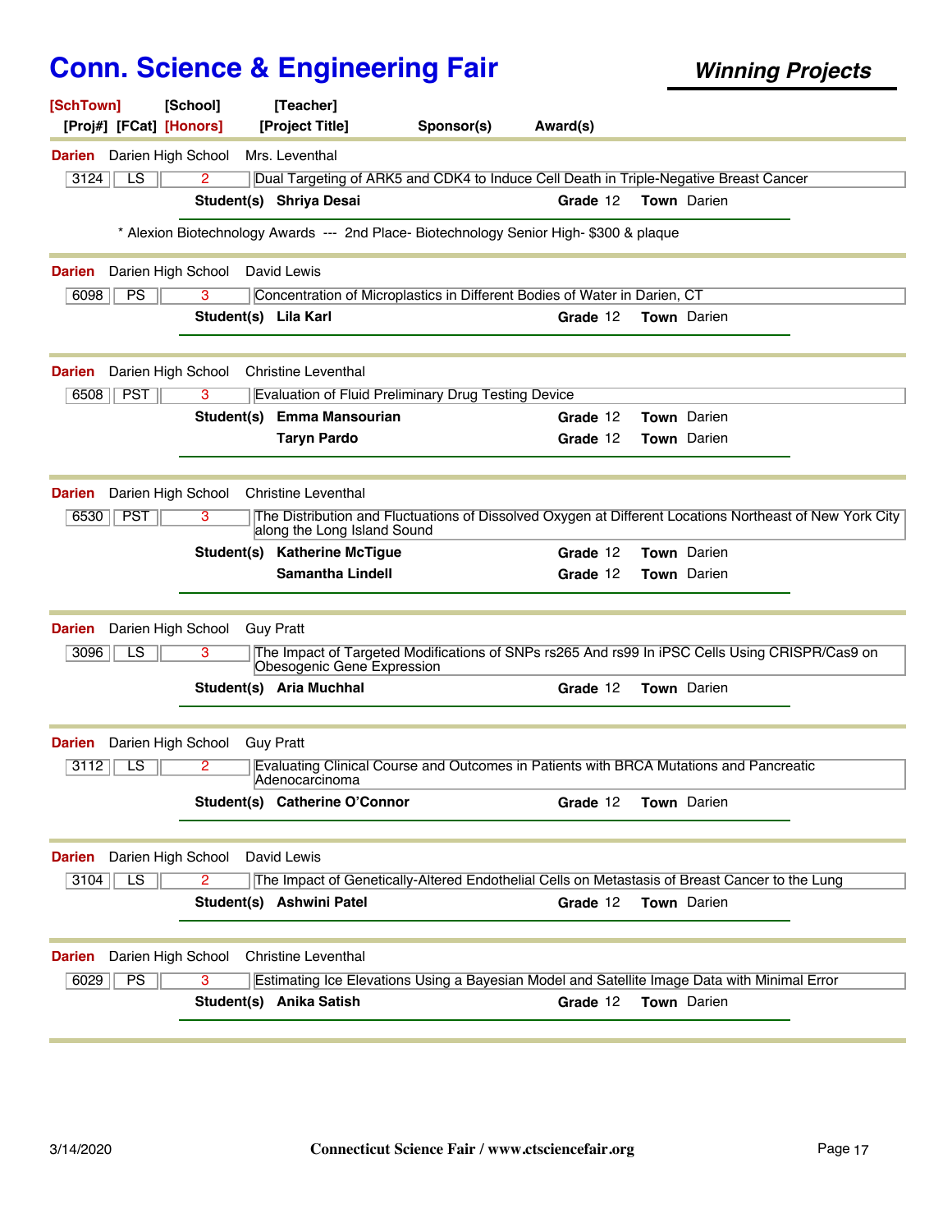# Conn. Science & Engineering Fair

***Winning Projects***

| [SchTown] | [School] | [Teacher] | | |
|---|---|---|---|---|
| [Proj#] [FCat] [Honors] | | [Project Title] | Sponsor(s) | Award(s) |

---

**Darien** Darien High School Mrs. Leventhal

| 3124 | LS | 2 | Dual Targeting of ARK5 and CDK4 to Induce Cell Death in Triple-Negative Breast Cancer |
|---|---|---|---|

**Student(s)** **Shriya Desai** — **Grade** 12 **Town** Darien

\* Alexion Biotechnology Awards --- 2nd Place- Biotechnology Senior High- $300 & plaque

---

**Darien** Darien High School David Lewis

| 6098 | PS | 3 | Concentration of Microplastics in Different Bodies of Water in Darien, CT |
|---|---|---|---|

**Student(s)** **Lila Karl** — **Grade** 12 **Town** Darien

---

**Darien** Darien High School Christine Leventhal

| 6508 | PST | 3 | Evaluation of Fluid Preliminary Drug Testing Device |
|---|---|---|---|

**Student(s)** **Emma Mansourian** — **Grade** 12 **Town** Darien
**Taryn Pardo** — **Grade** 12 **Town** Darien

---

**Darien** Darien High School Christine Leventhal

| 6530 | PST | 3 | The Distribution and Fluctuations of Dissolved Oxygen at Different Locations Northeast of New York City along the Long Island Sound |
|---|---|---|---|

**Student(s)** **Katherine McTigue** — **Grade** 12 **Town** Darien
**Samantha Lindell** — **Grade** 12 **Town** Darien

---

**Darien** Darien High School Guy Pratt

| 3096 | LS | 3 | The Impact of Targeted Modifications of SNPs rs265 And rs99 In iPSC Cells Using CRISPR/Cas9 on Obesogenic Gene Expression |
|---|---|---|---|

**Student(s)** **Aria Muchhal** — **Grade** 12 **Town** Darien

---

**Darien** Darien High School Guy Pratt

| 3112 | LS | 2 | Evaluating Clinical Course and Outcomes in Patients with BRCA Mutations and Pancreatic Adenocarcinoma |
|---|---|---|---|

**Student(s)** **Catherine O'Connor** — **Grade** 12 **Town** Darien

---

**Darien** Darien High School David Lewis

| 3104 | LS | 2 | The Impact of Genetically-Altered Endothelial Cells on Metastasis of Breast Cancer to the Lung |
|---|---|---|---|

**Student(s)** **Ashwini Patel** — **Grade** 12 **Town** Darien

---

**Darien** Darien High School Christine Leventhal

| 6029 | PS | 3 | Estimating Ice Elevations Using a Bayesian Model and Satellite Image Data with Minimal Error |
|---|---|---|---|

**Student(s)** **Anika Satish** — **Grade** 12 **Town** Darien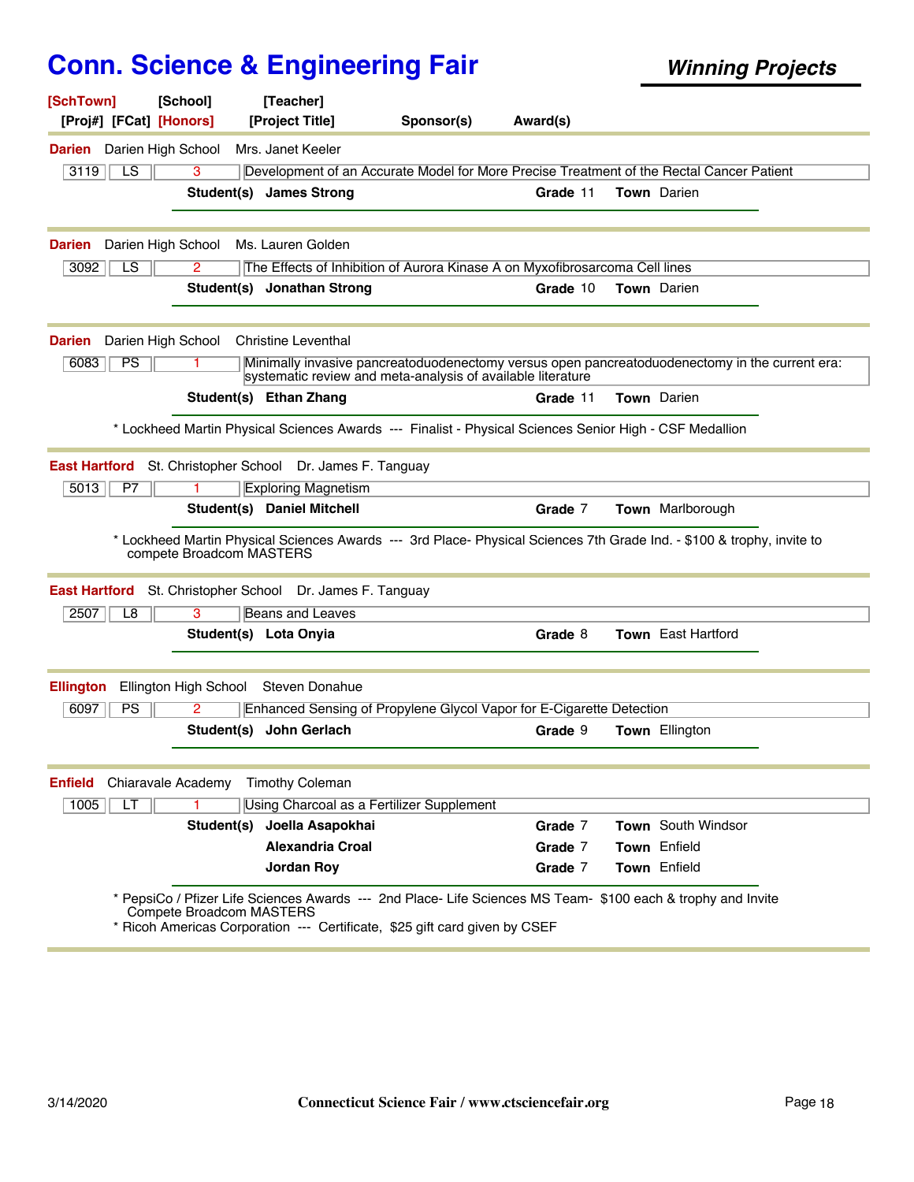# Conn. Science & Engineering Fair

## *Winning Projects*

[SchTown] [School] [Teacher]
[Proj#] [FCat] [Honors] [Project Title] Sponsor(s) Award(s)

---

**Darien** Darien High School Mrs. Janet Keeler

| 3119 | LS | 3 | Development of an Accurate Model for More Precise Treatment of the Rectal Cancer Patient |
|---|---|---|---|

**Student(s)** **James Strong** **Grade** 11 **Town** Darien

---

**Darien** Darien High School Ms. Lauren Golden

| 3092 | LS | 2 | The Effects of Inhibition of Aurora Kinase A on Myxofibrosarcoma Cell lines |
|---|---|---|---|

**Student(s)** **Jonathan Strong** **Grade** 10 **Town** Darien

---

**Darien** Darien High School Christine Leventhal

| 6083 | PS | 1 | Minimally invasive pancreatoduodenectomy versus open pancreatoduodenectomy in the current era: systematic review and meta-analysis of available literature |
|---|---|---|---|

**Student(s)** **Ethan Zhang** **Grade** 11 **Town** Darien

* Lockheed Martin Physical Sciences Awards --- Finalist - Physical Sciences Senior High - CSF Medallion

---

**East Hartford** St. Christopher School Dr. James F. Tanguay

| 5013 | P7 | 1 | Exploring Magnetism |
|---|---|---|---|

**Student(s)** **Daniel Mitchell** **Grade** 7 **Town** Marlborough

* Lockheed Martin Physical Sciences Awards --- 3rd Place- Physical Sciences 7th Grade Ind. - $100 & trophy, invite to compete Broadcom MASTERS

---

**East Hartford** St. Christopher School Dr. James F. Tanguay

| 2507 | L8 | 3 | Beans and Leaves |
|---|---|---|---|

**Student(s)** **Lota Onyia** **Grade** 8 **Town** East Hartford

---

**Ellington** Ellington High School Steven Donahue

| 6097 | PS | 2 | Enhanced Sensing of Propylene Glycol Vapor for E-Cigarette Detection |
|---|---|---|---|

**Student(s)** **John Gerlach** **Grade** 9 **Town** Ellington

---

**Enfield** Chiaravale Academy Timothy Coleman

| 1005 | LT | 1 | Using Charcoal as a Fertilizer Supplement |
|---|---|---|---|

**Student(s)** **Joella Asapokhai** **Grade** 7 **Town** South Windsor
**Alexandria Croal** **Grade** 7 **Town** Enfield
**Jordan Roy** **Grade** 7 **Town** Enfield

* PepsiCo / Pfizer Life Sciences Awards --- 2nd Place- Life Sciences MS Team- $100 each & trophy and Invite Compete Broadcom MASTERS
* Ricoh Americas Corporation --- Certificate, $25 gift card given by CSEF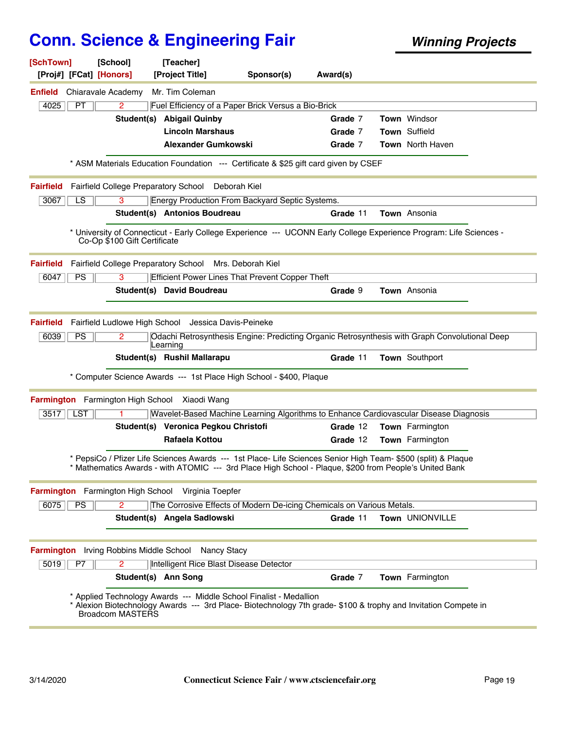# Conn. Science & Engineering Fair

***Winning Projects***

**[SchTown]** [School] [Teacher]
[Proj#] [FCat] **[Honors]** [Project Title] Sponsor(s) Award(s)

---

**Enfield** Chiaravale Academy Mr. Tim Coleman

| 4025 | PT | 2 | Fuel Efficiency of a Paper Brick Versus a Bio-Brick |
|---|---|---|---|

**Student(s)**

| Student | Grade | Town |
|---|---|---|
| **Abigail Quinby** | 7 | Windsor |
| **Lincoln Marshaus** | 7 | Suffield |
| **Alexander Gumkowski** | 7 | North Haven |

* ASM Materials Education Foundation --- Certificate & $25 gift card given by CSEF

---

**Fairfield** Fairfield College Preparatory School Deborah Kiel

| 3067 | LS | 3 | Energy Production From Backyard Septic Systems. |
|---|---|---|---|

**Student(s)**

| Student | Grade | Town |
|---|---|---|
| **Antonios Boudreau** | 11 | Ansonia |

* University of Connecticut - Early College Experience --- UCONN Early College Experience Program: Life Sciences - Co-Op $100 Gift Certificate

---

**Fairfield** Fairfield College Preparatory School Mrs. Deborah Kiel

| 6047 | PS | 3 | Efficient Power Lines That Prevent Copper Theft |
|---|---|---|---|

**Student(s)**

| Student | Grade | Town |
|---|---|---|
| **David Boudreau** | 9 | Ansonia |

---

**Fairfield** Fairfield Ludlowe High School Jessica Davis-Peineke

| 6039 | PS | 2 | Odachi Retrosynthesis Engine: Predicting Organic Retrosynthesis with Graph Convolutional Deep Learning |
|---|---|---|---|

**Student(s)**

| Student | Grade | Town |
|---|---|---|
| **Rushil Mallarapu** | 11 | Southport |

* Computer Science Awards --- 1st Place High School - $400, Plaque

---

**Farmington** Farmington High School Xiaodi Wang

| 3517 | LST | 1 | Wavelet-Based Machine Learning Algorithms to Enhance Cardiovascular Disease Diagnosis |
|---|---|---|---|

**Student(s)**

| Student | Grade | Town |
|---|---|---|
| **Veronica Pegkou Christofi** | 12 | Farmington |
| **Rafaela Kottou** | 12 | Farmington |

* PepsiCo / Pfizer Life Sciences Awards --- 1st Place- Life Sciences Senior High Team- $500 (split) & Plaque
* Mathematics Awards - with ATOMIC --- 3rd Place High School - Plaque, $200 from People's United Bank

---

**Farmington** Farmington High School Virginia Toepfer

| 6075 | PS | 2 | The Corrosive Effects of Modern De-icing Chemicals on Various Metals. |
|---|---|---|---|

**Student(s)**

| Student | Grade | Town |
|---|---|---|
| **Angela Sadlowski** | 11 | UNIONVILLE |

---

**Farmington** Irving Robbins Middle School Nancy Stacy

| 5019 | P7 | 2 | Intelligent Rice Blast Disease Detector |
|---|---|---|---|

**Student(s)**

| Student | Grade | Town |
|---|---|---|
| **Ann Song** | 7 | Farmington |

* Applied Technology Awards --- Middle School Finalist - Medallion
* Alexion Biotechnology Awards --- 3rd Place- Biotechnology 7th grade- $100 & trophy and Invitation Compete in Broadcom MASTERS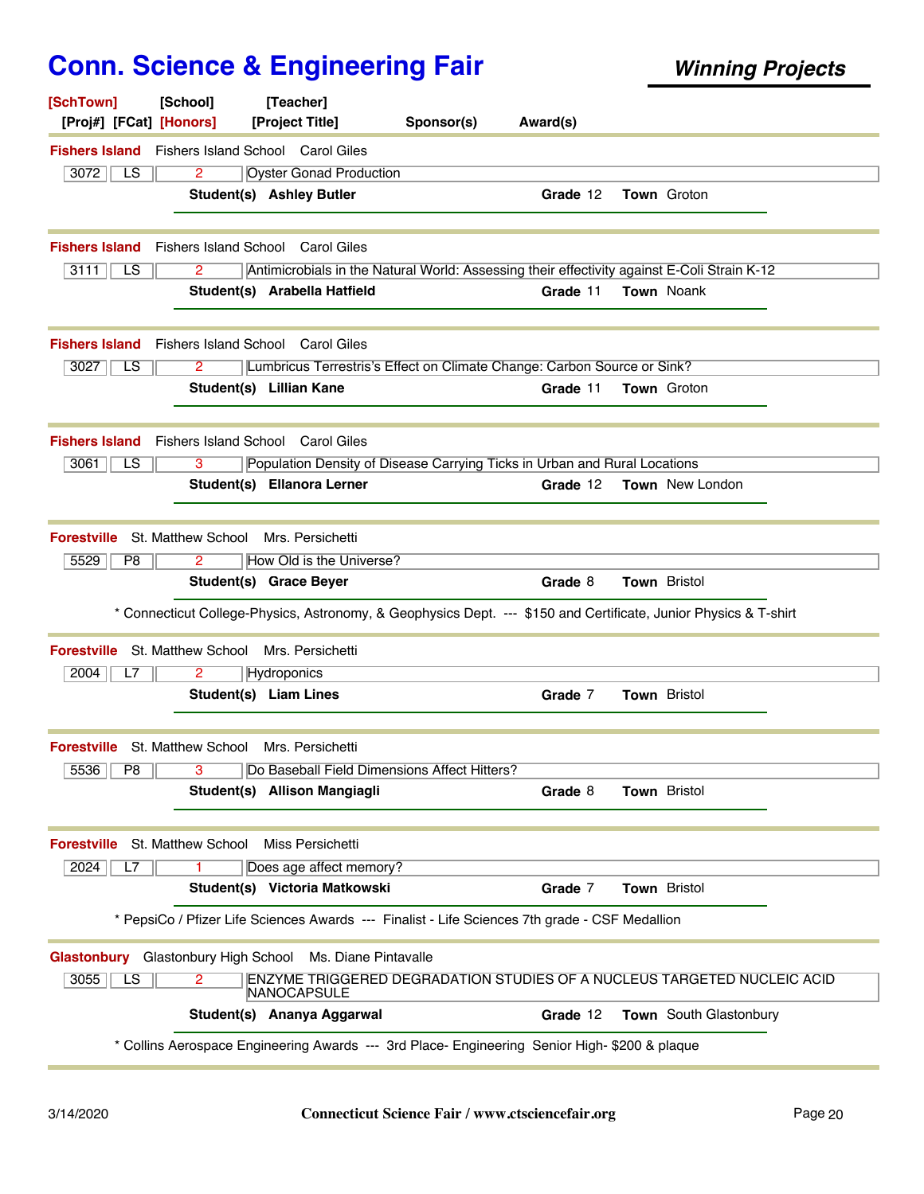# Conn. Science & Engineering Fair

***Winning Projects***

| [SchTown] | [School] | [Teacher] | | | |
|---|---|---|---|---|---|
| [Proj#] [FCat] | [Honors] | [Project Title] | Sponsor(s) | Award(s) | |

---

**Fishers Island** Fishers Island School Carol Giles

| 3072 | LS | 2 | Oyster Gonad Production |
|---|---|---|---|

**Student(s) Ashley Butler** **Grade** 12 **Town** Groton

---

**Fishers Island** Fishers Island School Carol Giles

| 3111 | LS | 2 | Antimicrobials in the Natural World: Assessing their effectivity against E-Coli Strain K-12 |
|---|---|---|---|

**Student(s) Arabella Hatfield** **Grade** 11 **Town** Noank

---

**Fishers Island** Fishers Island School Carol Giles

| 3027 | LS | 2 | Lumbricus Terrestris's Effect on Climate Change: Carbon Source or Sink? |
|---|---|---|---|

**Student(s) Lillian Kane** **Grade** 11 **Town** Groton

---

**Fishers Island** Fishers Island School Carol Giles

| 3061 | LS | 3 | Population Density of Disease Carrying Ticks in Urban and Rural Locations |
|---|---|---|---|

**Student(s) Ellanora Lerner** **Grade** 12 **Town** New London

---

**Forestville** St. Matthew School Mrs. Persichetti

| 5529 | P8 | 2 | How Old is the Universe? |
|---|---|---|---|

**Student(s) Grace Beyer** **Grade** 8 **Town** Bristol

* Connecticut College-Physics, Astronomy, & Geophysics Dept. --- $150 and Certificate, Junior Physics & T-shirt

---

**Forestville** St. Matthew School Mrs. Persichetti

| 2004 | L7 | 2 | Hydroponics |
|---|---|---|---|

**Student(s) Liam Lines** **Grade** 7 **Town** Bristol

---

**Forestville** St. Matthew School Mrs. Persichetti

| 5536 | P8 | 3 | Do Baseball Field Dimensions Affect Hitters? |
|---|---|---|---|

**Student(s) Allison Mangiagli** **Grade** 8 **Town** Bristol

---

**Forestville** St. Matthew School Miss Persichetti

| 2024 | L7 | 1 | Does age affect memory? |
|---|---|---|---|

**Student(s) Victoria Matkowski** **Grade** 7 **Town** Bristol

* PepsiCo / Pfizer Life Sciences Awards --- Finalist - Life Sciences 7th grade - CSF Medallion

---

**Glastonbury** Glastonbury High School Ms. Diane Pintavalle

| 3055 | LS | 2 | ENZYME TRIGGERED DEGRADATION STUDIES OF A NUCLEUS TARGETED NUCLEIC ACID NANOCAPSULE |
|---|---|---|---|

**Student(s) Ananya Aggarwal** **Grade** 12 **Town** South Glastonbury

* Collins Aerospace Engineering Awards --- 3rd Place- Engineering Senior High- $200 & plaque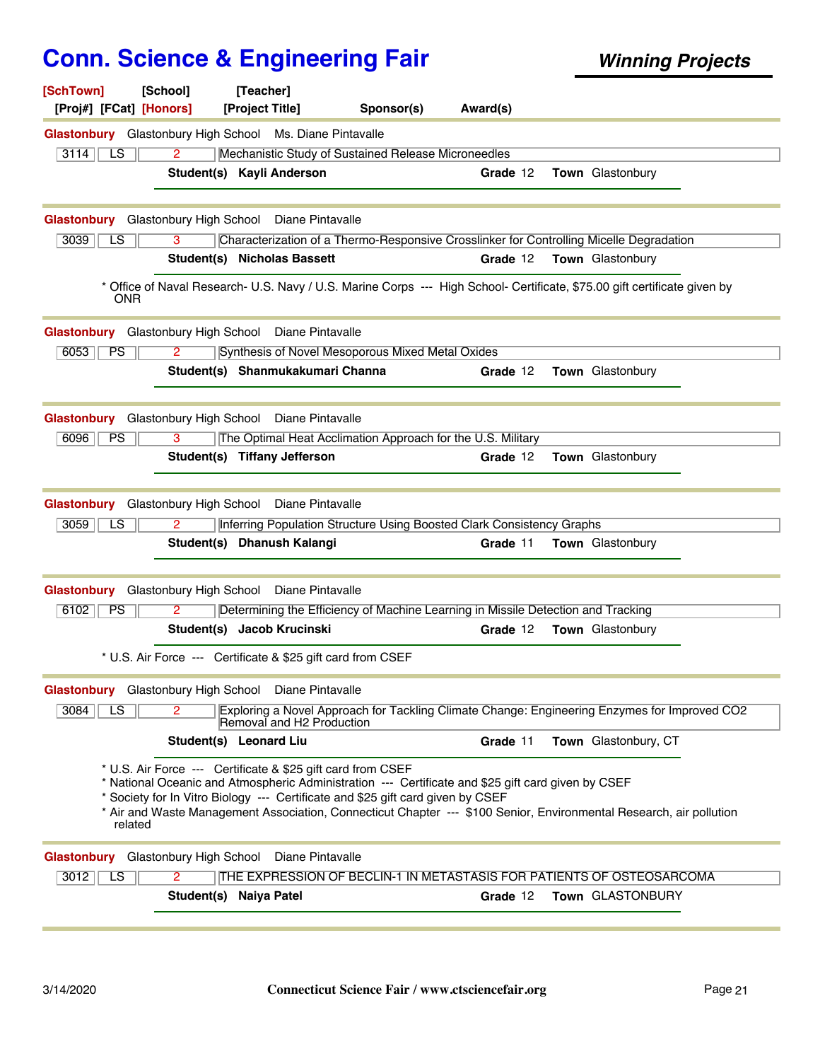# Conn. Science & Engineering Fair

***Winning Projects***

**[SchTown]** **[School]** **[Teacher]**
**[Proj#]** **[FCat]** **[Honors]** **[Project Title]** **Sponsor(s)** **Award(s)**

---

**Glastonbury** Glastonbury High School Ms. Diane Pintavalle

| 3114 | LS | 2 | Mechanistic Study of Sustained Release Microneedles |
|---|---|---|---|

**Student(s)** **Kayli Anderson** **Grade** 12 **Town** Glastonbury

---

**Glastonbury** Glastonbury High School Diane Pintavalle

| 3039 | LS | 3 | Characterization of a Thermo-Responsive Crosslinker for Controlling Micelle Degradation |
|---|---|---|---|

**Student(s)** **Nicholas Bassett** **Grade** 12 **Town** Glastonbury

* Office of Naval Research- U.S. Navy / U.S. Marine Corps --- High School- Certificate, $75.00 gift certificate given by ONR

---

**Glastonbury** Glastonbury High School Diane Pintavalle

| 6053 | PS | 2 | Synthesis of Novel Mesoporous Mixed Metal Oxides |
|---|---|---|---|

**Student(s)** **Shanmukakumari Channa** **Grade** 12 **Town** Glastonbury

---

**Glastonbury** Glastonbury High School Diane Pintavalle

| 6096 | PS | 3 | The Optimal Heat Acclimation Approach for the U.S. Military |
|---|---|---|---|

**Student(s)** **Tiffany Jefferson** **Grade** 12 **Town** Glastonbury

---

**Glastonbury** Glastonbury High School Diane Pintavalle

| 3059 | LS | 2 | Inferring Population Structure Using Boosted Clark Consistency Graphs |
|---|---|---|---|

**Student(s)** **Dhanush Kalangi** **Grade** 11 **Town** Glastonbury

---

**Glastonbury** Glastonbury High School Diane Pintavalle

| 6102 | PS | 2 | Determining the Efficiency of Machine Learning in Missile Detection and Tracking |
|---|---|---|---|

**Student(s)** **Jacob Krucinski** **Grade** 12 **Town** Glastonbury

* U.S. Air Force --- Certificate & $25 gift card from CSEF

---

**Glastonbury** Glastonbury High School Diane Pintavalle

| 3084 | LS | 2 | Exploring a Novel Approach for Tackling Climate Change: Engineering Enzymes for Improved CO2 Removal and H2 Production |
|---|---|---|---|

**Student(s)** **Leonard Liu** **Grade** 11 **Town** Glastonbury, CT

* U.S. Air Force --- Certificate & $25 gift card from CSEF
* National Oceanic and Atmospheric Administration --- Certificate and $25 gift card given by CSEF
* Society for In Vitro Biology --- Certificate and $25 gift card given by CSEF
* Air and Waste Management Association, Connecticut Chapter --- $100 Senior, Environmental Research, air pollution related

---

**Glastonbury** Glastonbury High School Diane Pintavalle

| 3012 | LS | 2 | THE EXPRESSION OF BECLIN-1 IN METASTASIS FOR PATIENTS OF OSTEOSARCOMA |
|---|---|---|---|

**Student(s)** **Naiya Patel** **Grade** 12 **Town** GLASTONBURY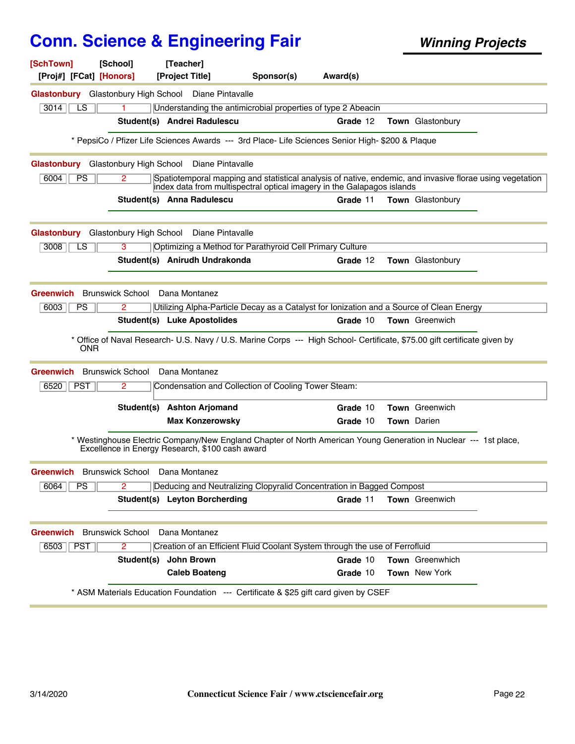# Conn. Science & Engineering Fair

## Winning Projects

[SchTown] [School] [Teacher]
[Proj#] [FCat] [Honors] [Project Title] Sponsor(s) Award(s)

---

**Glastonbury** Glastonbury High School Diane Pintavalle

| 3014 | LS | 1 | Understanding the antimicrobial properties of type 2 Abeacin |
|---|---|---|---|

**Student(s)** **Andrei Radulescu** **Grade** 12 **Town** Glastonbury

* PepsiCo / Pfizer Life Sciences Awards --- 3rd Place- Life Sciences Senior High- $200 & Plaque

---

**Glastonbury** Glastonbury High School Diane Pintavalle

| 6004 | PS | 2 | Spatiotemporal mapping and statistical analysis of native, endemic, and invasive florae using vegetation index data from multispectral optical imagery in the Galapagos islands |
|---|---|---|---|

**Student(s)** **Anna Radulescu** **Grade** 11 **Town** Glastonbury

---

**Glastonbury** Glastonbury High School Diane Pintavalle

| 3008 | LS | 3 | Optimizing a Method for Parathyroid Cell Primary Culture |
|---|---|---|---|

**Student(s)** **Anirudh Undrakonda** **Grade** 12 **Town** Glastonbury

---

**Greenwich** Brunswick School Dana Montanez

| 6003 | PS | 2 | Utilizing Alpha-Particle Decay as a Catalyst for Ionization and a Source of Clean Energy |
|---|---|---|---|

**Student(s)** **Luke Apostolides** **Grade** 10 **Town** Greenwich

* Office of Naval Research- U.S. Navy / U.S. Marine Corps --- High School- Certificate, $75.00 gift certificate given by ONR

---

**Greenwich** Brunswick School Dana Montanez

| 6520 | PST | 2 | Condensation and Collection of Cooling Tower Steam: |
|---|---|---|---|

**Student(s)** **Ashton Arjomand** **Grade** 10 **Town** Greenwich
**Max Konzerowsky** **Grade** 10 **Town** Darien

* Westinghouse Electric Company/New England Chapter of North American Young Generation in Nuclear --- 1st place, Excellence in Energy Research, $100 cash award

---

**Greenwich** Brunswick School Dana Montanez

| 6064 | PS | 2 | Deducing and Neutralizing Clopyralid Concentration in Bagged Compost |
|---|---|---|---|

**Student(s)** **Leyton Borcherding** **Grade** 11 **Town** Greenwich

---

**Greenwich** Brunswick School Dana Montanez

| 6503 | PST | 2 | Creation of an Efficient Fluid Coolant System through the use of Ferrofluid |
|---|---|---|---|

**Student(s)** **John Brown** **Grade** 10 **Town** Greenwhich
**Caleb Boateng** **Grade** 10 **Town** New York

* ASM Materials Education Foundation --- Certificate & $25 gift card given by CSEF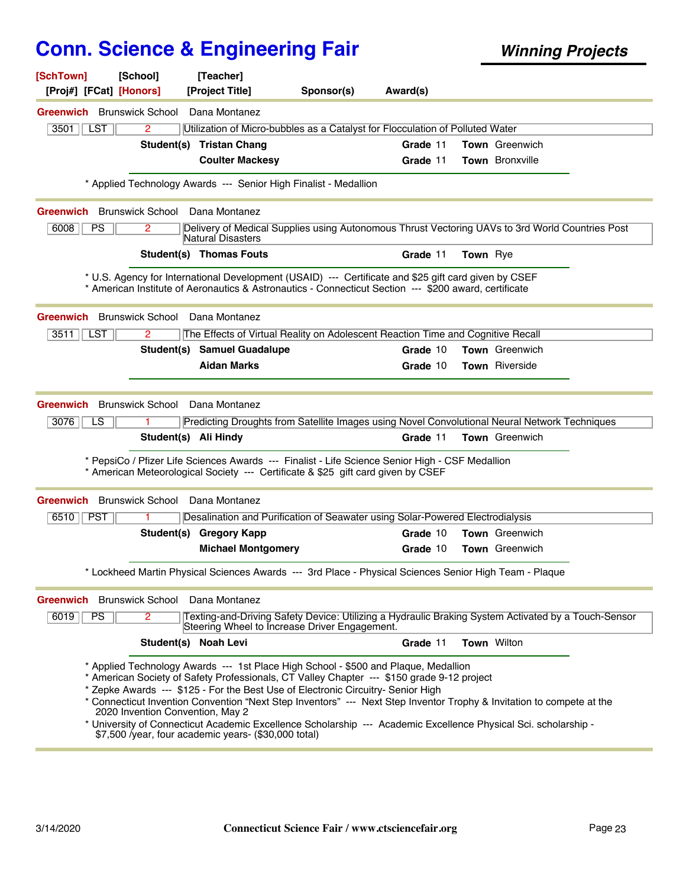# Conn. Science & Engineering Fair

***Winning Projects***

[SchTown] [School] [Teacher]
[Proj#] [FCat] [Honors] [Project Title] Sponsor(s) Award(s)

---

**Greenwich** Brunswick School Dana Montanez

| 3501 | LST | 2 | Utilization of Micro-bubbles as a Catalyst for Flocculation of Polluted Water |
|---|---|---|---|

**Student(s)** **Tristan Chang** **Grade** 11 **Town** Greenwich
**Coulter Mackesy** **Grade** 11 **Town** Bronxville

* Applied Technology Awards --- Senior High Finalist - Medallion

---

**Greenwich** Brunswick School Dana Montanez

| 6008 | PS | 2 | Delivery of Medical Supplies using Autonomous Thrust Vectoring UAVs to 3rd World Countries Post Natural Disasters |
|---|---|---|---|

**Student(s)** **Thomas Fouts** **Grade** 11 **Town** Rye

* U.S. Agency for International Development (USAID) --- Certificate and $25 gift card given by CSEF
* American Institute of Aeronautics & Astronautics - Connecticut Section --- $200 award, certificate

---

**Greenwich** Brunswick School Dana Montanez

| 3511 | LST | 2 | The Effects of Virtual Reality on Adolescent Reaction Time and Cognitive Recall |
|---|---|---|---|

**Student(s)** **Samuel Guadalupe** **Grade** 10 **Town** Greenwich
**Aidan Marks** **Grade** 10 **Town** Riverside

---

**Greenwich** Brunswick School Dana Montanez

| 3076 | LS | 1 | Predicting Droughts from Satellite Images using Novel Convolutional Neural Network Techniques |
|---|---|---|---|

**Student(s)** **Ali Hindy** **Grade** 11 **Town** Greenwich

* PepsiCo / Pfizer Life Sciences Awards --- Finalist - Life Science Senior High - CSF Medallion
* American Meteorological Society --- Certificate & $25 gift card given by CSEF

---

**Greenwich** Brunswick School Dana Montanez

| 6510 | PST | 1 | Desalination and Purification of Seawater using Solar-Powered Electrodialysis |
|---|---|---|---|

**Student(s)** **Gregory Kapp** **Grade** 10 **Town** Greenwich
**Michael Montgomery** **Grade** 10 **Town** Greenwich

* Lockheed Martin Physical Sciences Awards --- 3rd Place - Physical Sciences Senior High Team - Plaque

---

**Greenwich** Brunswick School Dana Montanez

| 6019 | PS | 2 | Texting-and-Driving Safety Device: Utilizing a Hydraulic Braking System Activated by a Touch-Sensor Steering Wheel to Increase Driver Engagement. |
|---|---|---|---|

**Student(s)** **Noah Levi** **Grade** 11 **Town** Wilton

* Applied Technology Awards --- 1st Place High School - $500 and Plaque, Medallion
* American Society of Safety Professionals, CT Valley Chapter --- $150 grade 9-12 project
* Zepke Awards --- $125 - For the Best Use of Electronic Circuitry- Senior High
* Connecticut Invention Convention "Next Step Inventors" --- Next Step Inventor Trophy & Invitation to compete at the 2020 Invention Convention, May 2
* University of Connecticut Academic Excellence Scholarship --- Academic Excellence Physical Sci. scholarship - $7,500 /year, four academic years- ($30,000 total)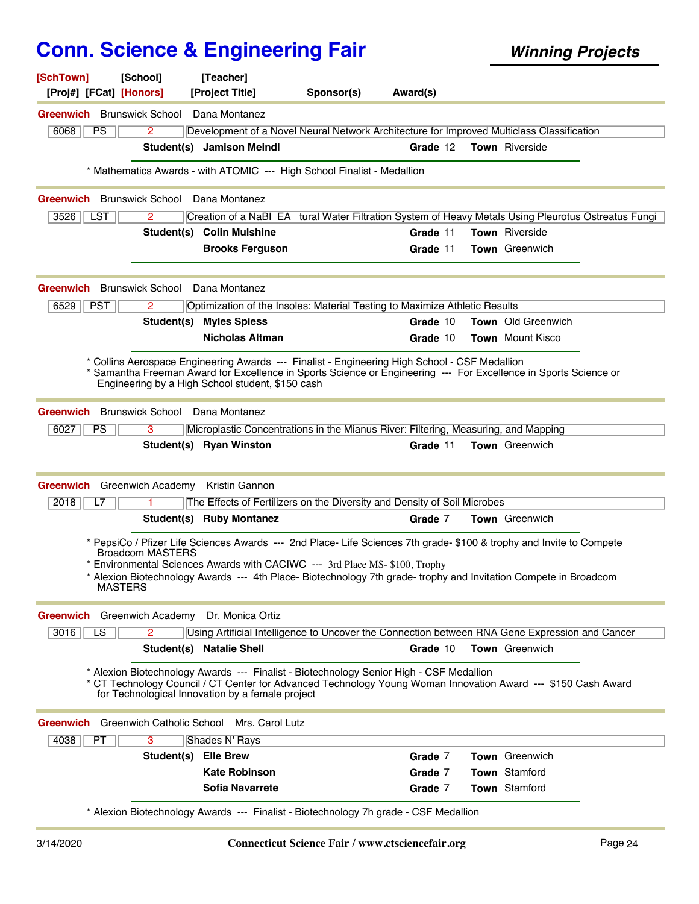# Conn. Science & Engineering Fair

***Winning Projects***

| [SchTown] | [School] | [Teacher] | | |
|---|---|---|---|---|
| [Proj#] [FCat] [Honors] | | [Project Title] | Sponsor(s) | Award(s) |

---

**Greenwich** Brunswick School Dana Montanez

| 6068 | PS | 2 | Development of a Novel Neural Network Architecture for Improved Multiclass Classification |
|---|---|---|---|

**Student(s)** **Jamison Meindl** **Grade** 12 **Town** Riverside

* Mathematics Awards - with ATOMIC --- High School Finalist - Medallion

---

**Greenwich** Brunswick School Dana Montanez

| 3526 | LST | 2 | Creation of a NaBI EA tural Water Filtration System of Heavy Metals Using Pleurotus Ostreatus Fungi |
|---|---|---|---|

**Student(s)** **Colin Mulshine** **Grade** 11 **Town** Riverside
**Brooks Ferguson** **Grade** 11 **Town** Greenwich

---

**Greenwich** Brunswick School Dana Montanez

| 6529 | PST | 2 | Optimization of the Insoles: Material Testing to Maximize Athletic Results |
|---|---|---|---|

**Student(s)** **Myles Spiess** **Grade** 10 **Town** Old Greenwich
**Nicholas Altman** **Grade** 10 **Town** Mount Kisco

* Collins Aerospace Engineering Awards --- Finalist - Engineering High School - CSF Medallion
* Samantha Freeman Award for Excellence in Sports Science or Engineering --- For Excellence in Sports Science or Engineering by a High School student, $150 cash

---

**Greenwich** Brunswick School Dana Montanez

| 6027 | PS | 3 | Microplastic Concentrations in the Mianus River: Filtering, Measuring, and Mapping |
|---|---|---|---|

**Student(s)** **Ryan Winston** **Grade** 11 **Town** Greenwich

---

**Greenwich** Greenwich Academy Kristin Gannon

| 2018 | L7 | 1 | The Effects of Fertilizers on the Diversity and Density of Soil Microbes |
|---|---|---|---|

**Student(s)** **Ruby Montanez** **Grade** 7 **Town** Greenwich

* PepsiCo / Pfizer Life Sciences Awards --- 2nd Place- Life Sciences 7th grade- $100 & trophy and Invite to Compete Broadcom MASTERS
* Environmental Sciences Awards with CACIWC --- 3rd Place MS- $100, Trophy
* Alexion Biotechnology Awards --- 4th Place- Biotechnology 7th grade- trophy and Invitation Compete in Broadcom MASTERS

---

**Greenwich** Greenwich Academy Dr. Monica Ortiz

| 3016 | LS | 2 | Using Artificial Intelligence to Uncover the Connection between RNA Gene Expression and Cancer |
|---|---|---|---|

**Student(s)** **Natalie Shell** **Grade** 10 **Town** Greenwich

* Alexion Biotechnology Awards --- Finalist - Biotechnology Senior High - CSF Medallion
* CT Technology Council / CT Center for Advanced Technology Young Woman Innovation Award --- $150 Cash Award for Technological Innovation by a female project

---

**Greenwich** Greenwich Catholic School Mrs. Carol Lutz

| 4038 | PT | 3 | Shades N' Rays |
|---|---|---|---|

**Student(s)** **Elle Brew** **Grade** 7 **Town** Greenwich
**Kate Robinson** **Grade** 7 **Town** Stamford
**Sofia Navarrete** **Grade** 7 **Town** Stamford

* Alexion Biotechnology Awards --- Finalist - Biotechnology 7h grade - CSF Medallion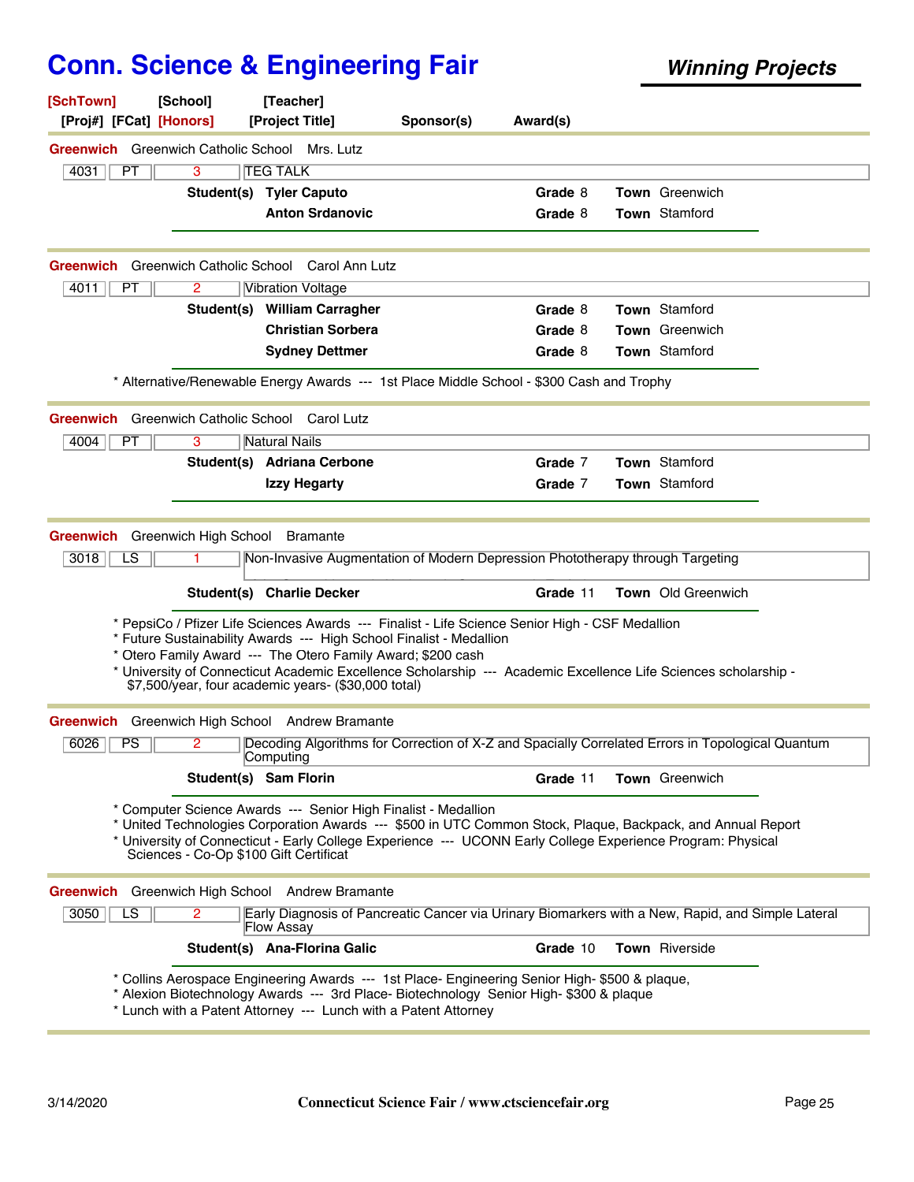# Conn. Science & Engineering Fair

***Winning Projects***

**[SchTown]** **[School]** **[Teacher]**
**[Proj#]** **[FCat]** **[Honors]** **[Project Title]** **Sponsor(s)** **Award(s)**

---

**Greenwich** Greenwich Catholic School Mrs. Lutz

| 4031 | PT | 3 | TEG TALK |
|---|---|---|---|

**Student(s)** **Tyler Caputo** — **Grade** 8 — **Town** Greenwich
**Anton Srdanovic** — **Grade** 8 — **Town** Stamford

---

**Greenwich** Greenwich Catholic School Carol Ann Lutz

| 4011 | PT | 2 | Vibration Voltage |
|---|---|---|---|

**Student(s)** **William Carragher** — **Grade** 8 — **Town** Stamford
**Christian Sorbera** — **Grade** 8 — **Town** Greenwich
**Sydney Dettmer** — **Grade** 8 — **Town** Stamford

* Alternative/Renewable Energy Awards --- 1st Place Middle School - $300 Cash and Trophy

---

**Greenwich** Greenwich Catholic School Carol Lutz

| 4004 | PT | 3 | Natural Nails |
|---|---|---|---|

**Student(s)** **Adriana Cerbone** — **Grade** 7 — **Town** Stamford
**Izzy Hegarty** — **Grade** 7 — **Town** Stamford

---

**Greenwich** Greenwich High School Bramante

| 3018 | LS | 1 | Non-Invasive Augmentation of Modern Depression Phototherapy through Targeting |
|---|---|---|---|

**Student(s)** **Charlie Decker** — **Grade** 11 — **Town** Old Greenwich

* PepsiCo / Pfizer Life Sciences Awards --- Finalist - Life Science Senior High - CSF Medallion
* Future Sustainability Awards --- High School Finalist - Medallion
* Otero Family Award --- The Otero Family Award; $200 cash
* University of Connecticut Academic Excellence Scholarship --- Academic Excellence Life Sciences scholarship - $7,500/year, four academic years- ($30,000 total)

---

**Greenwich** Greenwich High School Andrew Bramante

| 6026 | PS | 2 | Decoding Algorithms for Correction of X-Z and Spacially Correlated Errors in Topological Quantum Computing |
|---|---|---|---|

**Student(s)** **Sam Florin** — **Grade** 11 — **Town** Greenwich

* Computer Science Awards --- Senior High Finalist - Medallion
* United Technologies Corporation Awards --- $500 in UTC Common Stock, Plaque, Backpack, and Annual Report
* University of Connecticut - Early College Experience --- UCONN Early College Experience Program: Physical Sciences - Co-Op $100 Gift Certificat

---

**Greenwich** Greenwich High School Andrew Bramante

| 3050 | LS | 2 | Early Diagnosis of Pancreatic Cancer via Urinary Biomarkers with a New, Rapid, and Simple Lateral Flow Assay |
|---|---|---|---|

**Student(s)** **Ana-Florina Galic** — **Grade** 10 — **Town** Riverside

* Collins Aerospace Engineering Awards --- 1st Place- Engineering Senior High- $500 & plaque,
* Alexion Biotechnology Awards --- 3rd Place- Biotechnology Senior High- $300 & plaque
* Lunch with a Patent Attorney --- Lunch with a Patent Attorney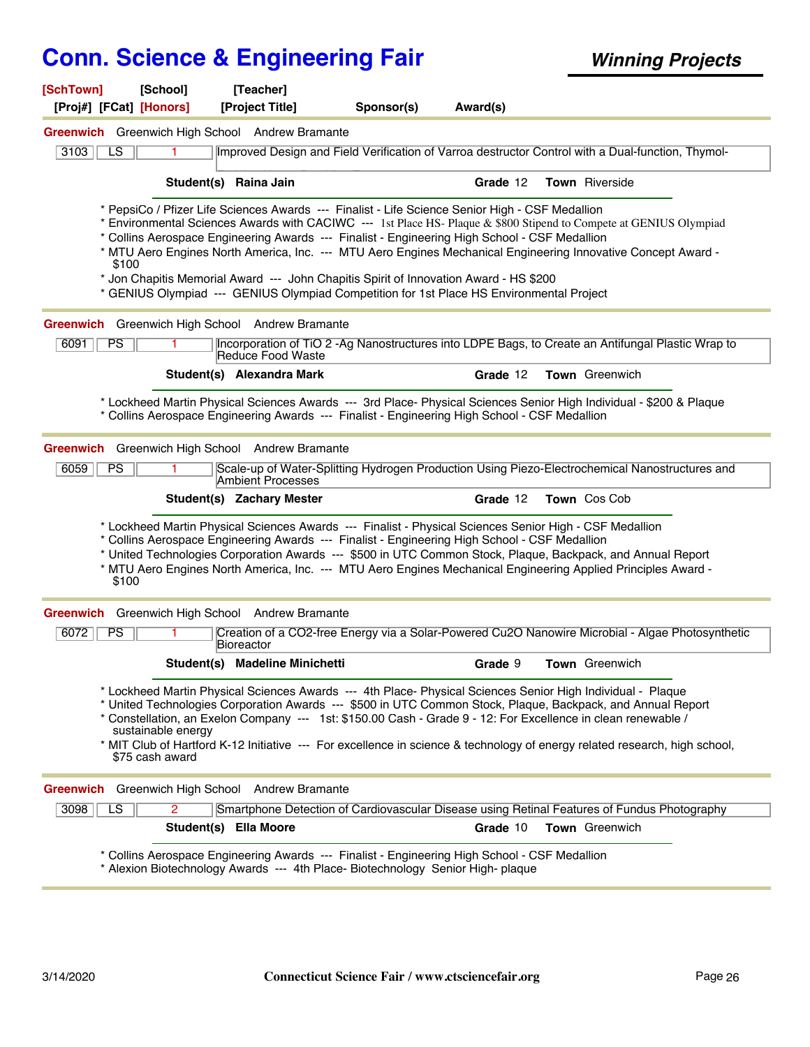# Conn. Science & Engineering Fair

***Winning Projects***

[SchTown] [School] [Teacher]
[Proj#] [FCat] [Honors] [Project Title] Sponsor(s) Award(s)

---

**Greenwich** Greenwich High School Andrew Bramante

| 3103 | LS | 1 | Improved Design and Field Verification of Varroa destructor Control with a Dual-function, Thymol- |
|---|---|---|---|

**Student(s) Raina Jain** **Grade** 12 **Town** Riverside

* PepsiCo / Pfizer Life Sciences Awards --- Finalist - Life Science Senior High - CSF Medallion
* Environmental Sciences Awards with CACIWC --- 1st Place HS- Plaque & $800 Stipend to Compete at GENIUS Olympiad
* Collins Aerospace Engineering Awards --- Finalist - Engineering High School - CSF Medallion
* MTU Aero Engines North America, Inc. --- MTU Aero Engines Mechanical Engineering Innovative Concept Award - $100
* Jon Chapitis Memorial Award --- John Chapitis Spirit of Innovation Award - HS $200
* GENIUS Olympiad --- GENIUS Olympiad Competition for 1st Place HS Environmental Project

---

**Greenwich** Greenwich High School Andrew Bramante

| 6091 | PS | 1 | Incorporation of TiO 2 -Ag Nanostructures into LDPE Bags, to Create an Antifungal Plastic Wrap to Reduce Food Waste |
|---|---|---|---|

**Student(s) Alexandra Mark** **Grade** 12 **Town** Greenwich

* Lockheed Martin Physical Sciences Awards --- 3rd Place- Physical Sciences Senior High Individual - $200 & Plaque
* Collins Aerospace Engineering Awards --- Finalist - Engineering High School - CSF Medallion

---

**Greenwich** Greenwich High School Andrew Bramante

| 6059 | PS | 1 | Scale-up of Water-Splitting Hydrogen Production Using Piezo-Electrochemical Nanostructures and Ambient Processes |
|---|---|---|---|

**Student(s) Zachary Mester** **Grade** 12 **Town** Cos Cob

* Lockheed Martin Physical Sciences Awards --- Finalist - Physical Sciences Senior High - CSF Medallion
* Collins Aerospace Engineering Awards --- Finalist - Engineering High School - CSF Medallion
* United Technologies Corporation Awards --- $500 in UTC Common Stock, Plaque, Backpack, and Annual Report
* MTU Aero Engines North America, Inc. --- MTU Aero Engines Mechanical Engineering Applied Principles Award - $100

---

**Greenwich** Greenwich High School Andrew Bramante

| 6072 | PS | 1 | Creation of a CO2-free Energy via a Solar-Powered Cu2O Nanowire Microbial - Algae Photosynthetic Bioreactor |
|---|---|---|---|

**Student(s) Madeline Minichetti** **Grade** 9 **Town** Greenwich

* Lockheed Martin Physical Sciences Awards --- 4th Place- Physical Sciences Senior High Individual - Plaque
* United Technologies Corporation Awards --- $500 in UTC Common Stock, Plaque, Backpack, and Annual Report
* Constellation, an Exelon Company --- 1st: $150.00 Cash - Grade 9 - 12: For Excellence in clean renewable / sustainable energy
* MIT Club of Hartford K-12 Initiative --- For excellence in science & technology of energy related research, high school, $75 cash award

---

**Greenwich** Greenwich High School Andrew Bramante

| 3098 | LS | 2 | Smartphone Detection of Cardiovascular Disease using Retinal Features of Fundus Photography |
|---|---|---|---|

**Student(s) Ella Moore** **Grade** 10 **Town** Greenwich

* Collins Aerospace Engineering Awards --- Finalist - Engineering High School - CSF Medallion
* Alexion Biotechnology Awards --- 4th Place- Biotechnology Senior High- plaque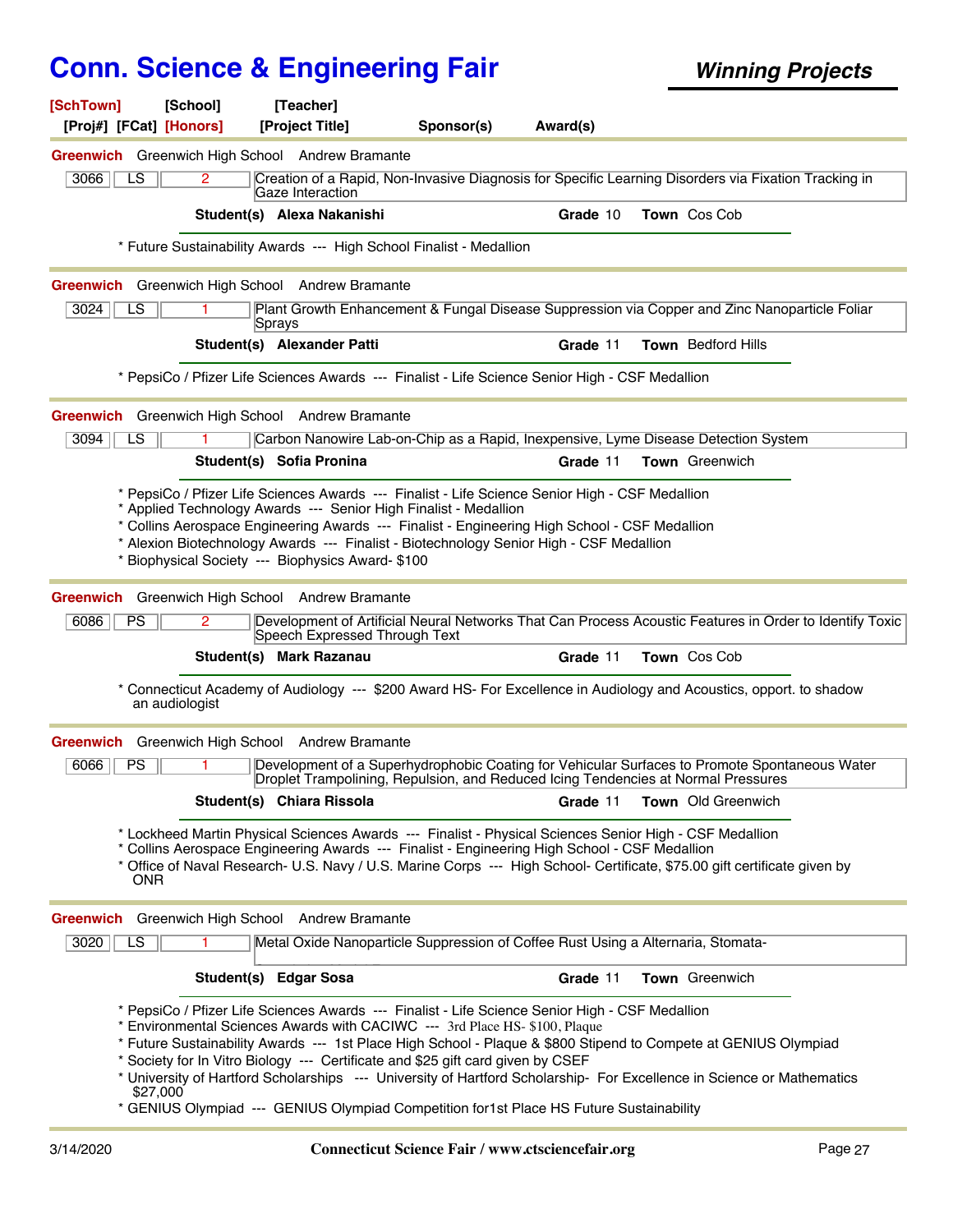# Conn. Science & Engineering Fair

## *Winning Projects*

| [SchTown] | [School] | [Teacher] | | |
|---|---|---|---|---|
| [Proj#] [FCat] [Honors] | | [Project Title] | Sponsor(s) | Award(s) |

---

**Greenwich** Greenwich High School Andrew Bramante

| 3066 | LS | 2 | Creation of a Rapid, Non-Invasive Diagnosis for Specific Learning Disorders via Fixation Tracking in Gaze Interaction |
|---|---|---|---|

**Student(s)** **Alexa Nakanishi** **Grade** 10 **Town** Cos Cob

* Future Sustainability Awards --- High School Finalist - Medallion

---

**Greenwich** Greenwich High School Andrew Bramante

| 3024 | LS | 1 | Plant Growth Enhancement & Fungal Disease Suppression via Copper and Zinc Nanoparticle Foliar Sprays |
|---|---|---|---|

**Student(s)** **Alexander Patti** **Grade** 11 **Town** Bedford Hills

* PepsiCo / Pfizer Life Sciences Awards --- Finalist - Life Science Senior High - CSF Medallion

---

**Greenwich** Greenwich High School Andrew Bramante

| 3094 | LS | 1 | Carbon Nanowire Lab-on-Chip as a Rapid, Inexpensive, Lyme Disease Detection System |
|---|---|---|---|

**Student(s)** **Sofia Pronina** **Grade** 11 **Town** Greenwich

* PepsiCo / Pfizer Life Sciences Awards --- Finalist - Life Science Senior High - CSF Medallion
* Applied Technology Awards --- Senior High Finalist - Medallion
* Collins Aerospace Engineering Awards --- Finalist - Engineering High School - CSF Medallion
* Alexion Biotechnology Awards --- Finalist - Biotechnology Senior High - CSF Medallion
* Biophysical Society --- Biophysics Award- $100

---

**Greenwich** Greenwich High School Andrew Bramante

| 6086 | PS | 2 | Development of Artificial Neural Networks That Can Process Acoustic Features in Order to Identify Toxic Speech Expressed Through Text |
|---|---|---|---|

**Student(s)** **Mark Razanau** **Grade** 11 **Town** Cos Cob

* Connecticut Academy of Audiology --- $200 Award HS- For Excellence in Audiology and Acoustics, opport. to shadow an audiologist

---

**Greenwich** Greenwich High School Andrew Bramante

| 6066 | PS | 1 | Development of a Superhydrophobic Coating for Vehicular Surfaces to Promote Spontaneous Water Droplet Trampolining, Repulsion, and Reduced Icing Tendencies at Normal Pressures |
|---|---|---|---|

**Student(s)** **Chiara Rissola** **Grade** 11 **Town** Old Greenwich

* Lockheed Martin Physical Sciences Awards --- Finalist - Physical Sciences Senior High - CSF Medallion
* Collins Aerospace Engineering Awards --- Finalist - Engineering High School - CSF Medallion
* Office of Naval Research- U.S. Navy / U.S. Marine Corps --- High School- Certificate, $75.00 gift certificate given by ONR

---

**Greenwich** Greenwich High School Andrew Bramante

| 3020 | LS | 1 | Metal Oxide Nanoparticle Suppression of Coffee Rust Using a Alternaria, Stomata- |
|---|---|---|---|

**Student(s)** **Edgar Sosa** **Grade** 11 **Town** Greenwich

* PepsiCo / Pfizer Life Sciences Awards --- Finalist - Life Science Senior High - CSF Medallion
* Environmental Sciences Awards with CACIWC --- 3rd Place HS- $100, Plaque
* Future Sustainability Awards --- 1st Place High School - Plaque & $800 Stipend to Compete at GENIUS Olympiad
* Society for In Vitro Biology --- Certificate and $25 gift card given by CSEF
* University of Hartford Scholarships --- University of Hartford Scholarship- For Excellence in Science or Mathematics $27,000
* GENIUS Olympiad --- GENIUS Olympiad Competition for1st Place HS Future Sustainability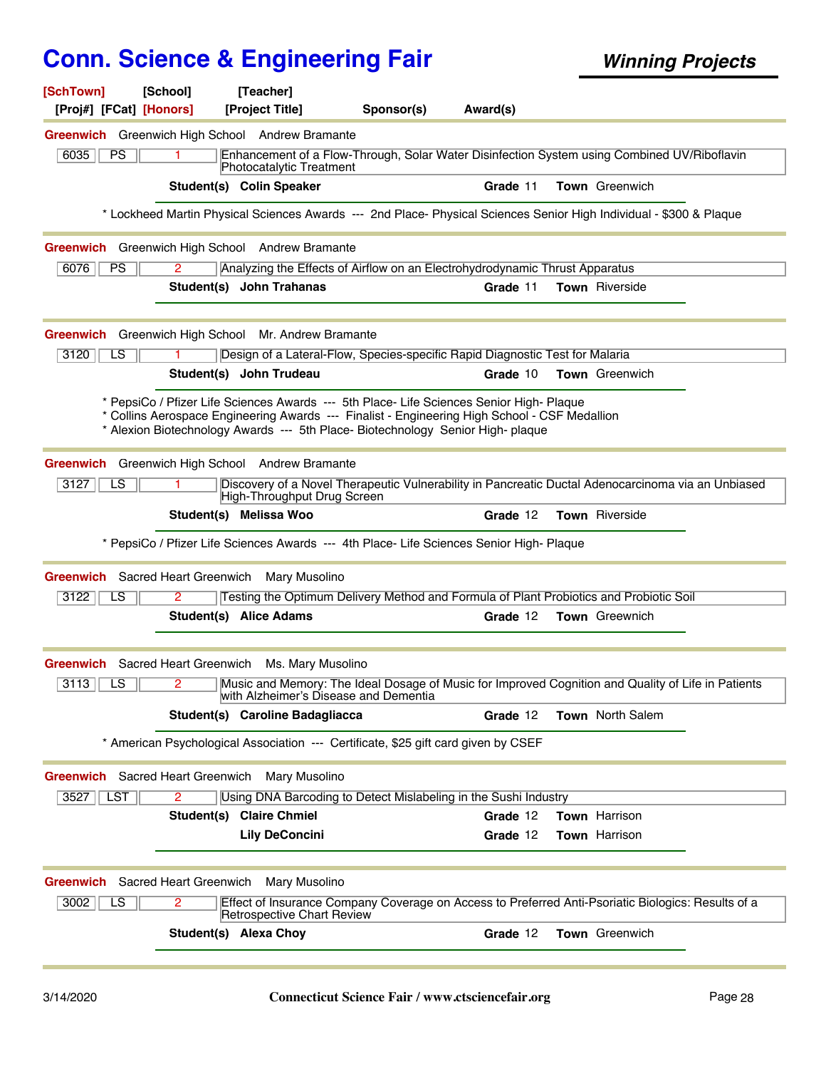# Conn. Science & Engineering Fair

**Winning Projects**

**[SchTown]** **[School]** **[Teacher]**
**[Proj#]** **[FCat]** **[Honors]** **[Project Title]** **Sponsor(s)** **Award(s)**

---

**Greenwich** Greenwich High School Andrew Bramante

| 6035 | PS | 1 | Enhancement of a Flow-Through, Solar Water Disinfection System using Combined UV/Riboflavin Photocatalytic Treatment |
|---|---|---|---|

**Student(s)** **Colin Speaker** **Grade** 11 **Town** Greenwich

* Lockheed Martin Physical Sciences Awards --- 2nd Place- Physical Sciences Senior High Individual - $300 & Plaque

---

**Greenwich** Greenwich High School Andrew Bramante

| 6076 | PS | 2 | Analyzing the Effects of Airflow on an Electrohydrodynamic Thrust Apparatus |
|---|---|---|---|

**Student(s)** **John Trahanas** **Grade** 11 **Town** Riverside

---

**Greenwich** Greenwich High School Mr. Andrew Bramante

| 3120 | LS | 1 | Design of a Lateral-Flow, Species-specific Rapid Diagnostic Test for Malaria |
|---|---|---|---|

**Student(s)** **John Trudeau** **Grade** 10 **Town** Greenwich

* PepsiCo / Pfizer Life Sciences Awards --- 5th Place- Life Sciences Senior High- Plaque
* Collins Aerospace Engineering Awards --- Finalist - Engineering High School - CSF Medallion
* Alexion Biotechnology Awards --- 5th Place- Biotechnology Senior High- plaque

---

**Greenwich** Greenwich High School Andrew Bramante

| 3127 | LS | 1 | Discovery of a Novel Therapeutic Vulnerability in Pancreatic Ductal Adenocarcinoma via an Unbiased High-Throughput Drug Screen |
|---|---|---|---|

**Student(s)** **Melissa Woo** **Grade** 12 **Town** Riverside

* PepsiCo / Pfizer Life Sciences Awards --- 4th Place- Life Sciences Senior High- Plaque

---

**Greenwich** Sacred Heart Greenwich Mary Musolino

| 3122 | LS | 2 | Testing the Optimum Delivery Method and Formula of Plant Probiotics and Probiotic Soil |
|---|---|---|---|

**Student(s)** **Alice Adams** **Grade** 12 **Town** Greewnich

---

**Greenwich** Sacred Heart Greenwich Ms. Mary Musolino

| 3113 | LS | 2 | Music and Memory: The Ideal Dosage of Music for Improved Cognition and Quality of Life in Patients with Alzheimer's Disease and Dementia |
|---|---|---|---|

**Student(s)** **Caroline Badagliacca** **Grade** 12 **Town** North Salem

* American Psychological Association --- Certificate, $25 gift card given by CSEF

---

**Greenwich** Sacred Heart Greenwich Mary Musolino

| 3527 | LST | 2 | Using DNA Barcoding to Detect Mislabeling in the Sushi Industry |
|---|---|---|---|

**Student(s)** **Claire Chmiel** **Grade** 12 **Town** Harrison
**Lily DeConcini** **Grade** 12 **Town** Harrison

---

**Greenwich** Sacred Heart Greenwich Mary Musolino

| 3002 | LS | 2 | Effect of Insurance Company Coverage on Access to Preferred Anti-Psoriatic Biologics: Results of a Retrospective Chart Review |
|---|---|---|---|

**Student(s)** **Alexa Choy** **Grade** 12 **Town** Greenwich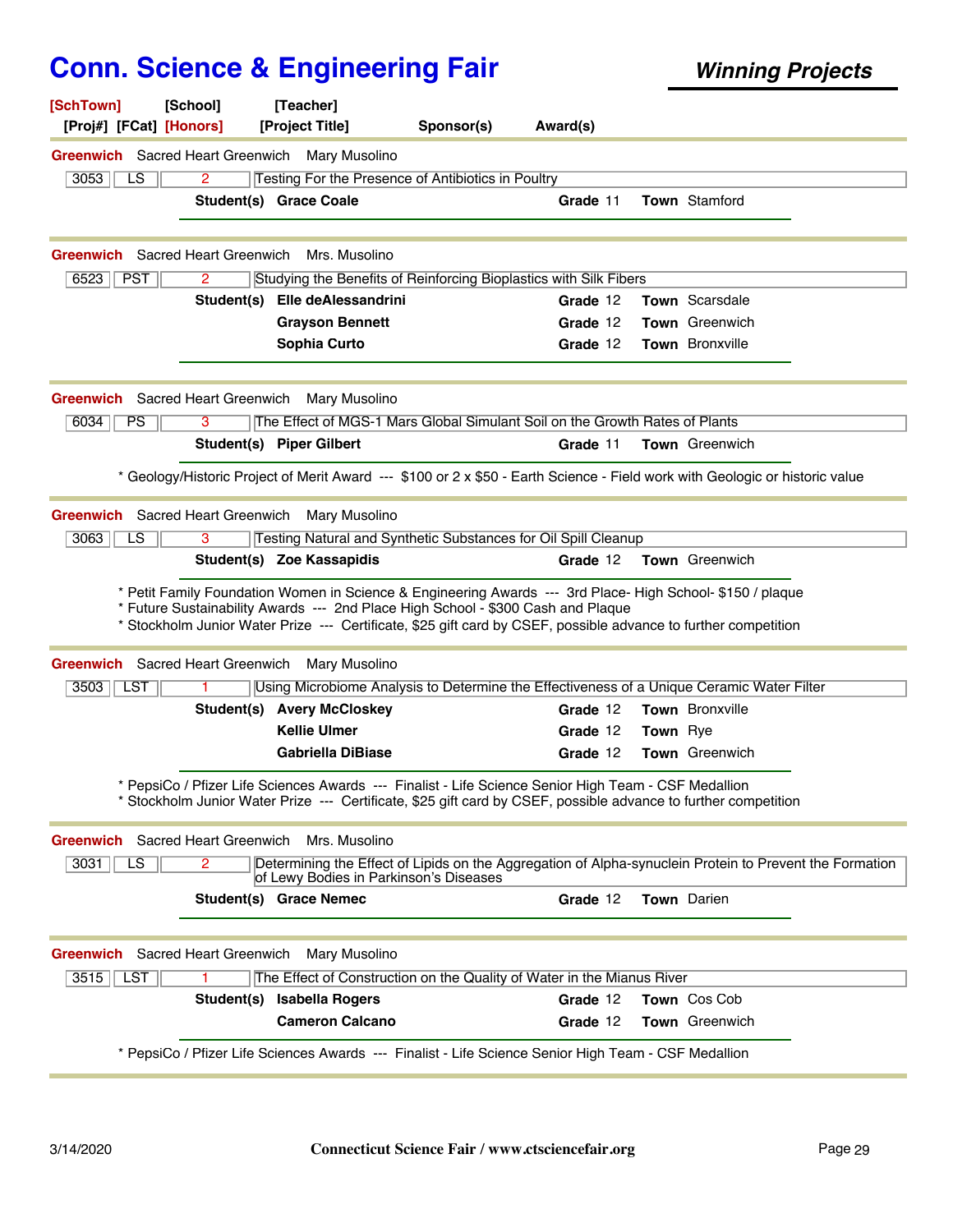# Conn. Science & Engineering Fair

***Winning Projects***

[SchTown] [School] [Teacher]
[Proj#] [FCat] [Honors] [Project Title] Sponsor(s) Award(s)

---

**Greenwich** Sacred Heart Greenwich Mary Musolino

| 3053 | LS | 2 | Testing For the Presence of Antibiotics in Poultry |
|---|---|---|---|

**Student(s)** **Grace Coale** **Grade** 11 **Town** Stamford

---

**Greenwich** Sacred Heart Greenwich Mrs. Musolino

| 6523 | PST | 2 | Studying the Benefits of Reinforcing Bioplastics with Silk Fibers |
|---|---|---|---|

**Student(s)** **Elle deAlessandrini** **Grade** 12 **Town** Scarsdale
**Grayson Bennett** **Grade** 12 **Town** Greenwich
**Sophia Curto** **Grade** 12 **Town** Bronxville

---

**Greenwich** Sacred Heart Greenwich Mary Musolino

| 6034 | PS | 3 | The Effect of MGS-1 Mars Global Simulant Soil on the Growth Rates of Plants |
|---|---|---|---|

**Student(s)** **Piper Gilbert** **Grade** 11 **Town** Greenwich

* Geology/Historic Project of Merit Award --- $100 or 2 x $50 - Earth Science - Field work with Geologic or historic value

---

**Greenwich** Sacred Heart Greenwich Mary Musolino

| 3063 | LS | 3 | Testing Natural and Synthetic Substances for Oil Spill Cleanup |
|---|---|---|---|

**Student(s)** **Zoe Kassapidis** **Grade** 12 **Town** Greenwich

* Petit Family Foundation Women in Science & Engineering Awards --- 3rd Place- High School- $150 / plaque
* Future Sustainability Awards --- 2nd Place High School - $300 Cash and Plaque
* Stockholm Junior Water Prize --- Certificate, $25 gift card by CSEF, possible advance to further competition

---

**Greenwich** Sacred Heart Greenwich Mary Musolino

| 3503 | LST | 1 | Using Microbiome Analysis to Determine the Effectiveness of a Unique Ceramic Water Filter |
|---|---|---|---|

**Student(s)** **Avery McCloskey** **Grade** 12 **Town** Bronxville
**Kellie Ulmer** **Grade** 12 **Town** Rye
**Gabriella DiBiase** **Grade** 12 **Town** Greenwich

* PepsiCo / Pfizer Life Sciences Awards --- Finalist - Life Science Senior High Team - CSF Medallion
* Stockholm Junior Water Prize --- Certificate, $25 gift card by CSEF, possible advance to further competition

---

**Greenwich** Sacred Heart Greenwich Mrs. Musolino

| 3031 | LS | 2 | Determining the Effect of Lipids on the Aggregation of Alpha-synuclein Protein to Prevent the Formation of Lewy Bodies in Parkinson's Diseases |
|---|---|---|---|

**Student(s)** **Grace Nemec** **Grade** 12 **Town** Darien

---

**Greenwich** Sacred Heart Greenwich Mary Musolino

| 3515 | LST | 1 | The Effect of Construction on the Quality of Water in the Mianus River |
|---|---|---|---|

**Student(s)** **Isabella Rogers** **Grade** 12 **Town** Cos Cob
**Cameron Calcano** **Grade** 12 **Town** Greenwich

* PepsiCo / Pfizer Life Sciences Awards --- Finalist - Life Science Senior High Team - CSF Medallion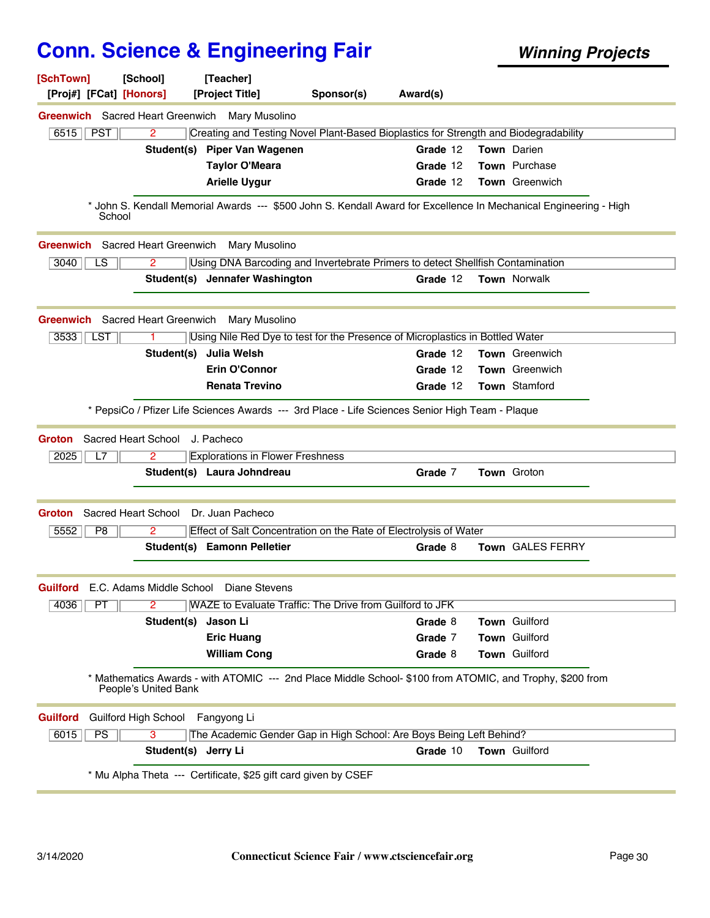# Conn. Science & Engineering Fair

***Winning Projects***

**[SchTown] [School] [Teacher]**
**[Proj#] [FCat] [Honors] [Project Title] Sponsor(s) Award(s)**

---

**Greenwich** Sacred Heart Greenwich Mary Musolino

| 6515 | PST | 2 | Creating and Testing Novel Plant-Based Bioplastics for Strength and Biodegradability |
|---|---|---|---|

| | Student(s) | Grade | Town |
|---|---|---|---|
| | Piper Van Wagenen | 12 | Darien |
| | Taylor O'Meara | 12 | Purchase |
| | Arielle Uygur | 12 | Greenwich |

\* John S. Kendall Memorial Awards --- $500 John S. Kendall Award for Excellence In Mechanical Engineering - High School

---

**Greenwich** Sacred Heart Greenwich Mary Musolino

| 3040 | LS | 2 | Using DNA Barcoding and Invertebrate Primers to detect Shellfish Contamination |
|---|---|---|---|

| | Student(s) | Grade | Town |
|---|---|---|---|
| | Jennafer Washington | 12 | Norwalk |

---

**Greenwich** Sacred Heart Greenwich Mary Musolino

| 3533 | LST | 1 | Using Nile Red Dye to test for the Presence of Microplastics in Bottled Water |
|---|---|---|---|

| | Student(s) | Grade | Town |
|---|---|---|---|
| | Julia Welsh | 12 | Greenwich |
| | Erin O'Connor | 12 | Greenwich |
| | Renata Trevino | 12 | Stamford |

\* PepsiCo / Pfizer Life Sciences Awards --- 3rd Place - Life Sciences Senior High Team - Plaque

---

**Groton** Sacred Heart School J. Pacheco

| 2025 | L7 | 2 | Explorations in Flower Freshness |
|---|---|---|---|

| | Student(s) | Grade | Town |
|---|---|---|---|
| | Laura Johndreau | 7 | Groton |

---

**Groton** Sacred Heart School Dr. Juan Pacheco

| 5552 | P8 | 2 | Effect of Salt Concentration on the Rate of Electrolysis of Water |
|---|---|---|---|

| | Student(s) | Grade | Town |
|---|---|---|---|
| | Eamonn Pelletier | 8 | GALES FERRY |

---

**Guilford** E.C. Adams Middle School Diane Stevens

| 4036 | PT | 2 | WAZE to Evaluate Traffic: The Drive from Guilford to JFK |
|---|---|---|---|

| | Student(s) | Grade | Town |
|---|---|---|---|
| | Jason Li | 8 | Guilford |
| | Eric Huang | 7 | Guilford |
| | William Cong | 8 | Guilford |

\* Mathematics Awards - with ATOMIC --- 2nd Place Middle School- $100 from ATOMIC, and Trophy, $200 from People's United Bank

---

**Guilford** Guilford High School Fangyong Li

| 6015 | PS | 3 | The Academic Gender Gap in High School: Are Boys Being Left Behind? |
|---|---|---|---|

| | Student(s) | Grade | Town |
|---|---|---|---|
| | Jerry Li | 10 | Guilford |

\* Mu Alpha Theta --- Certificate, $25 gift card given by CSEF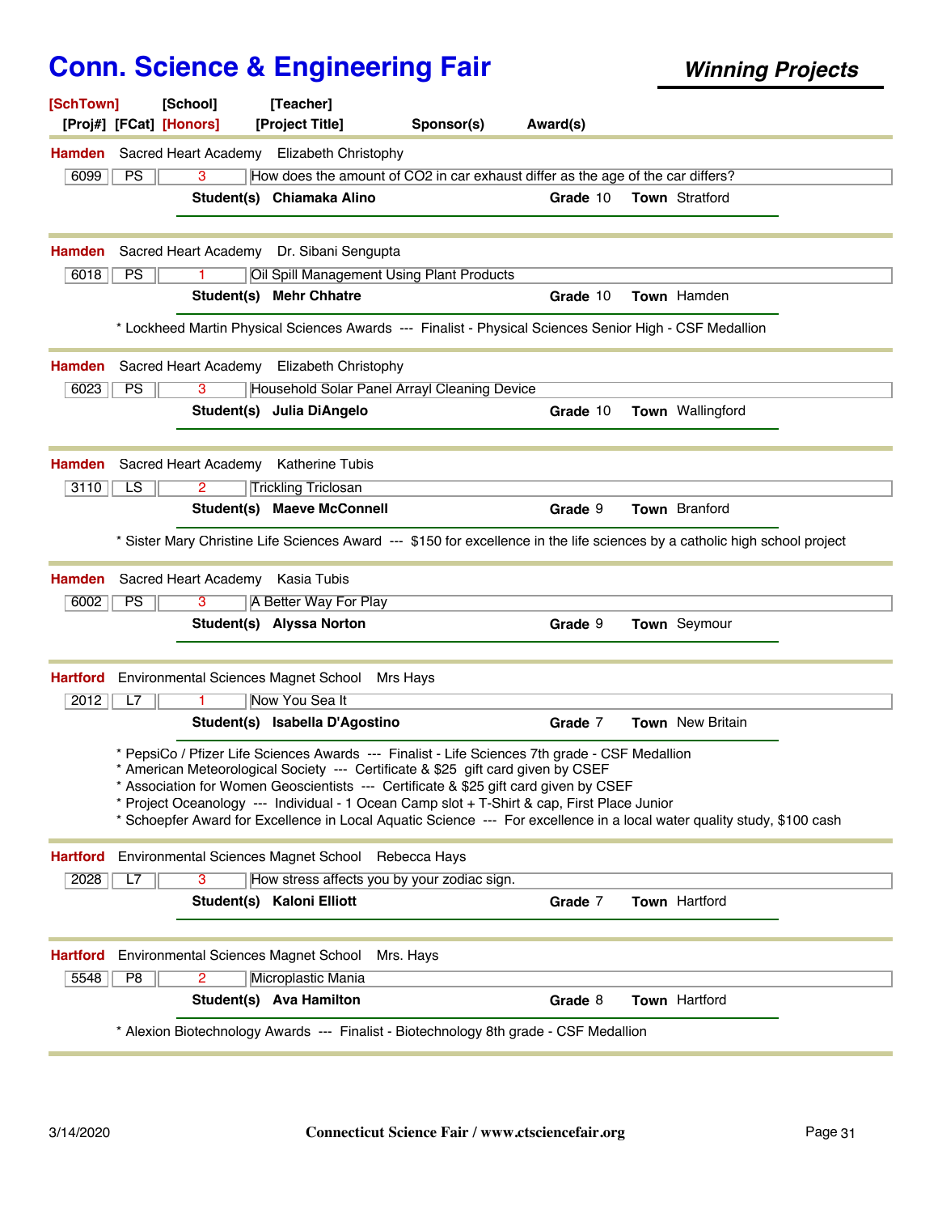# Conn. Science & Engineering Fair

***Winning Projects***

| [SchTown] | [School] | [Teacher] | | |
|---|---|---|---|---|
| [Proj#] [FCat] [Honors] | | [Project Title] | Sponsor(s) | Award(s) |

---

**Hamden** Sacred Heart Academy Elizabeth Christophy

| 6099 | PS | 3 | How does the amount of CO2 in car exhaust differ as the age of the car differs? |
|---|---|---|---|

**Student(s)** **Chiamaka Alino** **Grade** 10 **Town** Stratford

---

**Hamden** Sacred Heart Academy Dr. Sibani Sengupta

| 6018 | PS | 1 | Oil Spill Management Using Plant Products |
|---|---|---|---|

**Student(s)** **Mehr Chhatre** **Grade** 10 **Town** Hamden

* Lockheed Martin Physical Sciences Awards --- Finalist - Physical Sciences Senior High - CSF Medallion

---

**Hamden** Sacred Heart Academy Elizabeth Christophy

| 6023 | PS | 3 | Household Solar Panel Arrayl Cleaning Device |
|---|---|---|---|

**Student(s)** **Julia DiAngelo** **Grade** 10 **Town** Wallingford

---

**Hamden** Sacred Heart Academy Katherine Tubis

| 3110 | LS | 2 | Trickling Triclosan |
|---|---|---|---|

**Student(s)** **Maeve McConnell** **Grade** 9 **Town** Branford

* Sister Mary Christine Life Sciences Award --- $150 for excellence in the life sciences by a catholic high school project

---

**Hamden** Sacred Heart Academy Kasia Tubis

| 6002 | PS | 3 | A Better Way For Play |
|---|---|---|---|

**Student(s)** **Alyssa Norton** **Grade** 9 **Town** Seymour

---

**Hartford** Environmental Sciences Magnet School Mrs Hays

| 2012 | L7 | 1 | Now You Sea It |
|---|---|---|---|

**Student(s)** **Isabella D'Agostino** **Grade** 7 **Town** New Britain

* PepsiCo / Pfizer Life Sciences Awards --- Finalist - Life Sciences 7th grade - CSF Medallion
* American Meteorological Society --- Certificate & $25 gift card given by CSEF
* Association for Women Geoscientists --- Certificate & $25 gift card given by CSEF
* Project Oceanology --- Individual - 1 Ocean Camp slot + T-Shirt & cap, First Place Junior
* Schoepfer Award for Excellence in Local Aquatic Science --- For excellence in a local water quality study, $100 cash

---

**Hartford** Environmental Sciences Magnet School Rebecca Hays

| 2028 | L7 | 3 | How stress affects you by your zodiac sign. |
|---|---|---|---|

**Student(s)** **Kaloni Elliott** **Grade** 7 **Town** Hartford

---

**Hartford** Environmental Sciences Magnet School Mrs. Hays

| 5548 | P8 | 2 | Microplastic Mania |
|---|---|---|---|

**Student(s)** **Ava Hamilton** **Grade** 8 **Town** Hartford

* Alexion Biotechnology Awards --- Finalist - Biotechnology 8th grade - CSF Medallion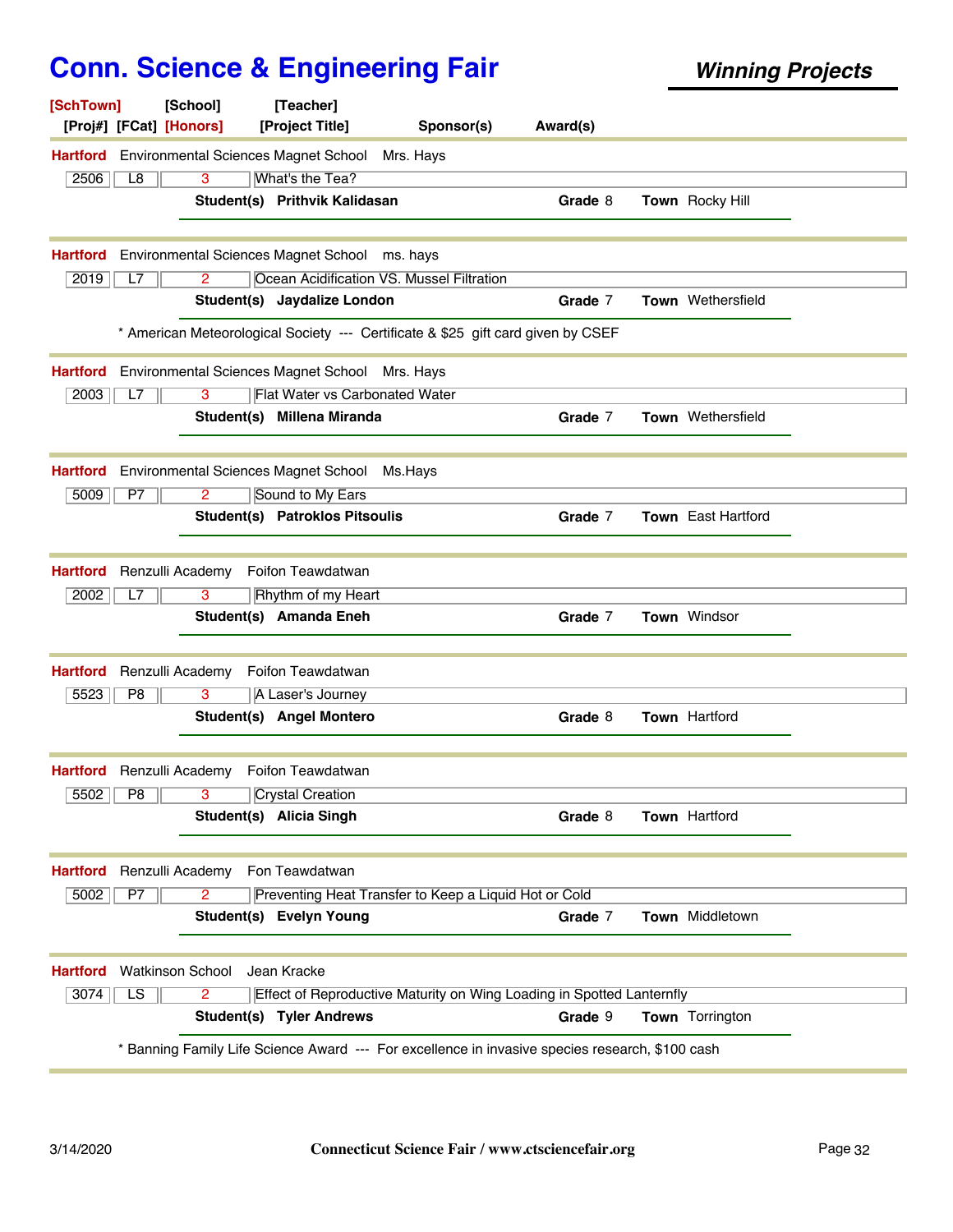# Conn. Science & Engineering Fair

***Winning Projects***

**[SchTown] [School] [Teacher]**
**[Proj#] [FCat] [Honors] [Project Title] Sponsor(s) Award(s)**

---

**Hartford** Environmental Sciences Magnet School Mrs. Hays

| 2506 | L8 | 3 | What's the Tea? |
|---|---|---|---|

**Student(s)** **Prithvik Kalidasan** **Grade** 8 **Town** Rocky Hill

---

**Hartford** Environmental Sciences Magnet School ms. hays

| 2019 | L7 | 2 | Ocean Acidification VS. Mussel Filtration |
|---|---|---|---|

**Student(s)** **Jaydalize London** **Grade** 7 **Town** Wethersfield

* American Meteorological Society --- Certificate & $25 gift card given by CSEF

---

**Hartford** Environmental Sciences Magnet School Mrs. Hays

| 2003 | L7 | 3 | Flat Water vs Carbonated Water |
|---|---|---|---|

**Student(s)** **Millena Miranda** **Grade** 7 **Town** Wethersfield

---

**Hartford** Environmental Sciences Magnet School Ms.Hays

| 5009 | P7 | 2 | Sound to My Ears |
|---|---|---|---|

**Student(s)** **Patroklos Pitsoulis** **Grade** 7 **Town** East Hartford

---

**Hartford** Renzulli Academy Foifon Teawdatwan

| 2002 | L7 | 3 | Rhythm of my Heart |
|---|---|---|---|

**Student(s)** **Amanda Eneh** **Grade** 7 **Town** Windsor

---

**Hartford** Renzulli Academy Foifon Teawdatwan

| 5523 | P8 | 3 | A Laser's Journey |
|---|---|---|---|

**Student(s)** **Angel Montero** **Grade** 8 **Town** Hartford

---

**Hartford** Renzulli Academy Foifon Teawdatwan

| 5502 | P8 | 3 | Crystal Creation |
|---|---|---|---|

**Student(s)** **Alicia Singh** **Grade** 8 **Town** Hartford

---

**Hartford** Renzulli Academy Fon Teawdatwan

| 5002 | P7 | 2 | Preventing Heat Transfer to Keep a Liquid Hot or Cold |
|---|---|---|---|

**Student(s)** **Evelyn Young** **Grade** 7 **Town** Middletown

---

**Hartford** Watkinson School Jean Kracke

| 3074 | LS | 2 | Effect of Reproductive Maturity on Wing Loading in Spotted Lanternfly |
|---|---|---|---|

**Student(s)** **Tyler Andrews** **Grade** 9 **Town** Torrington

* Banning Family Life Science Award --- For excellence in invasive species research, $100 cash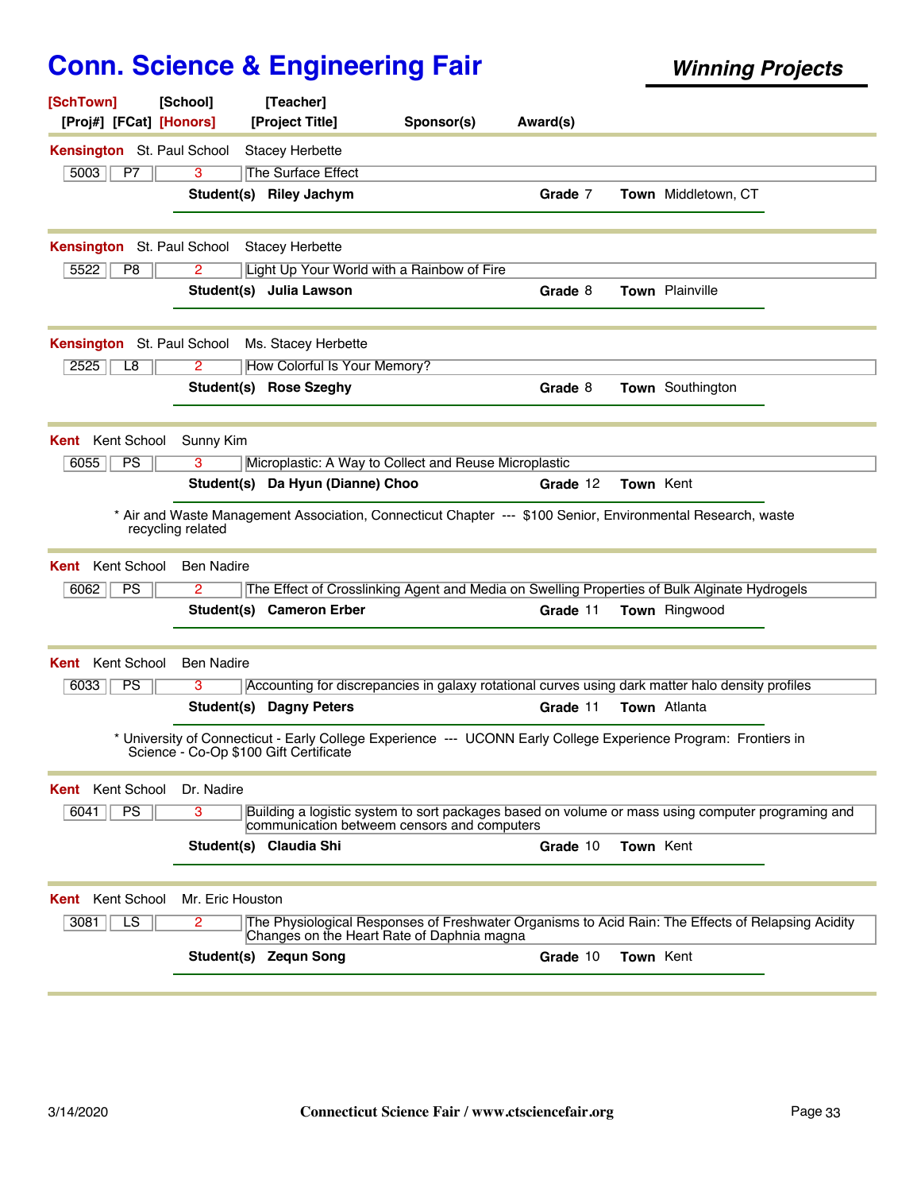# Conn. Science & Engineering Fair

***Winning Projects***

| [SchTown] | [School] | [Teacher] | | |
|---|---|---|---|---|
| [Proj#] [FCat] | [Honors] | [Project Title] | Sponsor(s) | Award(s) |

---

**Kensington** St. Paul School Stacey Herbette

| 5003 | P7 | 3 | The Surface Effect |
|---|---|---|---|

**Student(s)** **Riley Jachym** **Grade** 7 **Town** Middletown, CT

---

**Kensington** St. Paul School Stacey Herbette

| 5522 | P8 | 2 | Light Up Your World with a Rainbow of Fire |
|---|---|---|---|

**Student(s)** **Julia Lawson** **Grade** 8 **Town** Plainville

---

**Kensington** St. Paul School Ms. Stacey Herbette

| 2525 | L8 | 2 | How Colorful Is Your Memory? |
|---|---|---|---|

**Student(s)** **Rose Szeghy** **Grade** 8 **Town** Southington

---

**Kent** Kent School Sunny Kim

| 6055 | PS | 3 | Microplastic: A Way to Collect and Reuse Microplastic |
|---|---|---|---|

**Student(s)** **Da Hyun (Dianne) Choo** **Grade** 12 **Town** Kent

* Air and Waste Management Association, Connecticut Chapter --- $100 Senior, Environmental Research, waste recycling related

---

**Kent** Kent School Ben Nadire

| 6062 | PS | 2 | The Effect of Crosslinking Agent and Media on Swelling Properties of Bulk Alginate Hydrogels |
|---|---|---|---|

**Student(s)** **Cameron Erber** **Grade** 11 **Town** Ringwood

---

**Kent** Kent School Ben Nadire

| 6033 | PS | 3 | Accounting for discrepancies in galaxy rotational curves using dark matter halo density profiles |
|---|---|---|---|

**Student(s)** **Dagny Peters** **Grade** 11 **Town** Atlanta

* University of Connecticut - Early College Experience --- UCONN Early College Experience Program: Frontiers in Science - Co-Op $100 Gift Certificate

---

**Kent** Kent School Dr. Nadire

| 6041 | PS | 3 | Building a logistic system to sort packages based on volume or mass using computer programing and communication betweem censors and computers |
|---|---|---|---|

**Student(s)** **Claudia Shi** **Grade** 10 **Town** Kent

---

**Kent** Kent School Mr. Eric Houston

| 3081 | LS | 2 | The Physiological Responses of Freshwater Organisms to Acid Rain: The Effects of Relapsing Acidity Changes on the Heart Rate of Daphnia magna |
|---|---|---|---|

**Student(s)** **Zequn Song** **Grade** 10 **Town** Kent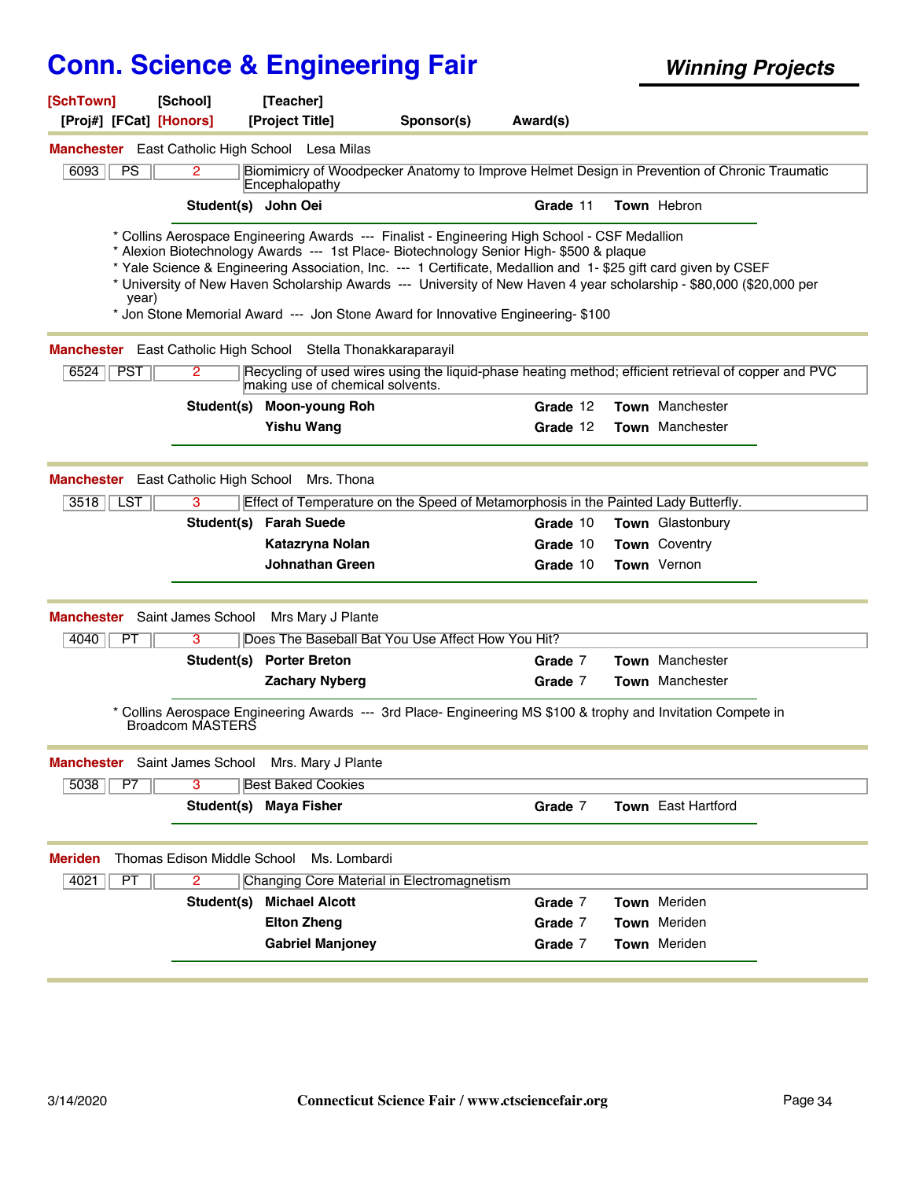# Conn. Science & Engineering Fair

***Winning Projects***

**[SchTown]** **[School]** **[Teacher]**
**[Proj#]** **[FCat]** **[Honors]** **[Project Title]** **Sponsor(s)** **Award(s)**

---

**Manchester** East Catholic High School Lesa Milas

| 6093 | PS | 2 | Biomimicry of Woodpecker Anatomy to Improve Helmet Design in Prevention of Chronic Traumatic Encephalopathy |
|---|---|---|---|

**Student(s)** **John Oei** **Grade** 11 **Town** Hebron

* Collins Aerospace Engineering Awards --- Finalist - Engineering High School - CSF Medallion
* Alexion Biotechnology Awards --- 1st Place- Biotechnology Senior High- $500 & plaque
* Yale Science & Engineering Association, Inc. --- 1 Certificate, Medallion and 1- $25 gift card given by CSEF
* University of New Haven Scholarship Awards --- University of New Haven 4 year scholarship - $80,000 ($20,000 per year)
* Jon Stone Memorial Award --- Jon Stone Award for Innovative Engineering- $100

---

**Manchester** East Catholic High School Stella Thonakkaraparayil

| 6524 | PST | 2 | Recycling of used wires using the liquid-phase heating method; efficient retrieval of copper and PVC making use of chemical solvents. |
|---|---|---|---|

**Student(s)** **Moon-young Roh** **Grade** 12 **Town** Manchester
**Yishu Wang** **Grade** 12 **Town** Manchester

---

**Manchester** East Catholic High School Mrs. Thona

| 3518 | LST | 3 | Effect of Temperature on the Speed of Metamorphosis in the Painted Lady Butterfly. |
|---|---|---|---|

**Student(s)** **Farah Suede** **Grade** 10 **Town** Glastonbury
**Katazryna Nolan** **Grade** 10 **Town** Coventry
**Johnathan Green** **Grade** 10 **Town** Vernon

---

**Manchester** Saint James School Mrs Mary J Plante

| 4040 | PT | 3 | Does The Baseball Bat You Use Affect How You Hit? |
|---|---|---|---|

**Student(s)** **Porter Breton** **Grade** 7 **Town** Manchester
**Zachary Nyberg** **Grade** 7 **Town** Manchester

* Collins Aerospace Engineering Awards --- 3rd Place- Engineering MS $100 & trophy and Invitation Compete in Broadcom MASTERS

---

**Manchester** Saint James School Mrs. Mary J Plante

| 5038 | P7 | 3 | Best Baked Cookies |
|---|---|---|---|

**Student(s)** **Maya Fisher** **Grade** 7 **Town** East Hartford

---

**Meriden** Thomas Edison Middle School Ms. Lombardi

| 4021 | PT | 2 | Changing Core Material in Electromagnetism |
|---|---|---|---|

**Student(s)** **Michael Alcott** **Grade** 7 **Town** Meriden
**Elton Zheng** **Grade** 7 **Town** Meriden
**Gabriel Manjoney** **Grade** 7 **Town** Meriden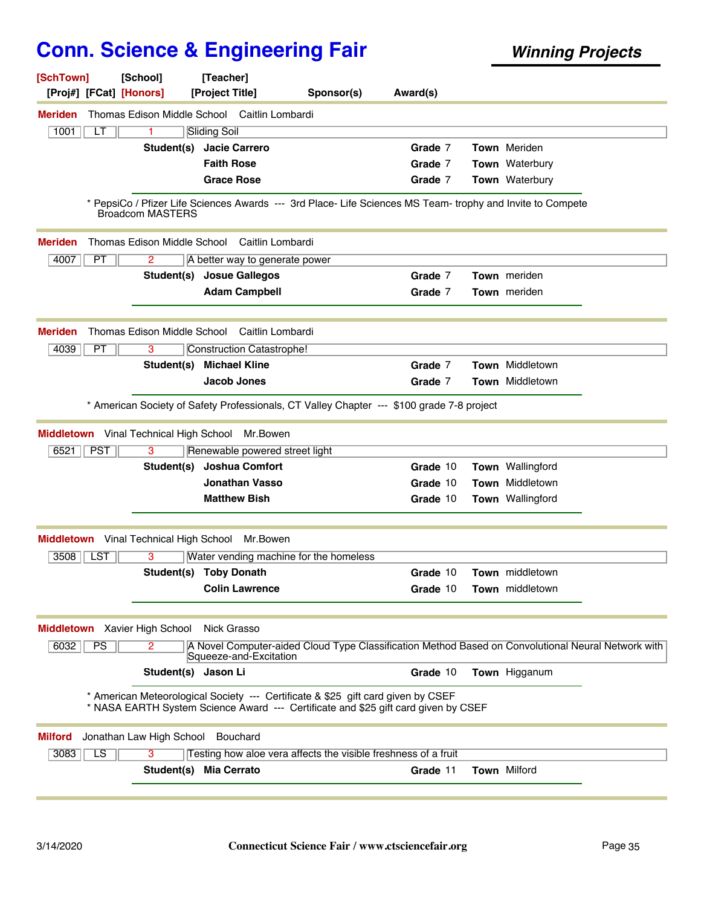# Conn. Science & Engineering Fair

***Winning Projects***

**[SchTown] [School] [Teacher]**
**[Proj#] [FCat] [Honors] [Project Title] Sponsor(s) Award(s)**

---

**Meriden** Thomas Edison Middle School Caitlin Lombardi

| 1001 | LT | 1 | Sliding Soil |
|---|---|---|---|

| Student(s) | Grade | Town |
|---|---|---|
| Jacie Carrero | 7 | Meriden |
| Faith Rose | 7 | Waterbury |
| Grace Rose | 7 | Waterbury |

* PepsiCo / Pfizer Life Sciences Awards --- 3rd Place- Life Sciences MS Team- trophy and Invite to Compete Broadcom MASTERS

---

**Meriden** Thomas Edison Middle School Caitlin Lombardi

| 4007 | PT | 2 | A better way to generate power |
|---|---|---|---|

| Student(s) | Grade | Town |
|---|---|---|
| Josue Gallegos | 7 | meriden |
| Adam Campbell | 7 | meriden |

---

**Meriden** Thomas Edison Middle School Caitlin Lombardi

| 4039 | PT | 3 | Construction Catastrophe! |
|---|---|---|---|

| Student(s) | Grade | Town |
|---|---|---|
| Michael Kline | 7 | Middletown |
| Jacob Jones | 7 | Middletown |

* American Society of Safety Professionals, CT Valley Chapter --- $100 grade 7-8 project

---

**Middletown** Vinal Technical High School Mr.Bowen

| 6521 | PST | 3 | Renewable powered street light |
|---|---|---|---|

| Student(s) | Grade | Town |
|---|---|---|
| Joshua Comfort | 10 | Wallingford |
| Jonathan Vasso | 10 | Middletown |
| Matthew Bish | 10 | Wallingford |

---

**Middletown** Vinal Technical High School Mr.Bowen

| 3508 | LST | 3 | Water vending machine for the homeless |
|---|---|---|---|

| Student(s) | Grade | Town |
|---|---|---|
| Toby Donath | 10 | middletown |
| Colin Lawrence | 10 | middletown |

---

**Middletown** Xavier High School Nick Grasso

| 6032 | PS | 2 | A Novel Computer-aided Cloud Type Classification Method Based on Convolutional Neural Network with Squeeze-and-Excitation |
|---|---|---|---|

| Student(s) | Grade | Town |
|---|---|---|
| Jason Li | 10 | Higganum |

* American Meteorological Society --- Certificate & $25 gift card given by CSEF
* NASA EARTH System Science Award --- Certificate and $25 gift card given by CSEF

---

**Milford** Jonathan Law High School Bouchard

| 3083 | LS | 3 | Testing how aloe vera affects the visible freshness of a fruit |
|---|---|---|---|

| Student(s) | Grade | Town |
|---|---|---|
| Mia Cerrato | 11 | Milford |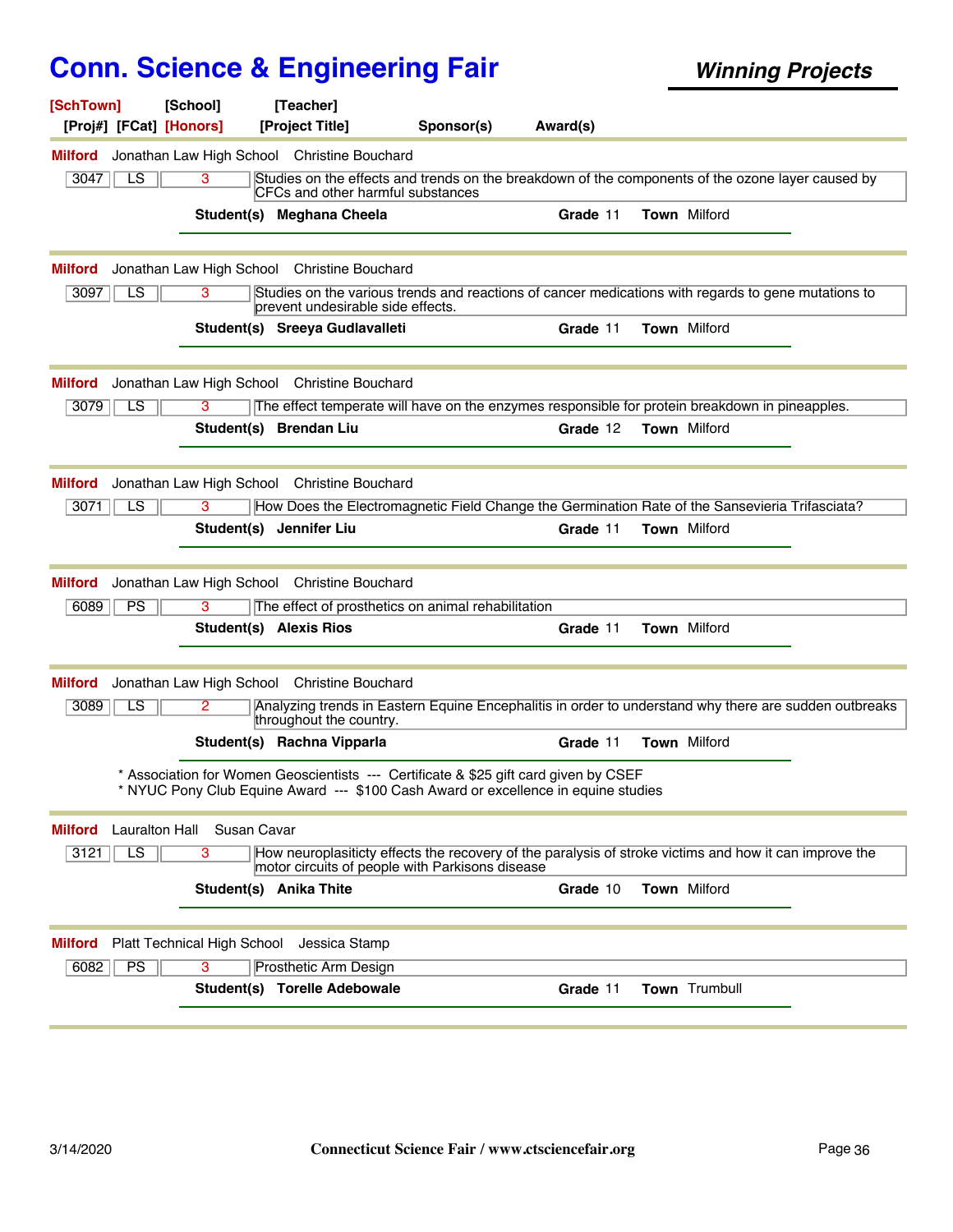# Conn. Science & Engineering Fair

***Winning Projects***

**[SchTown]** **[School]** **[Teacher]**
**[Proj#] [FCat] [Honors]** **[Project Title]** **Sponsor(s)** **Award(s)**

---

**Milford** Jonathan Law High School Christine Bouchard

| 3047 | LS | 3 | Studies on the effects and trends on the breakdown of the components of the ozone layer caused by CFCs and other harmful substances |
|---|---|---|---|

**Student(s) Meghana Cheela** **Grade** 11 **Town** Milford

---

**Milford** Jonathan Law High School Christine Bouchard

| 3097 | LS | 3 | Studies on the various trends and reactions of cancer medications with regards to gene mutations to prevent undesirable side effects. |
|---|---|---|---|

**Student(s) Sreeya Gudlavalleti** **Grade** 11 **Town** Milford

---

**Milford** Jonathan Law High School Christine Bouchard

| 3079 | LS | 3 | The effect temperate will have on the enzymes responsible for protein breakdown in pineapples. |
|---|---|---|---|

**Student(s) Brendan Liu** **Grade** 12 **Town** Milford

---

**Milford** Jonathan Law High School Christine Bouchard

| 3071 | LS | 3 | How Does the Electromagnetic Field Change the Germination Rate of the Sansevieria Trifasciata? |
|---|---|---|---|

**Student(s) Jennifer Liu** **Grade** 11 **Town** Milford

---

**Milford** Jonathan Law High School Christine Bouchard

| 6089 | PS | 3 | The effect of prosthetics on animal rehabilitation |
|---|---|---|---|

**Student(s) Alexis Rios** **Grade** 11 **Town** Milford

---

**Milford** Jonathan Law High School Christine Bouchard

| 3089 | LS | 2 | Analyzing trends in Eastern Equine Encephalitis in order to understand why there are sudden outbreaks throughout the country. |
|---|---|---|---|

**Student(s) Rachna Vipparla** **Grade** 11 **Town** Milford

\* Association for Women Geoscientists --- Certificate & $25 gift card given by CSEF
\* NYUC Pony Club Equine Award --- $100 Cash Award or excellence in equine studies

---

**Milford** Lauralton Hall Susan Cavar

| 3121 | LS | 3 | How neuroplasiticty effects the recovery of the paralysis of stroke victims and how it can improve the motor circuits of people with Parkisons disease |
|---|---|---|---|

**Student(s) Anika Thite** **Grade** 10 **Town** Milford

---

**Milford** Platt Technical High School Jessica Stamp

| 6082 | PS | 3 | Prosthetic Arm Design |
|---|---|---|---|

**Student(s) Torelle Adebowale** **Grade** 11 **Town** Trumbull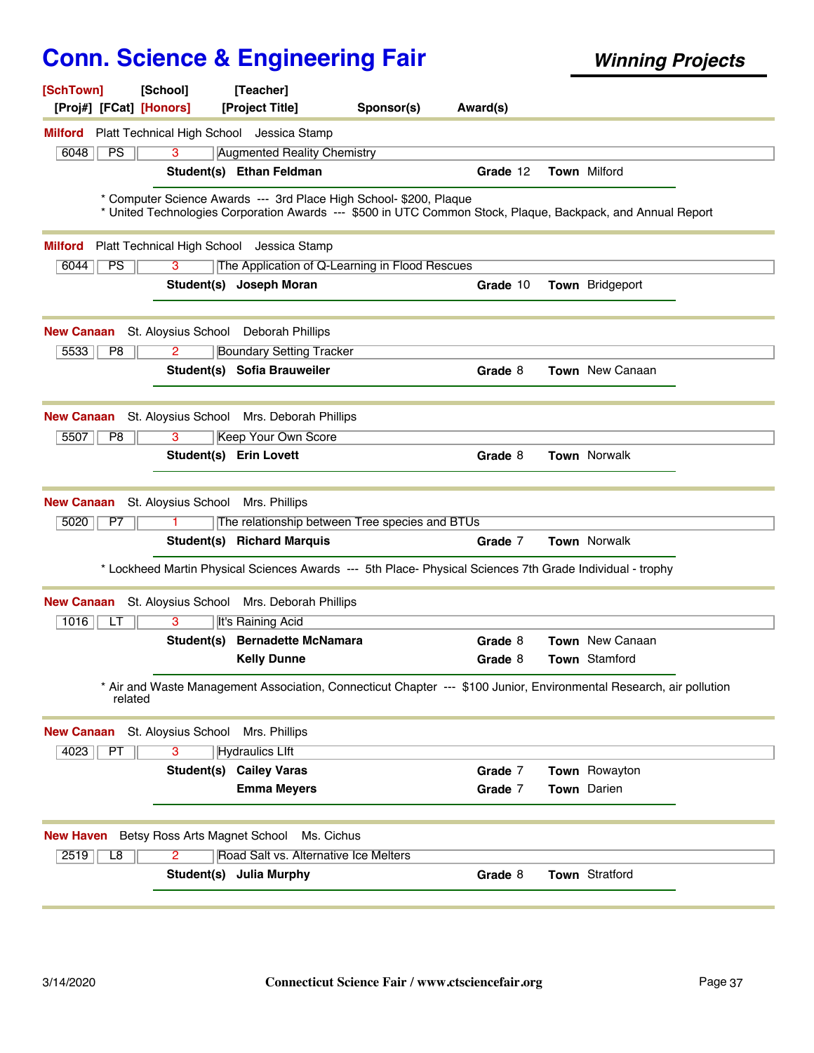# Conn. Science & Engineering Fair

## *Winning Projects*

[SchTown] [School] [Teacher]
[Proj#] [FCat] [Honors] [Project Title] Sponsor(s) Award(s)

---

**Milford** Platt Technical High School Jessica Stamp

| 6048 | PS | 3 | Augmented Reality Chemistry |
|---|---|---|---|

**Student(s)** **Ethan Feldman** — **Grade** 12 — **Town** Milford

* Computer Science Awards --- 3rd Place High School- $200, Plaque
* United Technologies Corporation Awards --- $500 in UTC Common Stock, Plaque, Backpack, and Annual Report

---

**Milford** Platt Technical High School Jessica Stamp

| 6044 | PS | 3 | The Application of Q-Learning in Flood Rescues |
|---|---|---|---|

**Student(s)** **Joseph Moran** — **Grade** 10 — **Town** Bridgeport

---

**New Canaan** St. Aloysius School Deborah Phillips

| 5533 | P8 | 2 | Boundary Setting Tracker |
|---|---|---|---|

**Student(s)** **Sofia Brauweiler** — **Grade** 8 — **Town** New Canaan

---

**New Canaan** St. Aloysius School Mrs. Deborah Phillips

| 5507 | P8 | 3 | Keep Your Own Score |
|---|---|---|---|

**Student(s)** **Erin Lovett** — **Grade** 8 — **Town** Norwalk

---

**New Canaan** St. Aloysius School Mrs. Phillips

| 5020 | P7 | 1 | The relationship between Tree species and BTUs |
|---|---|---|---|

**Student(s)** **Richard Marquis** — **Grade** 7 — **Town** Norwalk

* Lockheed Martin Physical Sciences Awards --- 5th Place- Physical Sciences 7th Grade Individual - trophy

---

**New Canaan** St. Aloysius School Mrs. Deborah Phillips

| 1016 | LT | 3 | It's Raining Acid |
|---|---|---|---|

**Student(s)** **Bernadette McNamara** — **Grade** 8 — **Town** New Canaan
**Kelly Dunne** — **Grade** 8 — **Town** Stamford

* Air and Waste Management Association, Connecticut Chapter --- $100 Junior, Environmental Research, air pollution related

---

**New Canaan** St. Aloysius School Mrs. Phillips

| 4023 | PT | 3 | Hydraulics LIft |
|---|---|---|---|

**Student(s)** **Cailey Varas** — **Grade** 7 — **Town** Rowayton
**Emma Meyers** — **Grade** 7 — **Town** Darien

---

**New Haven** Betsy Ross Arts Magnet School Ms. Cichus

| 2519 | L8 | 2 | Road Salt vs. Alternative Ice Melters |
|---|---|---|---|

**Student(s)** **Julia Murphy** — **Grade** 8 — **Town** Stratford

---

3/14/2020 **Connecticut Science Fair / www.ctsciencefair.org**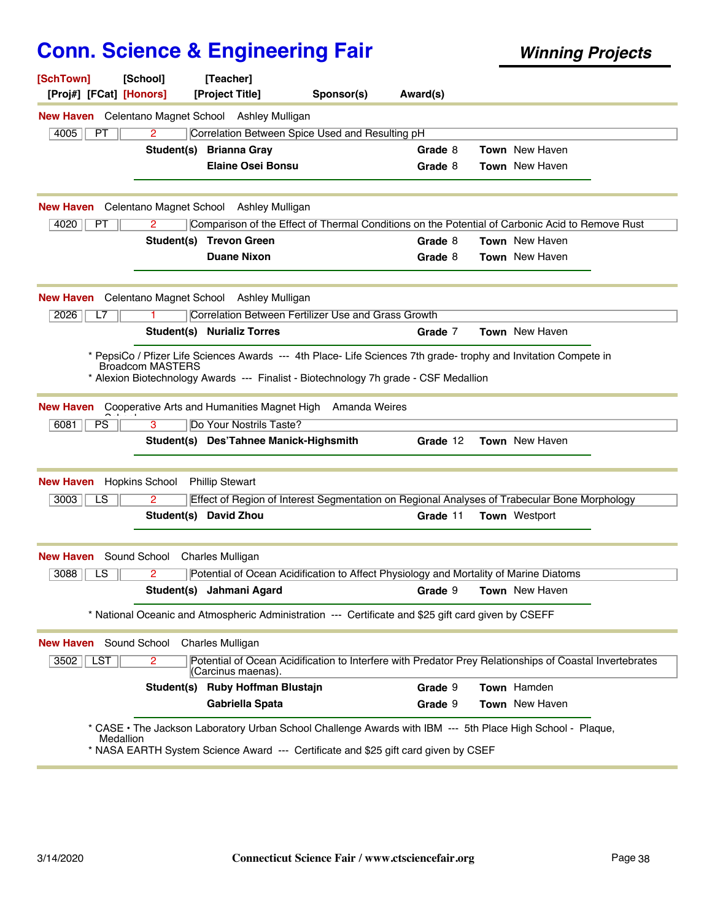# Conn. Science & Engineering Fair

***Winning Projects***

[SchTown] [School] [Teacher]
[Proj#] [FCat] [Honors] [Project Title] Sponsor(s) Award(s)

---

**New Haven** Celentano Magnet School Ashley Mulligan

| 4005 | PT | 2 | Correlation Between Spice Used and Resulting pH |
|---|---|---|---|

**Student(s)** **Brianna Gray** **Grade** 8 **Town** New Haven
**Elaine Osei Bonsu** **Grade** 8 **Town** New Haven

---

**New Haven** Celentano Magnet School Ashley Mulligan

| 4020 | PT | 2 | Comparison of the Effect of Thermal Conditions on the Potential of Carbonic Acid to Remove Rust |
|---|---|---|---|

**Student(s)** **Trevon Green** **Grade** 8 **Town** New Haven
**Duane Nixon** **Grade** 8 **Town** New Haven

---

**New Haven** Celentano Magnet School Ashley Mulligan

| 2026 | L7 | 1 | Correlation Between Fertilizer Use and Grass Growth |
|---|---|---|---|

**Student(s)** **Nurializ Torres** **Grade** 7 **Town** New Haven

* PepsiCo / Pfizer Life Sciences Awards --- 4th Place- Life Sciences 7th grade- trophy and Invitation Compete in Broadcom MASTERS
* Alexion Biotechnology Awards --- Finalist - Biotechnology 7h grade - CSF Medallion

---

**New Haven** Cooperative Arts and Humanities Magnet High School Amanda Weires

| 6081 | PS | 3 | Do Your Nostrils Taste? |
|---|---|---|---|

**Student(s)** **Des'Tahnee Manick-Highsmith** **Grade** 12 **Town** New Haven

---

**New Haven** Hopkins School Phillip Stewart

| 3003 | LS | 2 | Effect of Region of Interest Segmentation on Regional Analyses of Trabecular Bone Morphology |
|---|---|---|---|

**Student(s)** **David Zhou** **Grade** 11 **Town** Westport

---

**New Haven** Sound School Charles Mulligan

| 3088 | LS | 2 | Potential of Ocean Acidification to Affect Physiology and Mortality of Marine Diatoms |
|---|---|---|---|

**Student(s)** **Jahmani Agard** **Grade** 9 **Town** New Haven

* National Oceanic and Atmospheric Administration --- Certificate and $25 gift card given by CSEFF

---

**New Haven** Sound School Charles Mulligan

| 3502 | LST | 2 | Potential of Ocean Acidification to Interfere with Predator Prey Relationships of Coastal Invertebrates (Carcinus maenas). |
|---|---|---|---|

**Student(s)** **Ruby Hoffman Blustajn** **Grade** 9 **Town** Hamden
**Gabriella Spata** **Grade** 9 **Town** New Haven

* CASE • The Jackson Laboratory Urban School Challenge Awards with IBM --- 5th Place High School - Plaque, Medallion
* NASA EARTH System Science Award --- Certificate and $25 gift card given by CSEF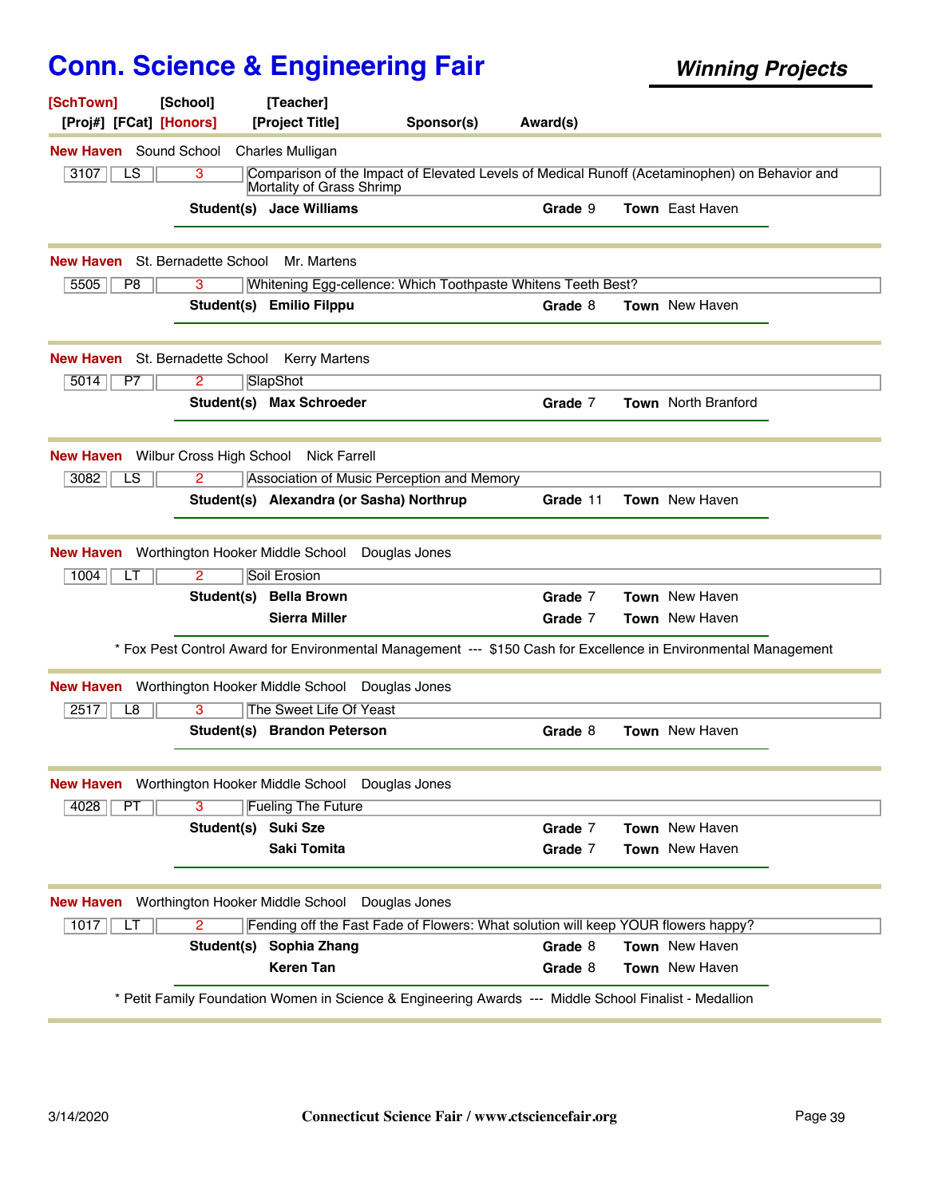# Conn. Science & Engineering Fair

***Winning Projects***

| [SchTown] | [School] | [Teacher] | | |
|---|---|---|---|---|
| [Proj#] [FCat] | [Honors] | [Project Title] | Sponsor(s) | Award(s) |

---

**New Haven** Sound School Charles Mulligan

| 3107 | LS | 3 | Comparison of the Impact of Elevated Levels of Medical Runoff (Acetaminophen) on Behavior and Mortality of Grass Shrimp |
|---|---|---|---|

**Student(s)** **Jace Williams** — **Grade** 9 — **Town** East Haven

---

**New Haven** St. Bernadette School Mr. Martens

| 5505 | P8 | 3 | Whitening Egg-cellence: Which Toothpaste Whitens Teeth Best? |
|---|---|---|---|

**Student(s)** **Emilio Filppu** — **Grade** 8 — **Town** New Haven

---

**New Haven** St. Bernadette School Kerry Martens

| 5014 | P7 | 2 | SlapShot |
|---|---|---|---|

**Student(s)** **Max Schroeder** — **Grade** 7 — **Town** North Branford

---

**New Haven** Wilbur Cross High School Nick Farrell

| 3082 | LS | 2 | Association of Music Perception and Memory |
|---|---|---|---|

**Student(s)** **Alexandra (or Sasha) Northrup** — **Grade** 11 — **Town** New Haven

---

**New Haven** Worthington Hooker Middle School Douglas Jones

| 1004 | LT | 2 | Soil Erosion |
|---|---|---|---|

**Student(s)** **Bella Brown** — **Grade** 7 — **Town** New Haven
**Sierra Miller** — **Grade** 7 — **Town** New Haven

* Fox Pest Control Award for Environmental Management --- $150 Cash for Excellence in Environmental Management

---

**New Haven** Worthington Hooker Middle School Douglas Jones

| 2517 | L8 | 3 | The Sweet Life Of Yeast |
|---|---|---|---|

**Student(s)** **Brandon Peterson** — **Grade** 8 — **Town** New Haven

---

**New Haven** Worthington Hooker Middle School Douglas Jones

| 4028 | PT | 3 | Fueling The Future |
|---|---|---|---|

**Student(s)** **Suki Sze** — **Grade** 7 — **Town** New Haven
**Saki Tomita** — **Grade** 7 — **Town** New Haven

---

**New Haven** Worthington Hooker Middle School Douglas Jones

| 1017 | LT | 2 | Fending off the Fast Fade of Flowers: What solution will keep YOUR flowers happy? |
|---|---|---|---|

**Student(s)** **Sophia Zhang** — **Grade** 8 — **Town** New Haven
**Keren Tan** — **Grade** 8 — **Town** New Haven

* Petit Family Foundation Women in Science & Engineering Awards --- Middle School Finalist - Medallion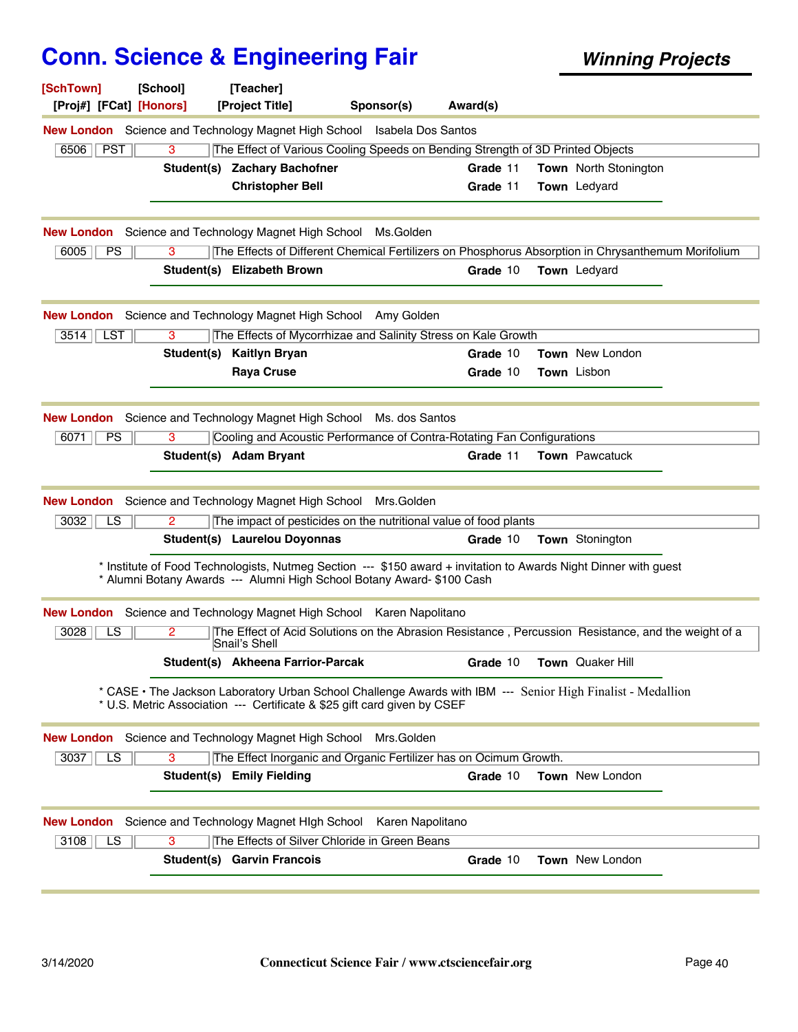# Conn. Science & Engineering Fair

## *Winning Projects*

**[SchTown]** **[School]** **[Teacher]**
**[Proj#]** **[FCat]** **[Honors]** **[Project Title]** **Sponsor(s)** **Award(s)**

---

**New London** Science and Technology Magnet High School Isabela Dos Santos

| 6506 | PST | 3 | The Effect of Various Cooling Speeds on Bending Strength of 3D Printed Objects |
|---|---|---|---|

**Student(s)** **Zachary Bachofner** **Grade** 11 **Town** North Stonington
**Christopher Bell** **Grade** 11 **Town** Ledyard

---

**New London** Science and Technology Magnet High School Ms.Golden

| 6005 | PS | 3 | The Effects of Different Chemical Fertilizers on Phosphorus Absorption in Chrysanthemum Morifolium |
|---|---|---|---|

**Student(s)** **Elizabeth Brown** **Grade** 10 **Town** Ledyard

---

**New London** Science and Technology Magnet High School Amy Golden

| 3514 | LST | 3 | The Effects of Mycorrhizae and Salinity Stress on Kale Growth |
|---|---|---|---|

**Student(s)** **Kaitlyn Bryan** **Grade** 10 **Town** New London
**Raya Cruse** **Grade** 10 **Town** Lisbon

---

**New London** Science and Technology Magnet High School Ms. dos Santos

| 6071 | PS | 3 | Cooling and Acoustic Performance of Contra-Rotating Fan Configurations |
|---|---|---|---|

**Student(s)** **Adam Bryant** **Grade** 11 **Town** Pawcatuck

---

**New London** Science and Technology Magnet High School Mrs.Golden

| 3032 | LS | 2 | The impact of pesticides on the nutritional value of food plants |
|---|---|---|---|

**Student(s)** **Laurelou Doyonnas** **Grade** 10 **Town** Stonington

* Institute of Food Technologists, Nutmeg Section --- $150 award + invitation to Awards Night Dinner with guest
* Alumni Botany Awards --- Alumni High School Botany Award- $100 Cash

---

**New London** Science and Technology Magnet High School Karen Napolitano

| 3028 | LS | 2 | The Effect of Acid Solutions on the Abrasion Resistance , Percussion Resistance, and the weight of a Snail's Shell |
|---|---|---|---|

**Student(s)** **Akheena Farrior-Parcak** **Grade** 10 **Town** Quaker Hill

* CASE • The Jackson Laboratory Urban School Challenge Awards with IBM --- Senior High Finalist - Medallion
* U.S. Metric Association --- Certificate & $25 gift card given by CSEF

---

**New London** Science and Technology Magnet High School Mrs.Golden

| 3037 | LS | 3 | The Effect Inorganic and Organic Fertilizer has on Ocimum Growth. |
|---|---|---|---|

**Student(s)** **Emily Fielding** **Grade** 10 **Town** New London

---

**New London** Science and Technology Magnet HIgh School Karen Napolitano

| 3108 | LS | 3 | The Effects of Silver Chloride in Green Beans |
|---|---|---|---|

**Student(s)** **Garvin Francois** **Grade** 10 **Town** New London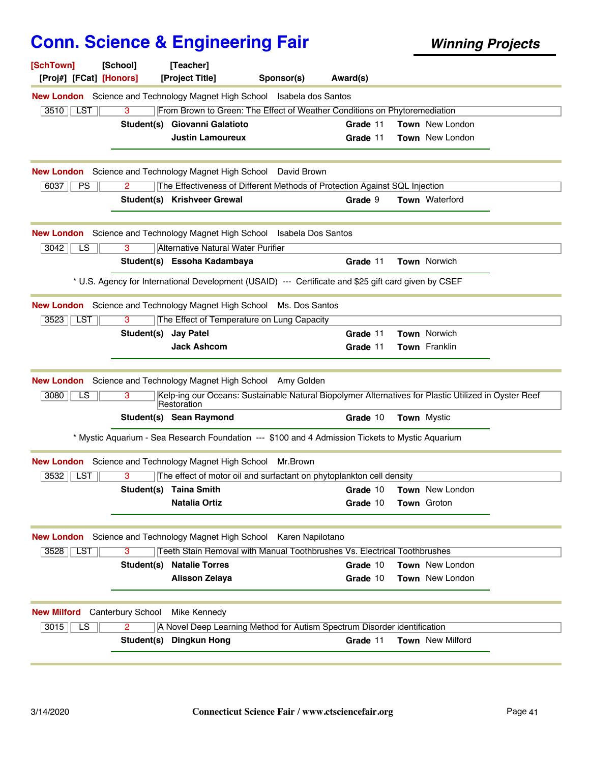# Conn. Science & Engineering Fair

***Winning Projects***

**[SchTown]** **[School]** **[Teacher]**
**[Proj#]** **[FCat]** **[Honors]** **[Project Title]** **Sponsor(s)** **Award(s)**

---

**New London** Science and Technology Magnet High School Isabela dos Santos

| 3510 | LST | 3 | From Brown to Green: The Effect of Weather Conditions on Phytoremediation |
|---|---|---|---|

**Student(s)** **Giovanni Galatioto** **Grade** 11 **Town** New London
**Justin Lamoureux** **Grade** 11 **Town** New London

---

**New London** Science and Technology Magnet High School David Brown

| 6037 | PS | 2 | The Effectiveness of Different Methods of Protection Against SQL Injection |
|---|---|---|---|

**Student(s)** **Krishveer Grewal** **Grade** 9 **Town** Waterford

---

**New London** Science and Technology Magnet High School Isabela Dos Santos

| 3042 | LS | 3 | Alternative Natural Water Purifier |
|---|---|---|---|

**Student(s)** **Essoha Kadambaya** **Grade** 11 **Town** Norwich

* U.S. Agency for International Development (USAID) --- Certificate and $25 gift card given by CSEF

---

**New London** Science and Technology Magnet High School Ms. Dos Santos

| 3523 | LST | 3 | The Effect of Temperature on Lung Capacity |
|---|---|---|---|

**Student(s)** **Jay Patel** **Grade** 11 **Town** Norwich
**Jack Ashcom** **Grade** 11 **Town** Franklin

---

**New London** Science and Technology Magnet High School Amy Golden

| 3080 | LS | 3 | Kelp-ing our Oceans: Sustainable Natural Biopolymer Alternatives for Plastic Utilized in Oyster Reef Restoration |
|---|---|---|---|

**Student(s)** **Sean Raymond** **Grade** 10 **Town** Mystic

* Mystic Aquarium - Sea Research Foundation --- $100 and 4 Admission Tickets to Mystic Aquarium

---

**New London** Science and Technology Magnet High School Mr.Brown

| 3532 | LST | 3 | The effect of motor oil and surfactant on phytoplankton cell density |
|---|---|---|---|

**Student(s)** **Taina Smith** **Grade** 10 **Town** New London
**Natalia Ortiz** **Grade** 10 **Town** Groton

---

**New London** Science and Technology Magnet High School Karen Napilotano

| 3528 | LST | 3 | Teeth Stain Removal with Manual Toothbrushes Vs. Electrical Toothbrushes |
|---|---|---|---|

**Student(s)** **Natalie Torres** **Grade** 10 **Town** New London
**Alisson Zelaya** **Grade** 10 **Town** New London

---

**New Milford** Canterbury School Mike Kennedy

| 3015 | LS | 2 | A Novel Deep Learning Method for Autism Spectrum Disorder identification |
|---|---|---|---|

**Student(s)** **Dingkun Hong** **Grade** 11 **Town** New Milford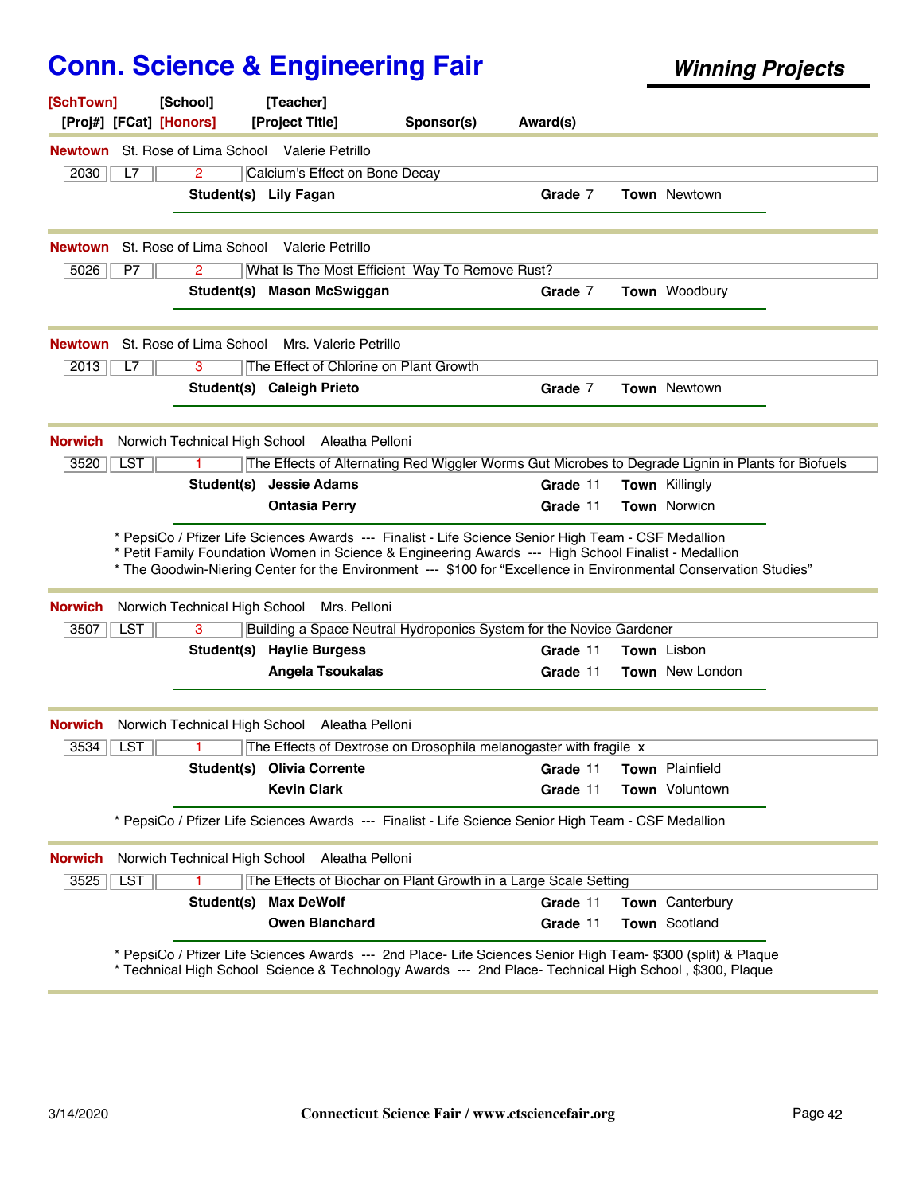# Conn. Science & Engineering Fair

***Winning Projects***

[SchTown] [School] [Teacher]
[Proj#] [FCat] [Honors] [Project Title] Sponsor(s) Award(s)

---

**Newtown** St. Rose of Lima School Valerie Petrillo

| 2030 | L7 | 2 | Calcium's Effect on Bone Decay |
|---|---|---|---|

**Student(s)** **Lily Fagan** **Grade** 7 **Town** Newtown

---

**Newtown** St. Rose of Lima School Valerie Petrillo

| 5026 | P7 | 2 | What Is The Most Efficient Way To Remove Rust? |
|---|---|---|---|

**Student(s)** **Mason McSwiggan** **Grade** 7 **Town** Woodbury

---

**Newtown** St. Rose of Lima School Mrs. Valerie Petrillo

| 2013 | L7 | 3 | The Effect of Chlorine on Plant Growth |
|---|---|---|---|

**Student(s)** **Caleigh Prieto** **Grade** 7 **Town** Newtown

---

**Norwich** Norwich Technical High School Aleatha Pelloni

| 3520 | LST | 1 | The Effects of Alternating Red Wiggler Worms Gut Microbes to Degrade Lignin in Plants for Biofuels |
|---|---|---|---|

**Student(s)** **Jessie Adams** **Grade** 11 **Town** Killingly
**Ontasia Perry** **Grade** 11 **Town** Norwicn

* PepsiCo / Pfizer Life Sciences Awards --- Finalist - Life Science Senior High Team - CSF Medallion
* Petit Family Foundation Women in Science & Engineering Awards --- High School Finalist - Medallion
* The Goodwin-Niering Center for the Environment --- $100 for "Excellence in Environmental Conservation Studies"

---

**Norwich** Norwich Technical High School Mrs. Pelloni

| 3507 | LST | 3 | Building a Space Neutral Hydroponics System for the Novice Gardener |
|---|---|---|---|

**Student(s)** **Haylie Burgess** **Grade** 11 **Town** Lisbon
**Angela Tsoukalas** **Grade** 11 **Town** New London

---

**Norwich** Norwich Technical High School Aleatha Pelloni

| 3534 | LST | 1 | The Effects of Dextrose on Drosophila melanogaster with fragile x |
|---|---|---|---|

**Student(s)** **Olivia Corrente** **Grade** 11 **Town** Plainfield
**Kevin Clark** **Grade** 11 **Town** Voluntown

* PepsiCo / Pfizer Life Sciences Awards --- Finalist - Life Science Senior High Team - CSF Medallion

---

**Norwich** Norwich Technical High School Aleatha Pelloni

| 3525 | LST | 1 | The Effects of Biochar on Plant Growth in a Large Scale Setting |
|---|---|---|---|

**Student(s)** **Max DeWolf** **Grade** 11 **Town** Canterbury
**Owen Blanchard** **Grade** 11 **Town** Scotland

* PepsiCo / Pfizer Life Sciences Awards --- 2nd Place- Life Sciences Senior High Team- $300 (split) & Plaque
* Technical High School Science & Technology Awards --- 2nd Place- Technical High School , $300, Plaque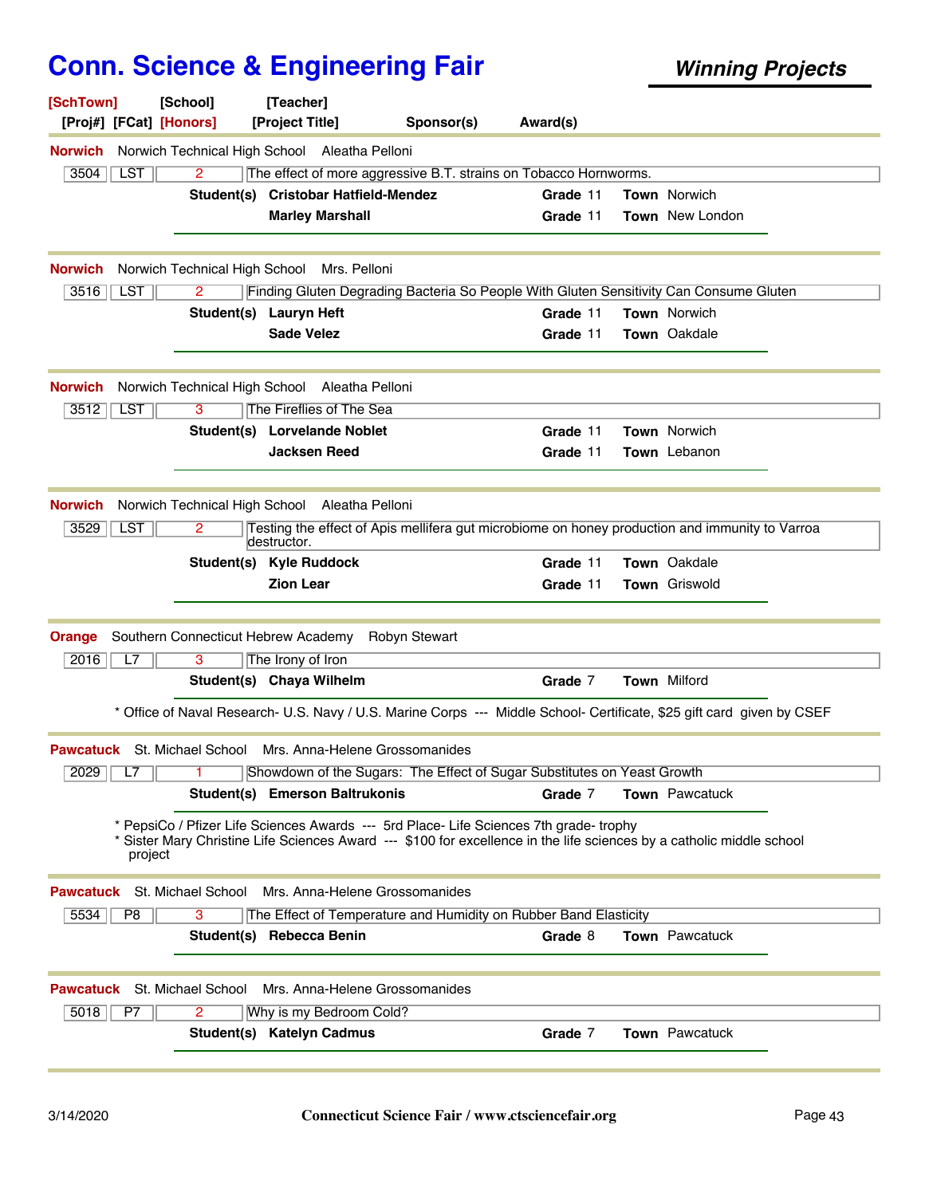# Conn. Science & Engineering Fair

***Winning Projects***

**[SchTown]** **[School]** **[Teacher]**
**[Proj#]** **[FCat]** **[Honors]** **[Project Title]** **Sponsor(s)** **Award(s)**

---

**Norwich** Norwich Technical High School Aleatha Pelloni

| 3504 | LST | 2 | The effect of more aggressive B.T. strains on Tobacco Hornworms. |
|---|---|---|---|

**Student(s)** **Cristobal Hatfield-Mendez** **Grade** 11 **Town** Norwich
**Marley Marshall** **Grade** 11 **Town** New London

---

**Norwich** Norwich Technical High School Mrs. Pelloni

| 3516 | LST | 2 | Finding Gluten Degrading Bacteria So People With Gluten Sensitivity Can Consume Gluten |
|---|---|---|---|

**Student(s)** **Lauryn Heft** **Grade** 11 **Town** Norwich
**Sade Velez** **Grade** 11 **Town** Oakdale

---

**Norwich** Norwich Technical High School Aleatha Pelloni

| 3512 | LST | 3 | The Fireflies of The Sea |
|---|---|---|---|

**Student(s)** **Lorvelande Noblet** **Grade** 11 **Town** Norwich
**Jacksen Reed** **Grade** 11 **Town** Lebanon

---

**Norwich** Norwich Technical High School Aleatha Pelloni

| 3529 | LST | 2 | Testing the effect of Apis mellifera gut microbiome on honey production and immunity to Varroa destructor. |
|---|---|---|---|

**Student(s)** **Kyle Ruddock** **Grade** 11 **Town** Oakdale
**Zion Lear** **Grade** 11 **Town** Griswold

---

**Orange** Southern Connecticut Hebrew Academy Robyn Stewart

| 2016 | L7 | 3 | The Irony of Iron |
|---|---|---|---|

**Student(s)** **Chaya Wilhelm** **Grade** 7 **Town** Milford

* Office of Naval Research- U.S. Navy / U.S. Marine Corps --- Middle School- Certificate, $25 gift card given by CSEF

---

**Pawcatuck** St. Michael School Mrs. Anna-Helene Grossomanides

| 2029 | L7 | 1 | Showdown of the Sugars: The Effect of Sugar Substitutes on Yeast Growth |
|---|---|---|---|

**Student(s)** **Emerson Baltrukonis** **Grade** 7 **Town** Pawcatuck

* PepsiCo / Pfizer Life Sciences Awards --- 5rd Place- Life Sciences 7th grade- trophy
* Sister Mary Christine Life Sciences Award --- $100 for excellence in the life sciences by a catholic middle school project

---

**Pawcatuck** St. Michael School Mrs. Anna-Helene Grossomanides

| 5534 | P8 | 3 | The Effect of Temperature and Humidity on Rubber Band Elasticity |
|---|---|---|---|

**Student(s)** **Rebecca Benin** **Grade** 8 **Town** Pawcatuck

---

**Pawcatuck** St. Michael School Mrs. Anna-Helene Grossomanides

| 5018 | P7 | 2 | Why is my Bedroom Cold? |
|---|---|---|---|

**Student(s)** **Katelyn Cadmus** **Grade** 7 **Town** Pawcatuck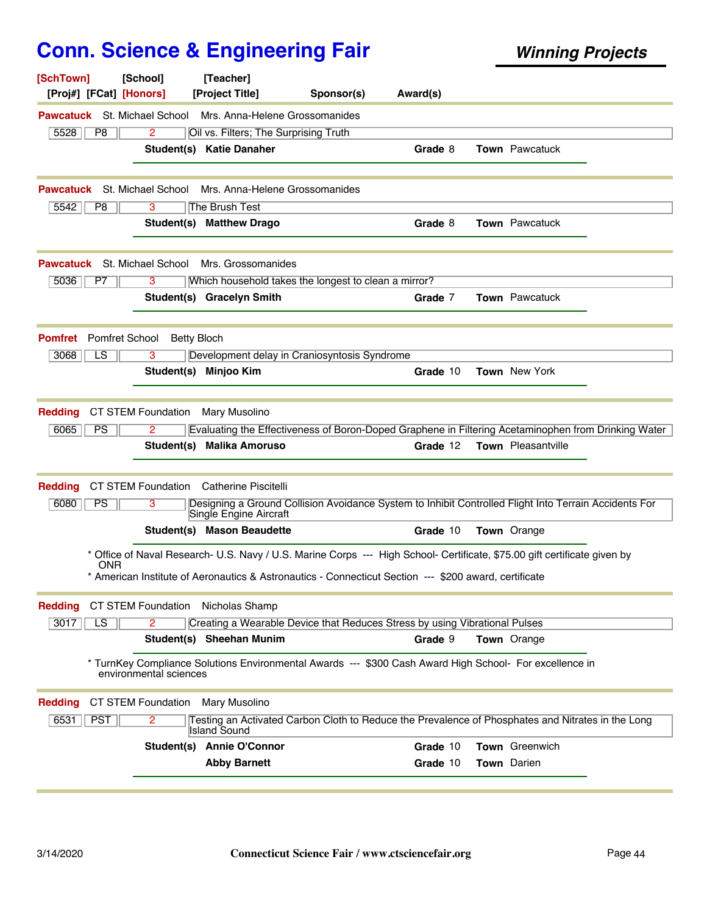# Conn. Science & Engineering Fair

***Winning Projects***

| [SchTown] | [School] | [Teacher] | | |
|---|---|---|---|---|
| [Proj#] [FCat] [Honors] | | [Project Title] | Sponsor(s) | Award(s) |

---

**Pawcatuck** St. Michael School Mrs. Anna-Helene Grossomanides

| 5528 | P8 | 2 | Oil vs. Filters; The Surprising Truth |
|---|---|---|---|

**Student(s)** **Katie Danaher** **Grade** 8 **Town** Pawcatuck

---

**Pawcatuck** St. Michael School Mrs. Anna-Helene Grossomanides

| 5542 | P8 | 3 | The Brush Test |
|---|---|---|---|

**Student(s)** **Matthew Drago** **Grade** 8 **Town** Pawcatuck

---

**Pawcatuck** St. Michael School Mrs. Grossomanides

| 5036 | P7 | 3 | Which household takes the longest to clean a mirror? |
|---|---|---|---|

**Student(s)** **Gracelyn Smith** **Grade** 7 **Town** Pawcatuck

---

**Pomfret** Pomfret School Betty Bloch

| 3068 | LS | 3 | Development delay in Craniosyntosis Syndrome |
|---|---|---|---|

**Student(s)** **Minjoo Kim** **Grade** 10 **Town** New York

---

**Redding** CT STEM Foundation Mary Musolino

| 6065 | PS | 2 | Evaluating the Effectiveness of Boron-Doped Graphene in Filtering Acetaminophen from Drinking Water |
|---|---|---|---|

**Student(s)** **Malika Amoruso** **Grade** 12 **Town** Pleasantville

---

**Redding** CT STEM Foundation Catherine Piscitelli

| 6080 | PS | 3 | Designing a Ground Collision Avoidance System to Inhibit Controlled Flight Into Terrain Accidents For Single Engine Aircraft |
|---|---|---|---|

**Student(s)** **Mason Beaudette** **Grade** 10 **Town** Orange

* Office of Naval Research- U.S. Navy / U.S. Marine Corps --- High School- Certificate, $75.00 gift certificate given by ONR
* American Institute of Aeronautics & Astronautics - Connecticut Section --- $200 award, certificate

---

**Redding** CT STEM Foundation Nicholas Shamp

| 3017 | LS | 2 | Creating a Wearable Device that Reduces Stress by using Vibrational Pulses |
|---|---|---|---|

**Student(s)** **Sheehan Munim** **Grade** 9 **Town** Orange

* TurnKey Compliance Solutions Environmental Awards --- $300 Cash Award High School- For excellence in environmental sciences

---

**Redding** CT STEM Foundation Mary Musolino

| 6531 | PST | 2 | Testing an Activated Carbon Cloth to Reduce the Prevalence of Phosphates and Nitrates in the Long Island Sound |
|---|---|---|---|

**Student(s)** **Annie O'Connor** **Grade** 10 **Town** Greenwich

**Abby Barnett** **Grade** 10 **Town** Darien

---

3/14/2020 Connecticut Science Fair / www.ctsciencefair.org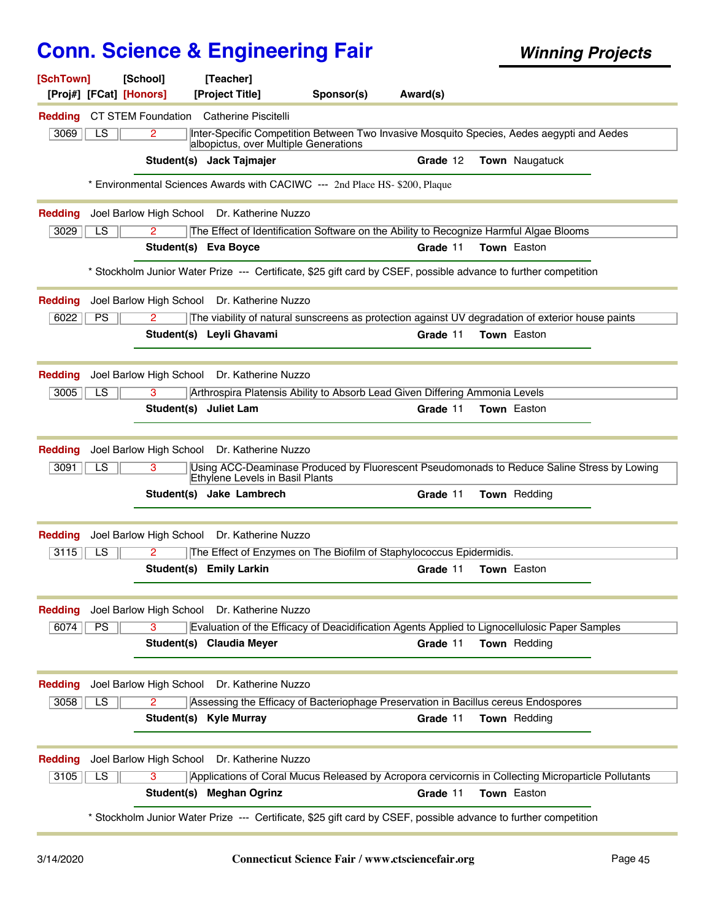# Conn. Science & Engineering Fair

**Winning Projects**

| [SchTown] | [School] | [Teacher] | | | |
|---|---|---|---|---|---|
| [Proj#] | [FCat] | [Honors] | [Project Title] | Sponsor(s) | Award(s) |

---

**Redding** CT STEM Foundation Catherine Piscitelli

| 3069 | LS | 2 | Inter-Specific Competition Between Two Invasive Mosquito Species, Aedes aegypti and Aedes albopictus, over Multiple Generations |
|---|---|---|---|

**Student(s)** **Jack Tajmajer** **Grade** 12 **Town** Naugatuck

\* Environmental Sciences Awards with CACIWC --- 2nd Place HS- $200, Plaque

---

**Redding** Joel Barlow High School Dr. Katherine Nuzzo

| 3029 | LS | 2 | The Effect of Identification Software on the Ability to Recognize Harmful Algae Blooms |
|---|---|---|---|

**Student(s)** **Eva Boyce** **Grade** 11 **Town** Easton

\* Stockholm Junior Water Prize --- Certificate, $25 gift card by CSEF, possible advance to further competition

---

**Redding** Joel Barlow High School Dr. Katherine Nuzzo

| 6022 | PS | 2 | The viability of natural sunscreens as protection against UV degradation of exterior house paints |
|---|---|---|---|

**Student(s)** **Leyli Ghavami** **Grade** 11 **Town** Easton

---

**Redding** Joel Barlow High School Dr. Katherine Nuzzo

| 3005 | LS | 3 | Arthrospira Platensis Ability to Absorb Lead Given Differing Ammonia Levels |
|---|---|---|---|

**Student(s)** **Juliet Lam** **Grade** 11 **Town** Easton

---

**Redding** Joel Barlow High School Dr. Katherine Nuzzo

| 3091 | LS | 3 | Using ACC-Deaminase Produced by Fluorescent Pseudomonads to Reduce Saline Stress by Lowing Ethylene Levels in Basil Plants |
|---|---|---|---|

**Student(s)** **Jake Lambrech** **Grade** 11 **Town** Redding

---

**Redding** Joel Barlow High School Dr. Katherine Nuzzo

| 3115 | LS | 2 | The Effect of Enzymes on The Biofilm of Staphylococcus Epidermidis. |
|---|---|---|---|

**Student(s)** **Emily Larkin** **Grade** 11 **Town** Easton

---

**Redding** Joel Barlow High School Dr. Katherine Nuzzo

| 6074 | PS | 3 | Evaluation of the Efficacy of Deacidification Agents Applied to Lignocellulosic Paper Samples |
|---|---|---|---|

**Student(s)** **Claudia Meyer** **Grade** 11 **Town** Redding

---

**Redding** Joel Barlow High School Dr. Katherine Nuzzo

| 3058 | LS | 2 | Assessing the Efficacy of Bacteriophage Preservation in Bacillus cereus Endospores |
|---|---|---|---|

**Student(s)** **Kyle Murray** **Grade** 11 **Town** Redding

---

**Redding** Joel Barlow High School Dr. Katherine Nuzzo

| 3105 | LS | 3 | Applications of Coral Mucus Released by Acropora cervicornis in Collecting Microparticle Pollutants |
|---|---|---|---|

**Student(s)** **Meghan Ogrinz** **Grade** 11 **Town** Easton

\* Stockholm Junior Water Prize --- Certificate, $25 gift card by CSEF, possible advance to further competition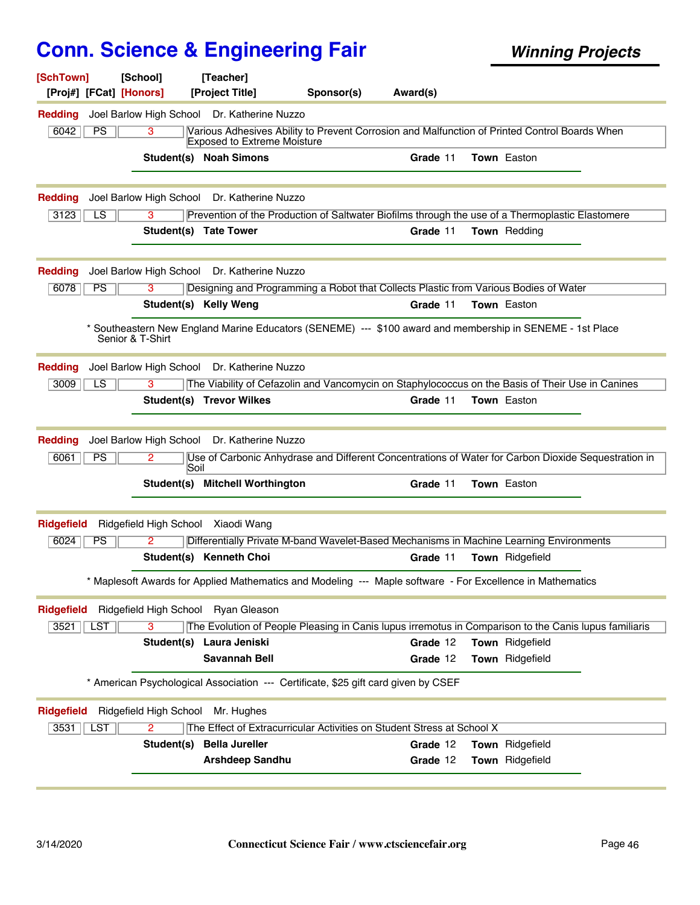# Conn. Science & Engineering Fair

***Winning Projects***

| [SchTown] | [School] | [Teacher] | | |
|---|---|---|---|---|
| [Proj#] [FCat] | [Honors] | [Project Title] | Sponsor(s) | Award(s) |

---

**Redding** Joel Barlow High School Dr. Katherine Nuzzo

| 6042 | PS | 3 | Various Adhesives Ability to Prevent Corrosion and Malfunction of Printed Control Boards When Exposed to Extreme Moisture |
|---|---|---|---|

**Student(s)** **Noah Simons** **Grade** 11 **Town** Easton

---

**Redding** Joel Barlow High School Dr. Katherine Nuzzo

| 3123 | LS | 3 | Prevention of the Production of Saltwater Biofilms through the use of a Thermoplastic Elastomere |
|---|---|---|---|

**Student(s)** **Tate Tower** **Grade** 11 **Town** Redding

---

**Redding** Joel Barlow High School Dr. Katherine Nuzzo

| 6078 | PS | 3 | Designing and Programming a Robot that Collects Plastic from Various Bodies of Water |
|---|---|---|---|

**Student(s)** **Kelly Weng** **Grade** 11 **Town** Easton

\* Southeastern New England Marine Educators (SENEME) --- $100 award and membership in SENEME - 1st Place Senior & T-Shirt

---

**Redding** Joel Barlow High School Dr. Katherine Nuzzo

| 3009 | LS | 3 | The Viability of Cefazolin and Vancomycin on Staphylococcus on the Basis of Their Use in Canines |
|---|---|---|---|

**Student(s)** **Trevor Wilkes** **Grade** 11 **Town** Easton

---

**Redding** Joel Barlow High School Dr. Katherine Nuzzo

| 6061 | PS | 2 | Use of Carbonic Anhydrase and Different Concentrations of Water for Carbon Dioxide Sequestration in Soil |
|---|---|---|---|

**Student(s)** **Mitchell Worthington** **Grade** 11 **Town** Easton

---

**Ridgefield** Ridgefield High School Xiaodi Wang

| 6024 | PS | 2 | Differentially Private M-band Wavelet-Based Mechanisms in Machine Learning Environments |
|---|---|---|---|

**Student(s)** **Kenneth Choi** **Grade** 11 **Town** Ridgefield

\* Maplesoft Awards for Applied Mathematics and Modeling --- Maple software - For Excellence in Mathematics

---

**Ridgefield** Ridgefield High School Ryan Gleason

| 3521 | LST | 3 | The Evolution of People Pleasing in Canis lupus irremotus in Comparison to the Canis lupus familiaris |
|---|---|---|---|

**Student(s)** **Laura Jeniski** **Grade** 12 **Town** Ridgefield
**Savannah Bell** **Grade** 12 **Town** Ridgefield

\* American Psychological Association --- Certificate, $25 gift card given by CSEF

---

**Ridgefield** Ridgefield High School Mr. Hughes

| 3531 | LST | 2 | The Effect of Extracurricular Activities on Student Stress at School X |
|---|---|---|---|

**Student(s)** **Bella Jureller** **Grade** 12 **Town** Ridgefield
**Arshdeep Sandhu** **Grade** 12 **Town** Ridgefield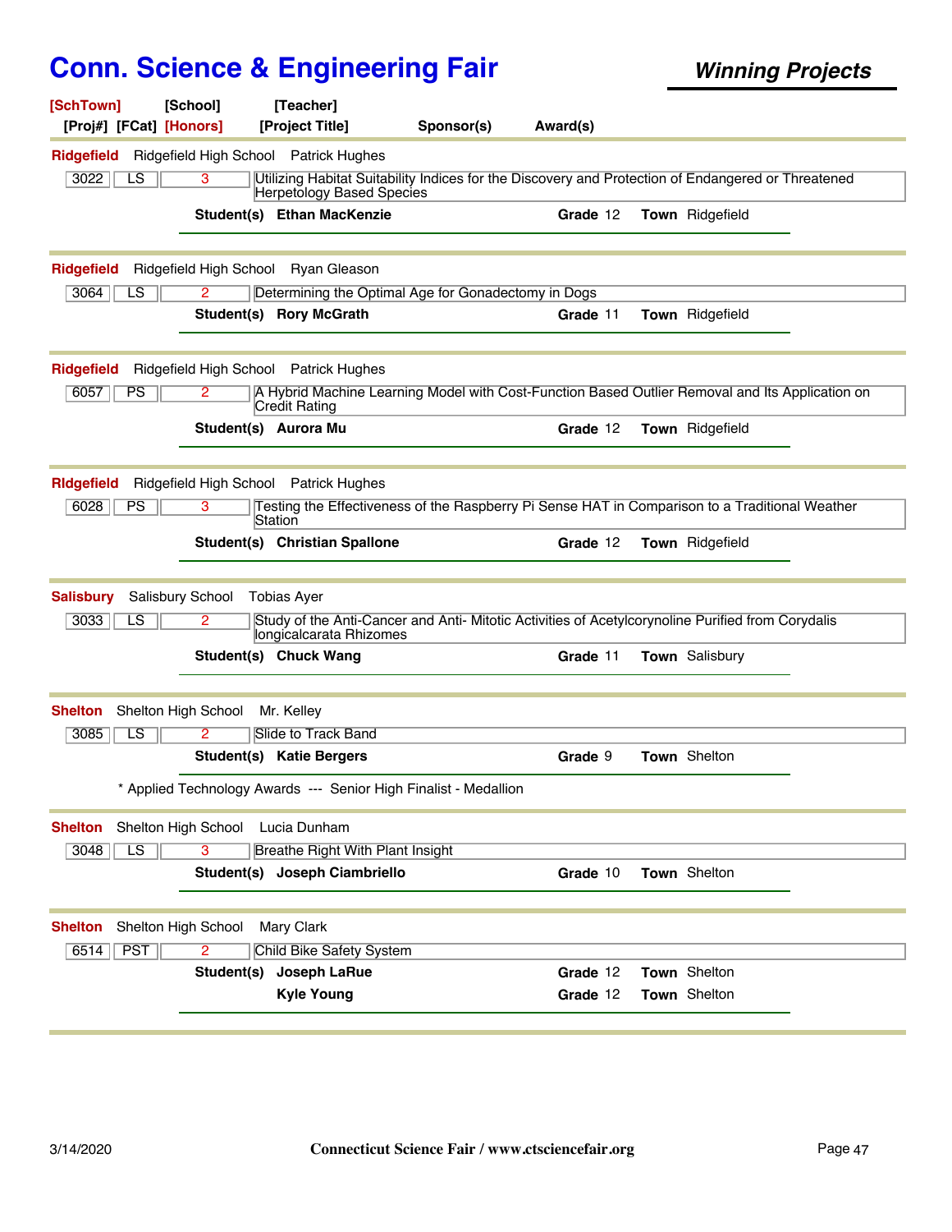# Conn. Science & Engineering Fair

***Winning Projects***

**[SchTown] [School] [Teacher]**
**[Proj#] [FCat] [Honors] [Project Title] Sponsor(s) Award(s)**

---

**Ridgefield** Ridgefield High School Patrick Hughes

| 3022 | LS | 3 | Utilizing Habitat Suitability Indices for the Discovery and Protection of Endangered or Threatened Herpetology Based Species |
|---|---|---|---|

**Student(s)** **Ethan MacKenzie** **Grade** 12 **Town** Ridgefield

---

**Ridgefield** Ridgefield High School Ryan Gleason

| 3064 | LS | 2 | Determining the Optimal Age for Gonadectomy in Dogs |
|---|---|---|---|

**Student(s)** **Rory McGrath** **Grade** 11 **Town** Ridgefield

---

**Ridgefield** Ridgefield High School Patrick Hughes

| 6057 | PS | 2 | A Hybrid Machine Learning Model with Cost-Function Based Outlier Removal and Its Application on Credit Rating |
|---|---|---|---|

**Student(s)** **Aurora Mu** **Grade** 12 **Town** Ridgefield

---

**RIdgefield** Ridgefield High School Patrick Hughes

| 6028 | PS | 3 | Testing the Effectiveness of the Raspberry Pi Sense HAT in Comparison to a Traditional Weather Station |
|---|---|---|---|

**Student(s)** **Christian Spallone** **Grade** 12 **Town** Ridgefield

---

**Salisbury** Salisbury School Tobias Ayer

| 3033 | LS | 2 | Study of the Anti-Cancer and Anti- Mitotic Activities of Acetylcorynoline Purified from Corydalis longicalcarata Rhizomes |
|---|---|---|---|

**Student(s)** **Chuck Wang** **Grade** 11 **Town** Salisbury

---

**Shelton** Shelton High School Mr. Kelley

| 3085 | LS | 2 | Slide to Track Band |
|---|---|---|---|

**Student(s)** **Katie Bergers** **Grade** 9 **Town** Shelton

\* Applied Technology Awards --- Senior High Finalist - Medallion

---

**Shelton** Shelton High School Lucia Dunham

| 3048 | LS | 3 | Breathe Right With Plant Insight |
|---|---|---|---|

**Student(s)** **Joseph Ciambriello** **Grade** 10 **Town** Shelton

---

**Shelton** Shelton High School Mary Clark

| 6514 | PST | 2 | Child Bike Safety System |
|---|---|---|---|

**Student(s)** **Joseph LaRue** **Grade** 12 **Town** Shelton
**Kyle Young** **Grade** 12 **Town** Shelton

---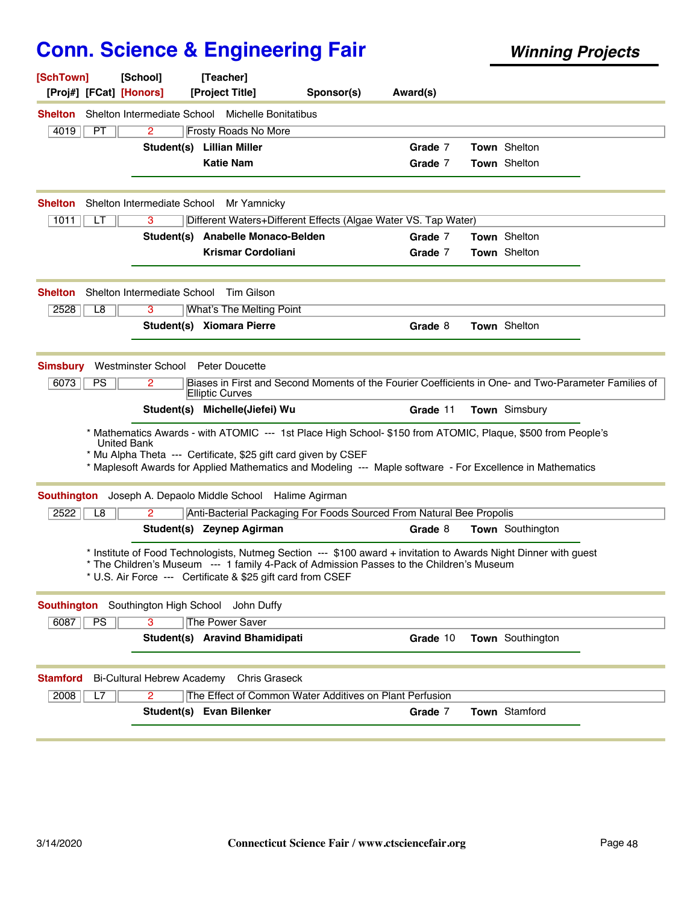# Conn. Science & Engineering Fair

***Winning Projects***

[SchTown] [School] [Teacher]
[Proj#] [FCat] [Honors] [Project Title] Sponsor(s) Award(s)

---

**Shelton** Shelton Intermediate School Michelle Bonitatibus

| 4019 | PT | 2 | Frosty Roads No More |
|---|---|---|---|

**Student(s)** **Lillian Miller** — **Grade** 7 — **Town** Shelton
**Katie Nam** — **Grade** 7 — **Town** Shelton

---

**Shelton** Shelton Intermediate School Mr Yamnicky

| 1011 | LT | 3 | Different Waters+Different Effects (Algae Water VS. Tap Water) |
|---|---|---|---|

**Student(s)** **Anabelle Monaco-Belden** — **Grade** 7 — **Town** Shelton
**Krismar Cordoliani** — **Grade** 7 — **Town** Shelton

---

**Shelton** Shelton Intermediate School Tim Gilson

| 2528 | L8 | 3 | What's The Melting Point |
|---|---|---|---|

**Student(s)** **Xiomara Pierre** — **Grade** 8 — **Town** Shelton

---

**Simsbury** Westminster School Peter Doucette

| 6073 | PS | 2 | Biases in First and Second Moments of the Fourier Coefficients in One- and Two-Parameter Families of Elliptic Curves |
|---|---|---|---|

**Student(s)** **Michelle(Jiefei) Wu** — **Grade** 11 — **Town** Simsbury

* Mathematics Awards - with ATOMIC --- 1st Place High School- $150 from ATOMIC, Plaque, $500 from People's United Bank
* Mu Alpha Theta --- Certificate, $25 gift card given by CSEF
* Maplesoft Awards for Applied Mathematics and Modeling --- Maple software - For Excellence in Mathematics

---

**Southington** Joseph A. Depaolo Middle School Halime Agirman

| 2522 | L8 | 2 | Anti-Bacterial Packaging For Foods Sourced From Natural Bee Propolis |
|---|---|---|---|

**Student(s)** **Zeynep Agirman** — **Grade** 8 — **Town** Southington

* Institute of Food Technologists, Nutmeg Section --- $100 award + invitation to Awards Night Dinner with guest
* The Children's Museum --- 1 family 4-Pack of Admission Passes to the Children's Museum
* U.S. Air Force --- Certificate & $25 gift card from CSEF

---

**Southington** Southington High School John Duffy

| 6087 | PS | 3 | The Power Saver |
|---|---|---|---|

**Student(s)** **Aravind Bhamidipati** — **Grade** 10 — **Town** Southington

---

**Stamford** Bi-Cultural Hebrew Academy Chris Graseck

| 2008 | L7 | 2 | The Effect of Common Water Additives on Plant Perfusion |
|---|---|---|---|

**Student(s)** **Evan Bilenker** — **Grade** 7 — **Town** Stamford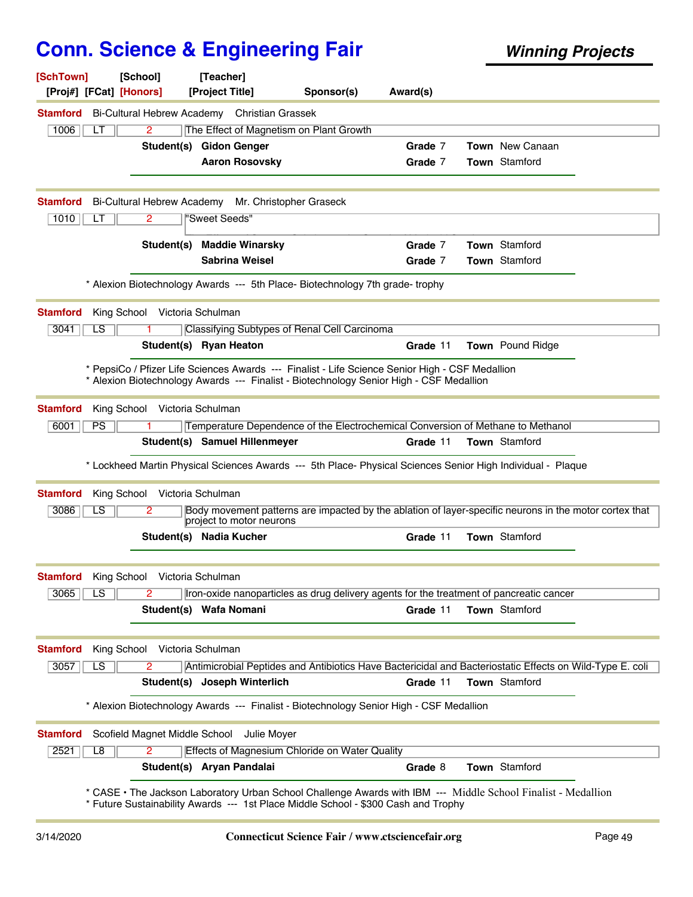# Conn. Science & Engineering Fair

***Winning Projects***

**[SchTown]** [School] [Teacher]
[Proj#] [FCat] **[Honors]** [Project Title] Sponsor(s) Award(s)

---

**Stamford** Bi-Cultural Hebrew Academy Christian Grassek

| 1006 | LT | 2 | The Effect of Magnetism on Plant Growth |
|---|---|---|---|

**Student(s)** **Gidon Genger** **Grade** 7 **Town** New Canaan
**Aaron Rosovsky** **Grade** 7 **Town** Stamford

---

**Stamford** Bi-Cultural Hebrew Academy Mr. Christopher Graseck

| 1010 | LT | 2 | "Sweet Seeds" |
|---|---|---|---|

**Student(s)** **Maddie Winarsky** **Grade** 7 **Town** Stamford
**Sabrina Weisel** **Grade** 7 **Town** Stamford

* Alexion Biotechnology Awards --- 5th Place- Biotechnology 7th grade- trophy

---

**Stamford** King School Victoria Schulman

| 3041 | LS | 1 | Classifying Subtypes of Renal Cell Carcinoma |
|---|---|---|---|

**Student(s)** **Ryan Heaton** **Grade** 11 **Town** Pound Ridge

* PepsiCo / Pfizer Life Sciences Awards --- Finalist - Life Science Senior High - CSF Medallion
* Alexion Biotechnology Awards --- Finalist - Biotechnology Senior High - CSF Medallion

---

**Stamford** King School Victoria Schulman

| 6001 | PS | 1 | Temperature Dependence of the Electrochemical Conversion of Methane to Methanol |
|---|---|---|---|

**Student(s)** **Samuel Hillenmeyer** **Grade** 11 **Town** Stamford

* Lockheed Martin Physical Sciences Awards --- 5th Place- Physical Sciences Senior High Individual - Plaque

---

**Stamford** King School Victoria Schulman

| 3086 | LS | 2 | Body movement patterns are impacted by the ablation of layer-specific neurons in the motor cortex that project to motor neurons |
|---|---|---|---|

**Student(s)** **Nadia Kucher** **Grade** 11 **Town** Stamford

---

**Stamford** King School Victoria Schulman

| 3065 | LS | 2 | Iron-oxide nanoparticles as drug delivery agents for the treatment of pancreatic cancer |
|---|---|---|---|

**Student(s)** **Wafa Nomani** **Grade** 11 **Town** Stamford

---

**Stamford** King School Victoria Schulman

| 3057 | LS | 2 | Antimicrobial Peptides and Antibiotics Have Bactericidal and Bacteriostatic Effects on Wild-Type E. coli |
|---|---|---|---|

**Student(s)** **Joseph Winterlich** **Grade** 11 **Town** Stamford

* Alexion Biotechnology Awards --- Finalist - Biotechnology Senior High - CSF Medallion

---

**Stamford** Scofield Magnet Middle School Julie Moyer

| 2521 | L8 | 2 | Effects of Magnesium Chloride on Water Quality |
|---|---|---|---|

**Student(s)** **Aryan Pandalai** **Grade** 8 **Town** Stamford

* CASE • The Jackson Laboratory Urban School Challenge Awards with IBM --- Middle School Finalist - Medallion
* Future Sustainability Awards --- 1st Place Middle School - $300 Cash and Trophy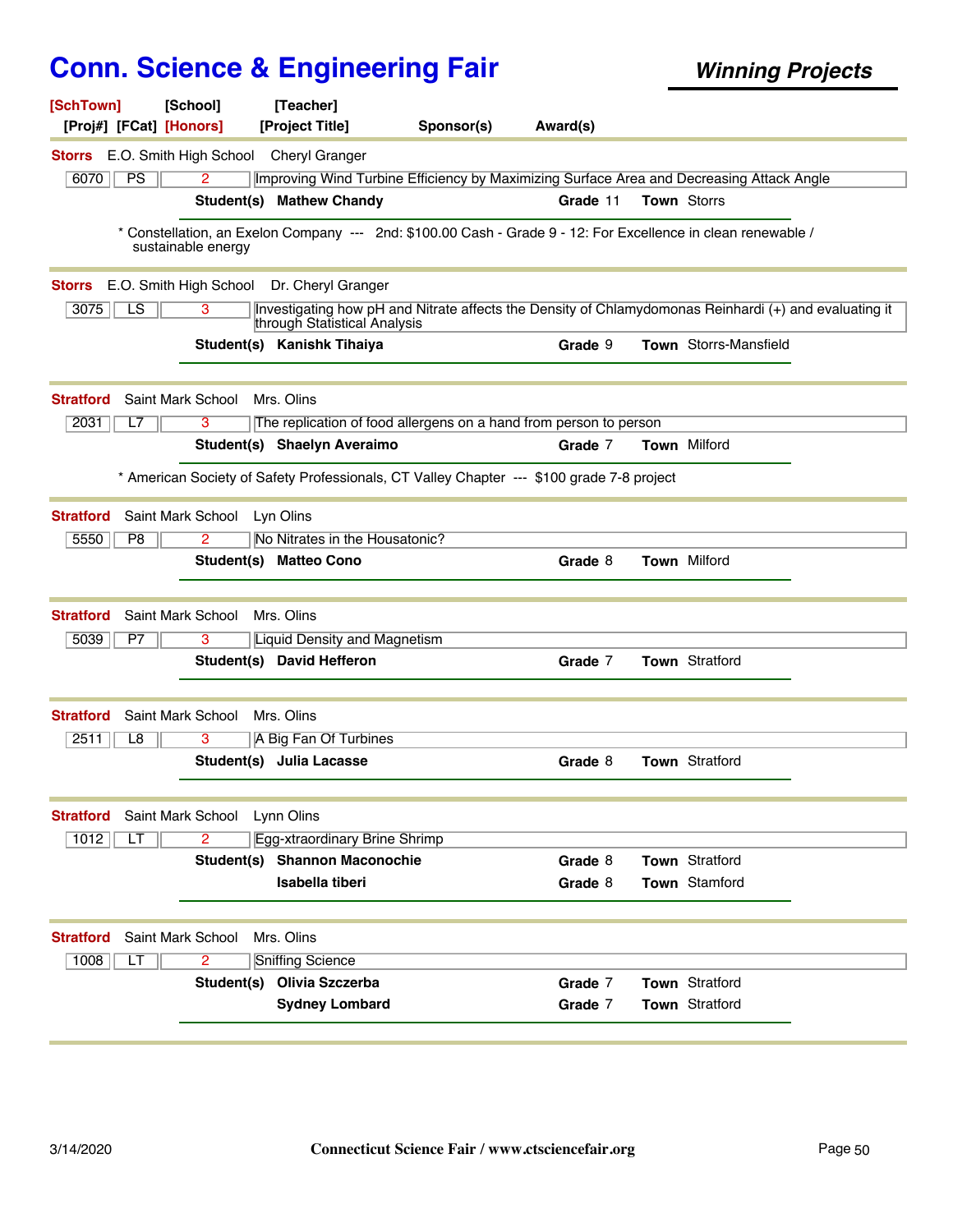# Conn. Science & Engineering Fair

***Winning Projects***

**[SchTown] [School] [Teacher]**
**[Proj#] [FCat] [Honors] [Project Title] Sponsor(s) Award(s)**

---

**Storrs** E.O. Smith High School Cheryl Granger

| 6070 | PS | 2 | Improving Wind Turbine Efficiency by Maximizing Surface Area and Decreasing Attack Angle |
|---|---|---|---|

**Student(s)** **Mathew Chandy** **Grade** 11 **Town** Storrs

* Constellation, an Exelon Company --- 2nd: $100.00 Cash - Grade 9 - 12: For Excellence in clean renewable / sustainable energy

---

**Storrs** E.O. Smith High School Dr. Cheryl Granger

| 3075 | LS | 3 | Investigating how pH and Nitrate affects the Density of Chlamydomonas Reinhardi (+) and evaluating it through Statistical Analysis |
|---|---|---|---|

**Student(s)** **Kanishk Tihaiya** **Grade** 9 **Town** Storrs-Mansfield

---

**Stratford** Saint Mark School Mrs. Olins

| 2031 | L7 | 3 | The replication of food allergens on a hand from person to person |
|---|---|---|---|

**Student(s)** **Shaelyn Averaimo** **Grade** 7 **Town** Milford

* American Society of Safety Professionals, CT Valley Chapter --- $100 grade 7-8 project

---

**Stratford** Saint Mark School Lyn Olins

| 5550 | P8 | 2 | No Nitrates in the Housatonic? |
|---|---|---|---|

**Student(s)** **Matteo Cono** **Grade** 8 **Town** Milford

---

**Stratford** Saint Mark School Mrs. Olins

| 5039 | P7 | 3 | Liquid Density and Magnetism |
|---|---|---|---|

**Student(s)** **David Hefferon** **Grade** 7 **Town** Stratford

---

**Stratford** Saint Mark School Mrs. Olins

| 2511 | L8 | 3 | A Big Fan Of Turbines |
|---|---|---|---|

**Student(s)** **Julia Lacasse** **Grade** 8 **Town** Stratford

---

**Stratford** Saint Mark School Lynn Olins

| 1012 | LT | 2 | Egg-xtraordinary Brine Shrimp |
|---|---|---|---|

**Student(s)** **Shannon Maconochie** **Grade** 8 **Town** Stratford
**Isabella tiberi** **Grade** 8 **Town** Stamford

---

**Stratford** Saint Mark School Mrs. Olins

| 1008 | LT | 2 | Sniffing Science |
|---|---|---|---|

**Student(s)** **Olivia Szczerba** **Grade** 7 **Town** Stratford
**Sydney Lombard** **Grade** 7 **Town** Stratford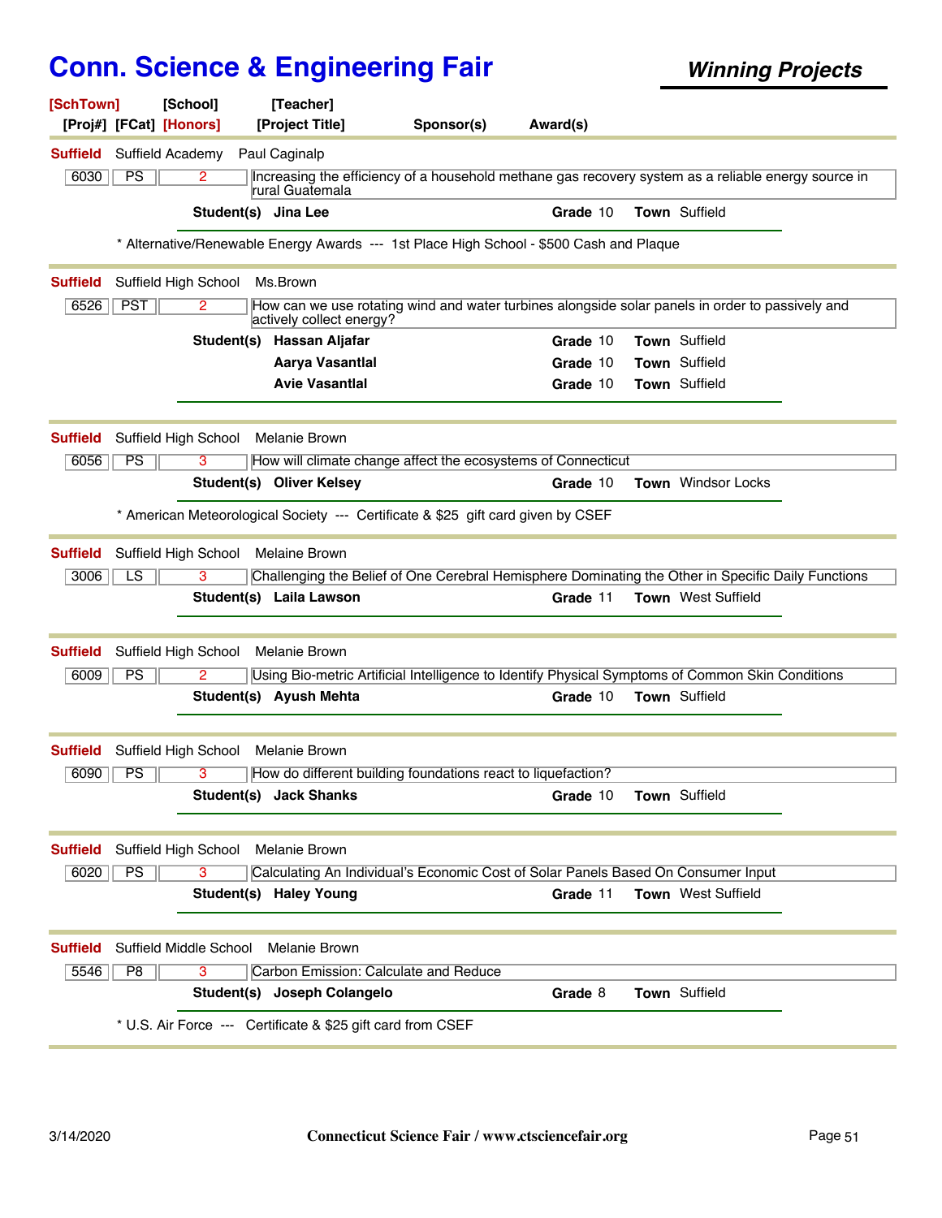# Conn. Science & Engineering Fair

***Winning Projects***

| [SchTown] | [School] | [Teacher] | | |
|---|---|---|---|---|
| [Proj#] [FCat] [Honors] | [Project Title] | Sponsor(s) | Award(s) | |

---

**Suffield** Suffield Academy Paul Caginalp

| 6030 | PS | 2 | Increasing the efficiency of a household methane gas recovery system as a reliable energy source in rural Guatemala |
|---|---|---|---|

**Student(s)** **Jina Lee** — **Grade** 10 **Town** Suffield

\* Alternative/Renewable Energy Awards --- 1st Place High School - $500 Cash and Plaque

---

**Suffield** Suffield High School Ms.Brown

| 6526 | PST | 2 | How can we use rotating wind and water turbines alongside solar panels in order to passively and actively collect energy? |
|---|---|---|---|

**Student(s)**
- **Hassan Aljafar** — **Grade** 10 **Town** Suffield
- **Aarya Vasantlal** — **Grade** 10 **Town** Suffield
- **Avie Vasantlal** — **Grade** 10 **Town** Suffield

---

**Suffield** Suffield High School Melanie Brown

| 6056 | PS | 3 | How will climate change affect the ecosystems of Connecticut |
|---|---|---|---|

**Student(s)** **Oliver Kelsey** — **Grade** 10 **Town** Windsor Locks

\* American Meteorological Society --- Certificate & $25 gift card given by CSEF

---

**Suffield** Suffield High School Melaine Brown

| 3006 | LS | 3 | Challenging the Belief of One Cerebral Hemisphere Dominating the Other in Specific Daily Functions |
|---|---|---|---|

**Student(s)** **Laila Lawson** — **Grade** 11 **Town** West Suffield

---

**Suffield** Suffield High School Melanie Brown

| 6009 | PS | 2 | Using Bio-metric Artificial Intelligence to Identify Physical Symptoms of Common Skin Conditions |
|---|---|---|---|

**Student(s)** **Ayush Mehta** — **Grade** 10 **Town** Suffield

---

**Suffield** Suffield High School Melanie Brown

| 6090 | PS | 3 | How do different building foundations react to liquefaction? |
|---|---|---|---|

**Student(s)** **Jack Shanks** — **Grade** 10 **Town** Suffield

---

**Suffield** Suffield High School Melanie Brown

| 6020 | PS | 3 | Calculating An Individual's Economic Cost of Solar Panels Based On Consumer Input |
|---|---|---|---|

**Student(s)** **Haley Young** — **Grade** 11 **Town** West Suffield

---

**Suffield** Suffield Middle School Melanie Brown

| 5546 | P8 | 3 | Carbon Emission: Calculate and Reduce |
|---|---|---|---|

**Student(s)** **Joseph Colangelo** — **Grade** 8 **Town** Suffield

\* U.S. Air Force --- Certificate & $25 gift card from CSEF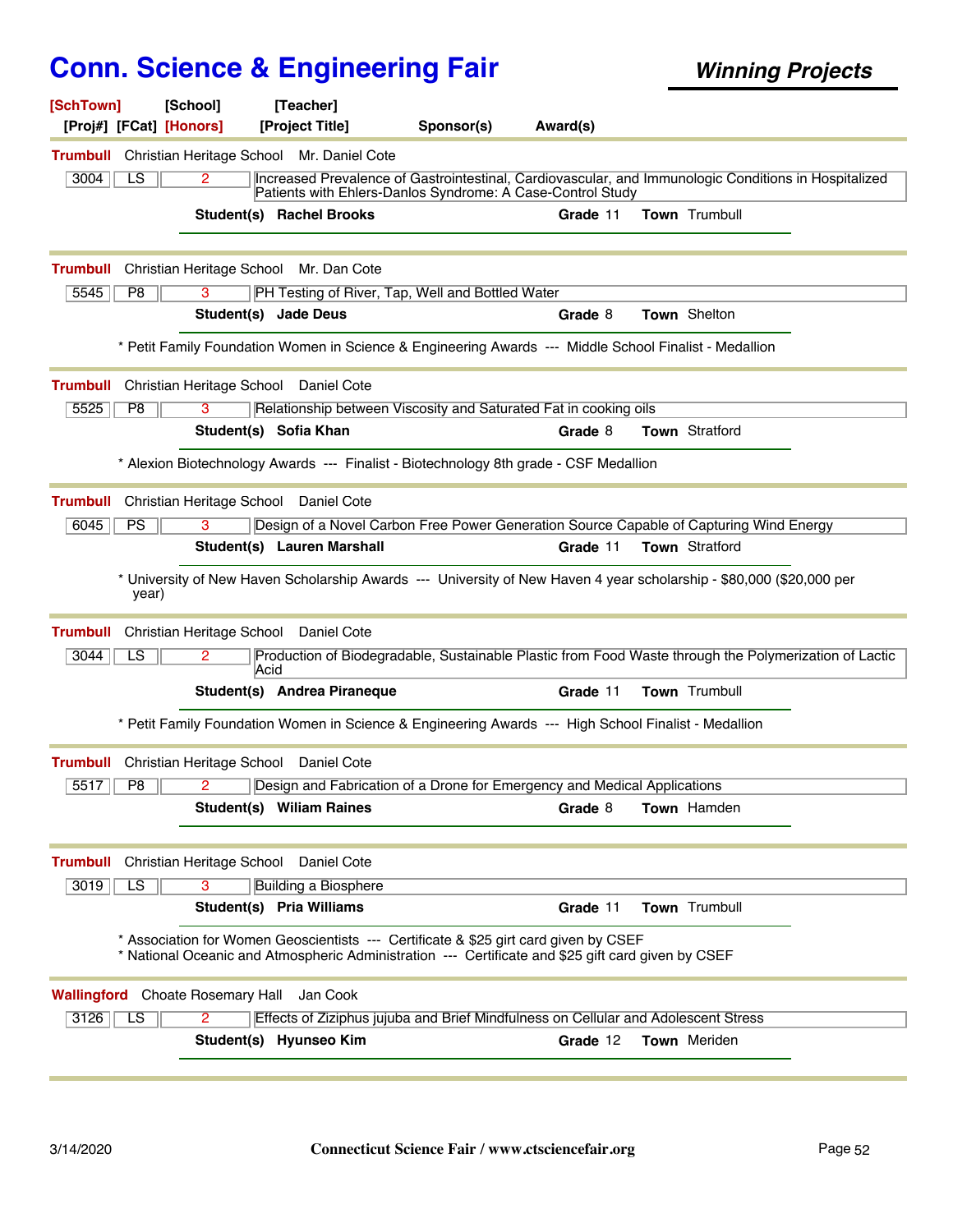# Conn. Science & Engineering Fair

***Winning Projects***

[SchTown] [School] [Teacher]
[Proj#] [FCat] [Honors] [Project Title] Sponsor(s) Award(s)

---

**Trumbull** Christian Heritage School Mr. Daniel Cote

| 3004 | LS | 2 | Increased Prevalence of Gastrointestinal, Cardiovascular, and Immunologic Conditions in Hospitalized Patients with Ehlers-Danlos Syndrome: A Case-Control Study |
|---|---|---|---|

**Student(s)** **Rachel Brooks** **Grade** 11 **Town** Trumbull

---

**Trumbull** Christian Heritage School Mr. Dan Cote

| 5545 | P8 | 3 | PH Testing of River, Tap, Well and Bottled Water |
|---|---|---|---|

**Student(s)** **Jade Deus** **Grade** 8 **Town** Shelton

* Petit Family Foundation Women in Science & Engineering Awards --- Middle School Finalist - Medallion

---

**Trumbull** Christian Heritage School Daniel Cote

| 5525 | P8 | 3 | Relationship between Viscosity and Saturated Fat in cooking oils |
|---|---|---|---|

**Student(s)** **Sofia Khan** **Grade** 8 **Town** Stratford

* Alexion Biotechnology Awards --- Finalist - Biotechnology 8th grade - CSF Medallion

---

**Trumbull** Christian Heritage School Daniel Cote

| 6045 | PS | 3 | Design of a Novel Carbon Free Power Generation Source Capable of Capturing Wind Energy |
|---|---|---|---|

**Student(s)** **Lauren Marshall** **Grade** 11 **Town** Stratford

* University of New Haven Scholarship Awards --- University of New Haven 4 year scholarship - $80,000 ($20,000 per year)

---

**Trumbull** Christian Heritage School Daniel Cote

| 3044 | LS | 2 | Production of Biodegradable, Sustainable Plastic from Food Waste through the Polymerization of Lactic Acid |
|---|---|---|---|

**Student(s)** **Andrea Piraneque** **Grade** 11 **Town** Trumbull

* Petit Family Foundation Women in Science & Engineering Awards --- High School Finalist - Medallion

---

**Trumbull** Christian Heritage School Daniel Cote

| 5517 | P8 | 2 | Design and Fabrication of a Drone for Emergency and Medical Applications |
|---|---|---|---|

**Student(s)** **Wiliam Raines** **Grade** 8 **Town** Hamden

---

**Trumbull** Christian Heritage School Daniel Cote

| 3019 | LS | 3 | Building a Biosphere |
|---|---|---|---|

**Student(s)** **Pria Williams** **Grade** 11 **Town** Trumbull

* Association for Women Geoscientists --- Certificate & $25 girt card given by CSEF
* National Oceanic and Atmospheric Administration --- Certificate and $25 gift card given by CSEF

---

**Wallingford** Choate Rosemary Hall Jan Cook

| 3126 | LS | 2 | Effects of Ziziphus jujuba and Brief Mindfulness on Cellular and Adolescent Stress |
|---|---|---|---|

**Student(s)** **Hyunseo Kim** **Grade** 12 **Town** Meriden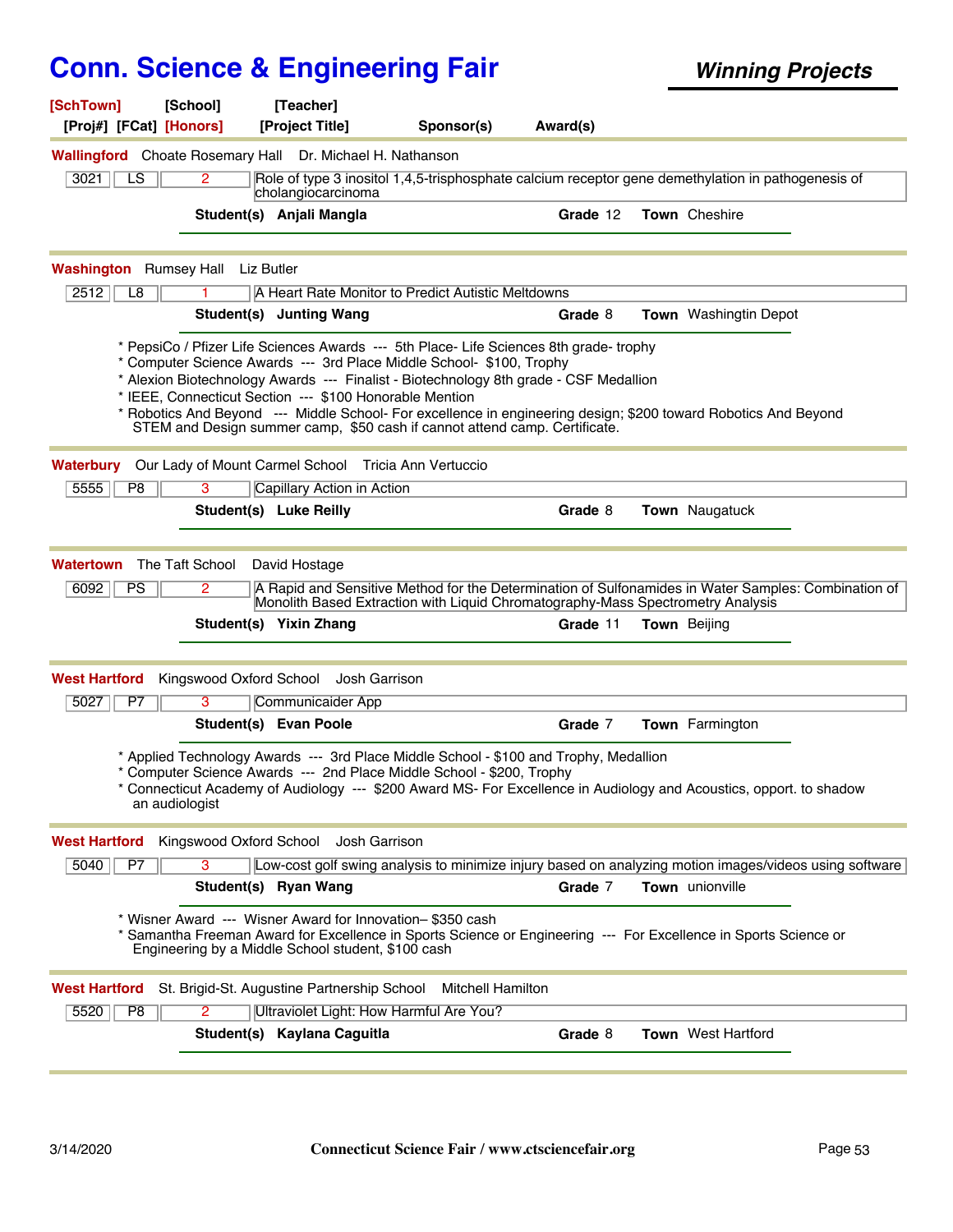# Conn. Science & Engineering Fair

## *Winning Projects*

[SchTown] [School] [Teacher]
[Proj#] [FCat] [Honors] [Project Title] Sponsor(s) Award(s)

---

**Wallingford** Choate Rosemary Hall Dr. Michael H. Nathanson

| 3021 | LS | 2 | Role of type 3 inositol 1,4,5-trisphosphate calcium receptor gene demethylation in pathogenesis of cholangiocarcinoma |
|---|---|---|---|

**Student(s) Anjali Mangla** **Grade** 12 **Town** Cheshire

---

**Washington** Rumsey Hall Liz Butler

| 2512 | L8 | 1 | A Heart Rate Monitor to Predict Autistic Meltdowns |
|---|---|---|---|

**Student(s) Junting Wang** **Grade** 8 **Town** Washingtin Depot

* PepsiCo / Pfizer Life Sciences Awards --- 5th Place- Life Sciences 8th grade- trophy
* Computer Science Awards --- 3rd Place Middle School- $100, Trophy
* Alexion Biotechnology Awards --- Finalist - Biotechnology 8th grade - CSF Medallion
* IEEE, Connecticut Section --- $100 Honorable Mention
* Robotics And Beyond --- Middle School- For excellence in engineering design; $200 toward Robotics And Beyond STEM and Design summer camp, $50 cash if cannot attend camp. Certificate.

---

**Waterbury** Our Lady of Mount Carmel School Tricia Ann Vertuccio

| 5555 | P8 | 3 | Capillary Action in Action |
|---|---|---|---|

**Student(s) Luke Reilly** **Grade** 8 **Town** Naugatuck

---

**Watertown** The Taft School David Hostage

| 6092 | PS | 2 | A Rapid and Sensitive Method for the Determination of Sulfonamides in Water Samples: Combination of Monolith Based Extraction with Liquid Chromatography-Mass Spectrometry Analysis |
|---|---|---|---|

**Student(s) Yixin Zhang** **Grade** 11 **Town** Beijing

---

**West Hartford** Kingswood Oxford School Josh Garrison

| 5027 | P7 | 3 | Communicaider App |
|---|---|---|---|

**Student(s) Evan Poole** **Grade** 7 **Town** Farmington

* Applied Technology Awards --- 3rd Place Middle School - $100 and Trophy, Medallion
* Computer Science Awards --- 2nd Place Middle School - $200, Trophy
* Connecticut Academy of Audiology --- $200 Award MS- For Excellence in Audiology and Acoustics, opport. to shadow an audiologist

---

**West Hartford** Kingswood Oxford School Josh Garrison

| 5040 | P7 | 3 | Low-cost golf swing analysis to minimize injury based on analyzing motion images/videos using software |
|---|---|---|---|

**Student(s) Ryan Wang** **Grade** 7 **Town** unionville

* Wisner Award --- Wisner Award for Innovation– $350 cash
* Samantha Freeman Award for Excellence in Sports Science or Engineering --- For Excellence in Sports Science or Engineering by a Middle School student, $100 cash

---

**West Hartford** St. Brigid-St. Augustine Partnership School Mitchell Hamilton

| 5520 | P8 | 2 | Ultraviolet Light: How Harmful Are You? |
|---|---|---|---|

**Student(s) Kaylana Caguitla** **Grade** 8 **Town** West Hartford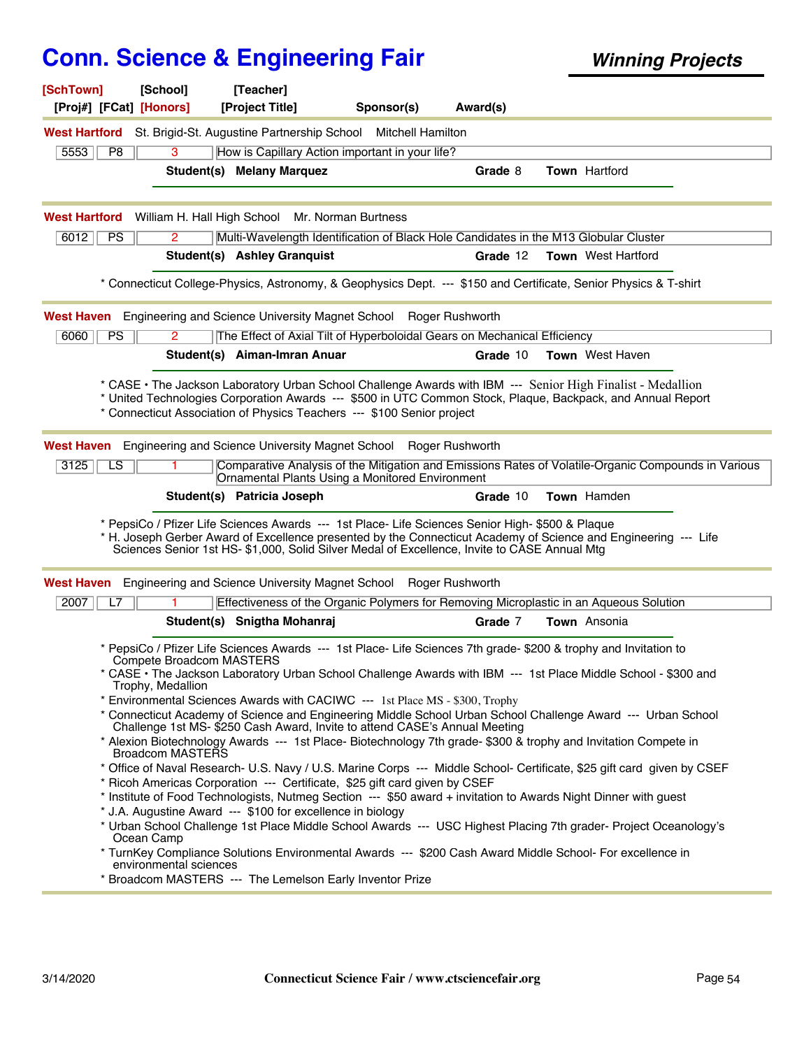# Conn. Science & Engineering Fair

***Winning Projects***

**[SchTown]** **[School]** **[Teacher]**
**[Proj#]** **[FCat]** **[Honors]** **[Project Title]** **Sponsor(s)** **Award(s)**

---

**West Hartford** St. Brigid-St. Augustine Partnership School Mitchell Hamilton

| 5553 | P8 | 3 | How is Capillary Action important in your life? |
|---|---|---|---|

**Student(s)** **Melany Marquez** **Grade** 8 **Town** Hartford

---

**West Hartford** William H. Hall High School Mr. Norman Burtness

| 6012 | PS | 2 | Multi-Wavelength Identification of Black Hole Candidates in the M13 Globular Cluster |
|---|---|---|---|

**Student(s)** **Ashley Granquist** **Grade** 12 **Town** West Hartford

* Connecticut College-Physics, Astronomy, & Geophysics Dept. --- $150 and Certificate, Senior Physics & T-shirt

---

**West Haven** Engineering and Science University Magnet School Roger Rushworth

| 6060 | PS | 2 | The Effect of Axial Tilt of Hyperboloidal Gears on Mechanical Efficiency |
|---|---|---|---|

**Student(s)** **Aiman-Imran Anuar** **Grade** 10 **Town** West Haven

* CASE • The Jackson Laboratory Urban School Challenge Awards with IBM --- Senior High Finalist - Medallion
* United Technologies Corporation Awards --- $500 in UTC Common Stock, Plaque, Backpack, and Annual Report
* Connecticut Association of Physics Teachers --- $100 Senior project

---

**West Haven** Engineering and Science University Magnet School Roger Rushworth

| 3125 | LS | 1 | Comparative Analysis of the Mitigation and Emissions Rates of Volatile-Organic Compounds in Various Ornamental Plants Using a Monitored Environment |
|---|---|---|---|

**Student(s)** **Patricia Joseph** **Grade** 10 **Town** Hamden

* PepsiCo / Pfizer Life Sciences Awards --- 1st Place- Life Sciences Senior High- $500 & Plaque
* H. Joseph Gerber Award of Excellence presented by the Connecticut Academy of Science and Engineering --- Life Sciences Senior 1st HS- $1,000, Solid Silver Medal of Excellence, Invite to CASE Annual Mtg

---

**West Haven** Engineering and Science University Magnet School Roger Rushworth

| 2007 | L7 | 1 | Effectiveness of the Organic Polymers for Removing Microplastic in an Aqueous Solution |
|---|---|---|---|

**Student(s)** **Snigtha Mohanraj** **Grade** 7 **Town** Ansonia

* PepsiCo / Pfizer Life Sciences Awards --- 1st Place- Life Sciences 7th grade- $200 & trophy and Invitation to Compete Broadcom MASTERS
* CASE • The Jackson Laboratory Urban School Challenge Awards with IBM --- 1st Place Middle School - $300 and Trophy, Medallion
* Environmental Sciences Awards with CACIWC --- 1st Place MS - $300, Trophy
* Connecticut Academy of Science and Engineering Middle School Urban School Challenge Award --- Urban School Challenge 1st MS- $250 Cash Award, Invite to attend CASE's Annual Meeting
* Alexion Biotechnology Awards --- 1st Place- Biotechnology 7th grade- $300 & trophy and Invitation Compete in Broadcom MASTERS
* Office of Naval Research- U.S. Navy / U.S. Marine Corps --- Middle School- Certificate, $25 gift card given by CSEF
* Ricoh Americas Corporation --- Certificate, $25 gift card given by CSEF
* Institute of Food Technologists, Nutmeg Section --- $50 award + invitation to Awards Night Dinner with guest
* J.A. Augustine Award --- $100 for excellence in biology
* Urban School Challenge 1st Place Middle School Awards --- USC Highest Placing 7th grader- Project Oceanology's Ocean Camp
* TurnKey Compliance Solutions Environmental Awards --- $200 Cash Award Middle School- For excellence in environmental sciences
* Broadcom MASTERS --- The Lemelson Early Inventor Prize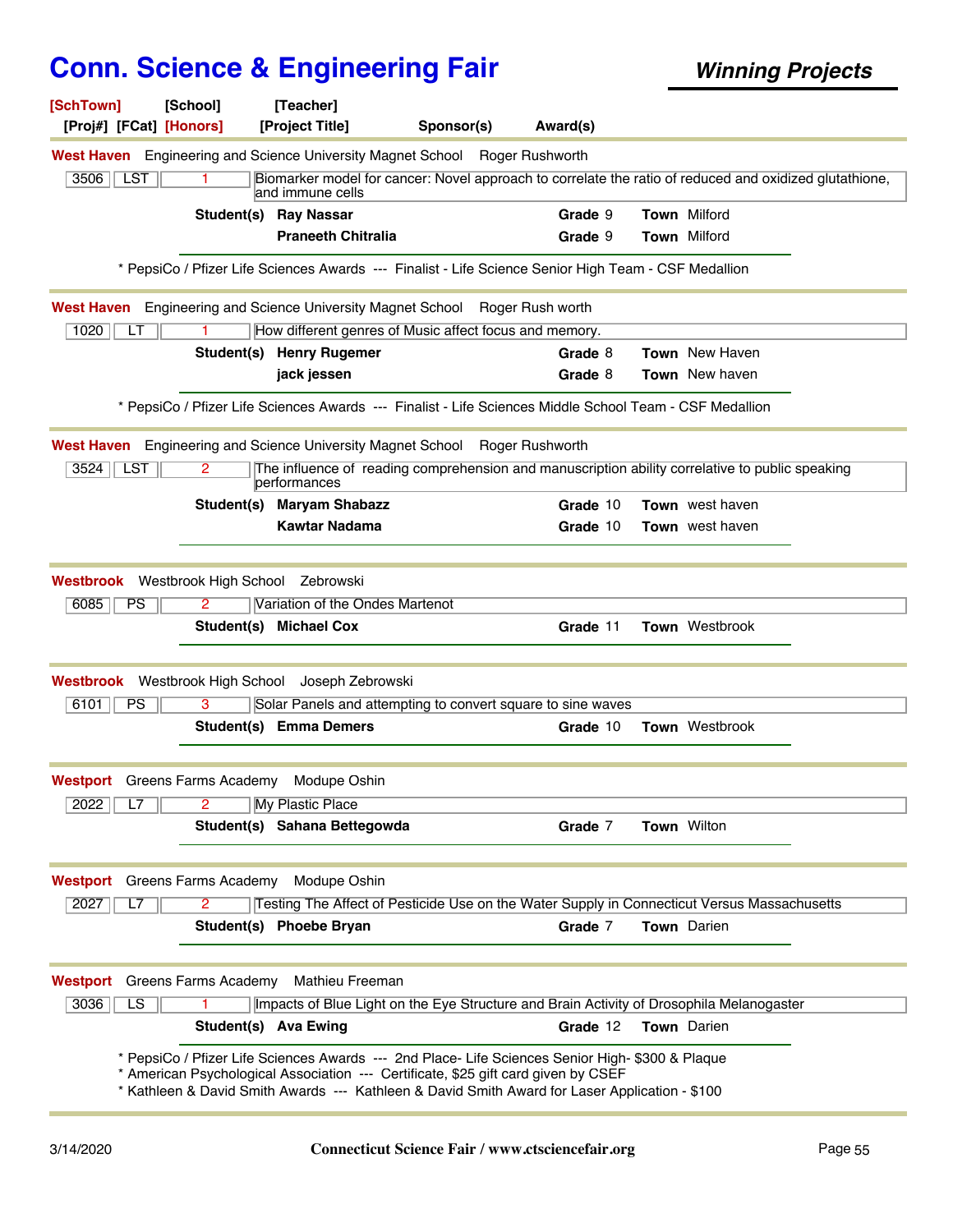# Conn. Science & Engineering Fair

***Winning Projects***

**[SchTown]** **[School]** **[Teacher]**
**[Proj#] [FCat] [Honors]** **[Project Title]** **Sponsor(s)** **Award(s)**

---

**West Haven** Engineering and Science University Magnet School Roger Rushworth

| 3506 | LST | 1 | Biomarker model for cancer: Novel approach to correlate the ratio of reduced and oxidized glutathione, and immune cells |
|---|---|---|---|

**Student(s)** **Ray Nassar** **Grade** 9 **Town** Milford
**Praneeth Chitralia** **Grade** 9 **Town** Milford

\* PepsiCo / Pfizer Life Sciences Awards --- Finalist - Life Science Senior High Team - CSF Medallion

---

**West Haven** Engineering and Science University Magnet School Roger Rush worth

| 1020 | LT | 1 | How different genres of Music affect focus and memory. |
|---|---|---|---|

**Student(s)** **Henry Rugemer** **Grade** 8 **Town** New Haven
**jack jessen** **Grade** 8 **Town** New haven

\* PepsiCo / Pfizer Life Sciences Awards --- Finalist - Life Sciences Middle School Team - CSF Medallion

---

**West Haven** Engineering and Science University Magnet School Roger Rushworth

| 3524 | LST | 2 | The influence of reading comprehension and manuscription ability correlative to public speaking performances |
|---|---|---|---|

**Student(s)** **Maryam Shabazz** **Grade** 10 **Town** west haven
**Kawtar Nadama** **Grade** 10 **Town** west haven

---

**Westbrook** Westbrook High School Zebrowski

| 6085 | PS | 2 | Variation of the Ondes Martenot |
|---|---|---|---|

**Student(s)** **Michael Cox** **Grade** 11 **Town** Westbrook

---

**Westbrook** Westbrook High School Joseph Zebrowski

| 6101 | PS | 3 | Solar Panels and attempting to convert square to sine waves |
|---|---|---|---|

**Student(s)** **Emma Demers** **Grade** 10 **Town** Westbrook

---

**Westport** Greens Farms Academy Modupe Oshin

| 2022 | L7 | 2 | My Plastic Place |
|---|---|---|---|

**Student(s)** **Sahana Bettegowda** **Grade** 7 **Town** Wilton

---

**Westport** Greens Farms Academy Modupe Oshin

| 2027 | L7 | 2 | Testing The Affect of Pesticide Use on the Water Supply in Connecticut Versus Massachusetts |
|---|---|---|---|

**Student(s)** **Phoebe Bryan** **Grade** 7 **Town** Darien

---

**Westport** Greens Farms Academy Mathieu Freeman

| 3036 | LS | 1 | Impacts of Blue Light on the Eye Structure and Brain Activity of Drosophila Melanogaster |
|---|---|---|---|

**Student(s)** **Ava Ewing** **Grade** 12 **Town** Darien

\* PepsiCo / Pfizer Life Sciences Awards --- 2nd Place- Life Sciences Senior High- $300 & Plaque
\* American Psychological Association --- Certificate, $25 gift card given by CSEF
\* Kathleen & David Smith Awards --- Kathleen & David Smith Award for Laser Application - $100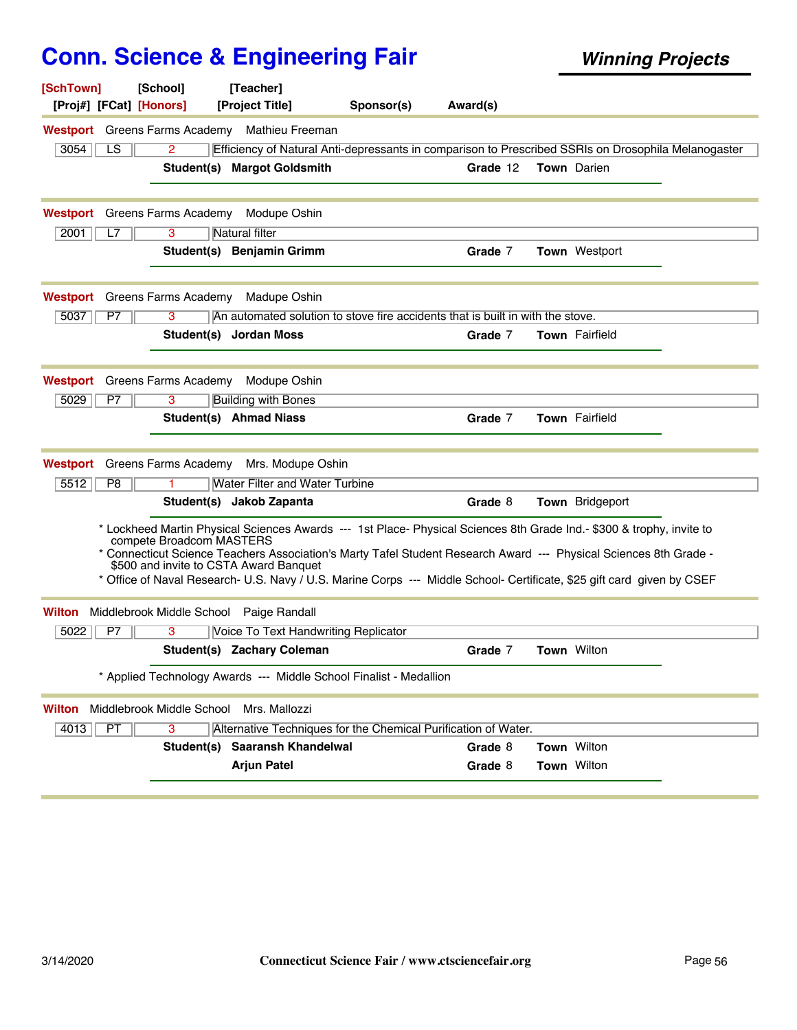# Conn. Science & Engineering Fair

***Winning Projects***

| [SchTown] | [School] | [Teacher] | | |
|---|---|---|---|---|
| [Proj#] [FCat] [Honors] | | [Project Title] | Sponsor(s) | Award(s) |

---

**Westport** Greens Farms Academy Mathieu Freeman

| 3054 | LS | 2 | Efficiency of Natural Anti-depressants in comparison to Prescribed SSRIs on Drosophila Melanogaster |
|---|---|---|---|

**Student(s)** **Margot Goldsmith** **Grade** 12 **Town** Darien

---

**Westport** Greens Farms Academy Modupe Oshin

| 2001 | L7 | 3 | Natural filter |
|---|---|---|---|

**Student(s)** **Benjamin Grimm** **Grade** 7 **Town** Westport

---

**Westport** Greens Farms Academy Madupe Oshin

| 5037 | P7 | 3 | An automated solution to stove fire accidents that is built in with the stove. |
|---|---|---|---|

**Student(s)** **Jordan Moss** **Grade** 7 **Town** Fairfield

---

**Westport** Greens Farms Academy Modupe Oshin

| 5029 | P7 | 3 | Building with Bones |
|---|---|---|---|

**Student(s)** **Ahmad Niass** **Grade** 7 **Town** Fairfield

---

**Westport** Greens Farms Academy Mrs. Modupe Oshin

| 5512 | P8 | 1 | Water Filter and Water Turbine |
|---|---|---|---|

**Student(s)** **Jakob Zapanta** **Grade** 8 **Town** Bridgeport

* Lockheed Martin Physical Sciences Awards --- 1st Place- Physical Sciences 8th Grade Ind.- $300 & trophy, invite to compete Broadcom MASTERS
* Connecticut Science Teachers Association's Marty Tafel Student Research Award --- Physical Sciences 8th Grade - $500 and invite to CSTA Award Banquet
* Office of Naval Research- U.S. Navy / U.S. Marine Corps --- Middle School- Certificate, $25 gift card given by CSEF

---

**Wilton** Middlebrook Middle School Paige Randall

| 5022 | P7 | 3 | Voice To Text Handwriting Replicator |
|---|---|---|---|

**Student(s)** **Zachary Coleman** **Grade** 7 **Town** Wilton

* Applied Technology Awards --- Middle School Finalist - Medallion

---

**Wilton** Middlebrook Middle School Mrs. Mallozzi

| 4013 | PT | 3 | Alternative Techniques for the Chemical Purification of Water. |
|---|---|---|---|

**Student(s)** **Saaransh Khandelwal** **Grade** 8 **Town** Wilton

**Arjun Patel** **Grade** 8 **Town** Wilton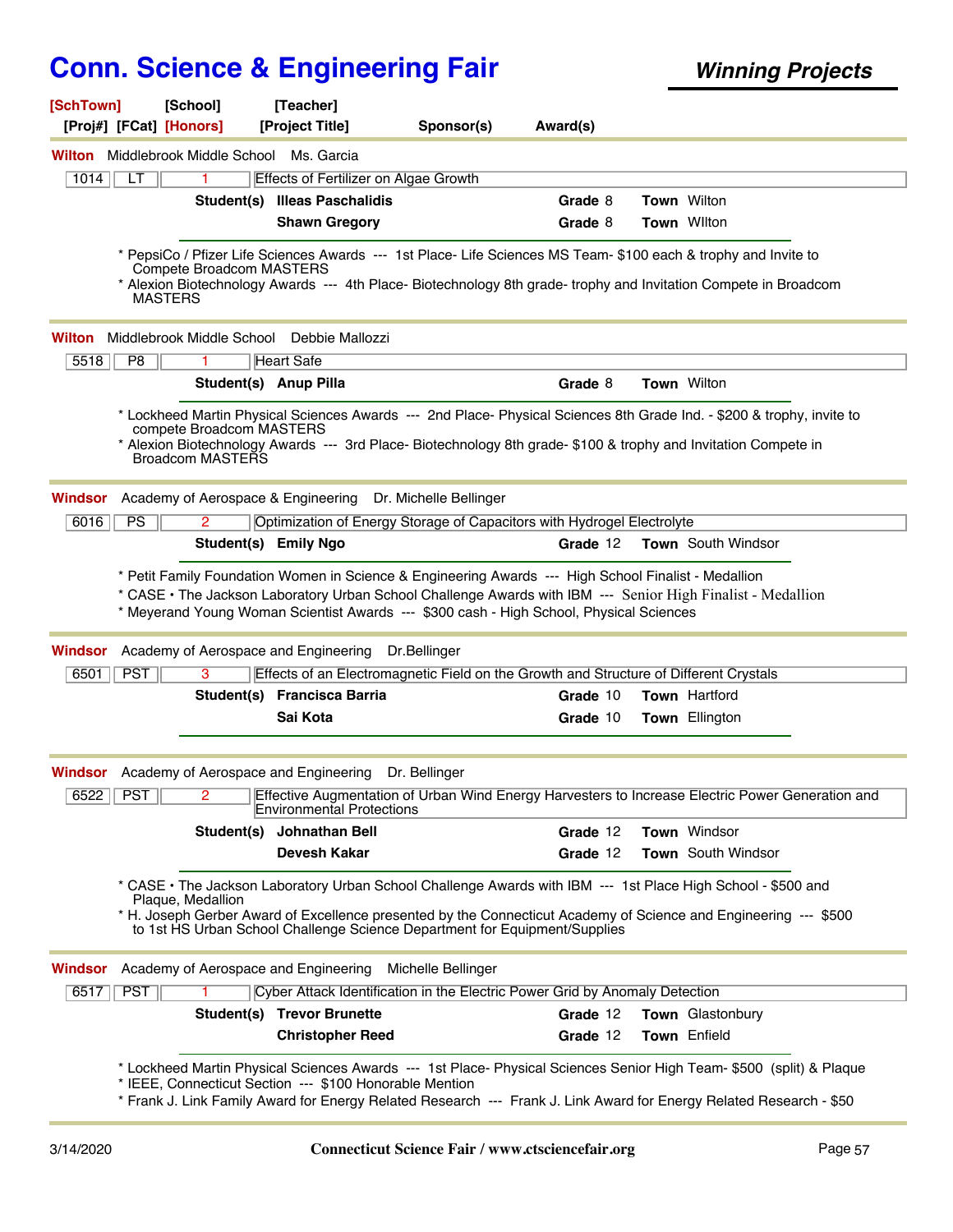# Conn. Science & Engineering Fair

## Winning Projects

[SchTown] [School] [Teacher]
[Proj#] [FCat] [Honors] [Project Title] Sponsor(s) Award(s)

---

**Wilton** Middlebrook Middle School Ms. Garcia

| 1014 | LT | 1 | Effects of Fertilizer on Algae Growth |
|---|---|---|---|

**Student(s)** **Illeas Paschalidis** **Grade** 8 **Town** Wilton
**Shawn Gregory** **Grade** 8 **Town** WIlton

* PepsiCo / Pfizer Life Sciences Awards --- 1st Place- Life Sciences MS Team- $100 each & trophy and Invite to Compete Broadcom MASTERS
* Alexion Biotechnology Awards --- 4th Place- Biotechnology 8th grade- trophy and Invitation Compete in Broadcom MASTERS

---

**Wilton** Middlebrook Middle School Debbie Mallozzi

| 5518 | P8 | 1 | Heart Safe |
|---|---|---|---|

**Student(s)** **Anup Pilla** **Grade** 8 **Town** Wilton

* Lockheed Martin Physical Sciences Awards --- 2nd Place- Physical Sciences 8th Grade Ind. - $200 & trophy, invite to compete Broadcom MASTERS
* Alexion Biotechnology Awards --- 3rd Place- Biotechnology 8th grade- $100 & trophy and Invitation Compete in Broadcom MASTERS

---

**Windsor** Academy of Aerospace & Engineering Dr. Michelle Bellinger

| 6016 | PS | 2 | Optimization of Energy Storage of Capacitors with Hydrogel Electrolyte |
|---|---|---|---|

**Student(s)** **Emily Ngo** **Grade** 12 **Town** South Windsor

* Petit Family Foundation Women in Science & Engineering Awards --- High School Finalist - Medallion
* CASE • The Jackson Laboratory Urban School Challenge Awards with IBM --- Senior High Finalist - Medallion
* Meyerand Young Woman Scientist Awards --- $300 cash - High School, Physical Sciences

---

**Windsor** Academy of Aerospace and Engineering Dr.Bellinger

| 6501 | PST | 3 | Effects of an Electromagnetic Field on the Growth and Structure of Different Crystals |
|---|---|---|---|

**Student(s)** **Francisca Barria** **Grade** 10 **Town** Hartford
**Sai Kota** **Grade** 10 **Town** Ellington

---

**Windsor** Academy of Aerospace and Engineering Dr. Bellinger

| 6522 | PST | 2 | Effective Augmentation of Urban Wind Energy Harvesters to Increase Electric Power Generation and Environmental Protections |
|---|---|---|---|

**Student(s)** **Johnathan Bell** **Grade** 12 **Town** Windsor
**Devesh Kakar** **Grade** 12 **Town** South Windsor

* CASE • The Jackson Laboratory Urban School Challenge Awards with IBM --- 1st Place High School - $500 and Plaque, Medallion
* H. Joseph Gerber Award of Excellence presented by the Connecticut Academy of Science and Engineering --- $500 to 1st HS Urban School Challenge Science Department for Equipment/Supplies

---

**Windsor** Academy of Aerospace and Engineering Michelle Bellinger

| 6517 | PST | 1 | Cyber Attack Identification in the Electric Power Grid by Anomaly Detection |
|---|---|---|---|

**Student(s)** **Trevor Brunette** **Grade** 12 **Town** Glastonbury
**Christopher Reed** **Grade** 12 **Town** Enfield

* Lockheed Martin Physical Sciences Awards --- 1st Place- Physical Sciences Senior High Team- $500 (split) & Plaque
* IEEE, Connecticut Section --- $100 Honorable Mention
* Frank J. Link Family Award for Energy Related Research --- Frank J. Link Award for Energy Related Research - $50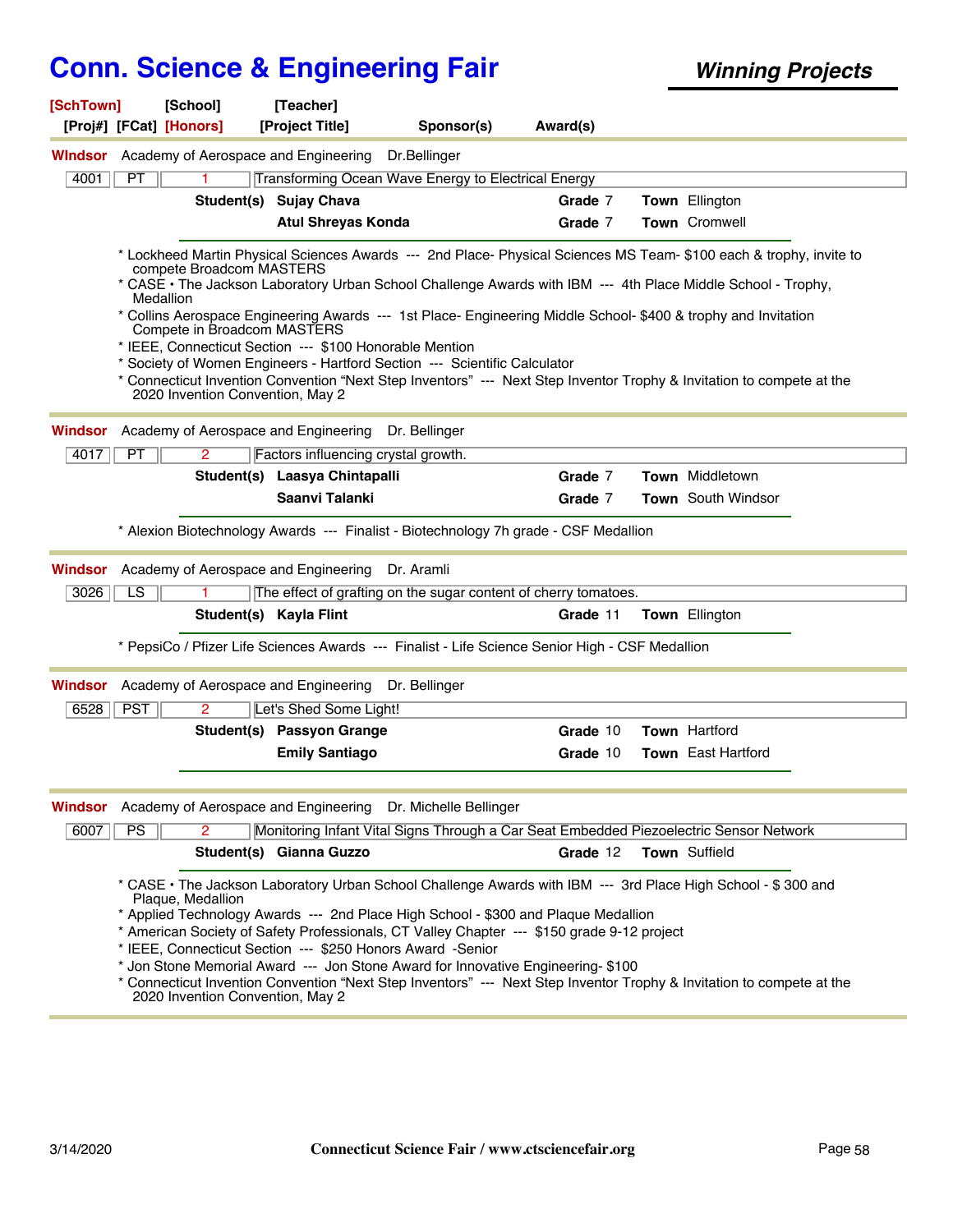# Conn. Science & Engineering Fair

***Winning Projects***

**[SchTown]** **[School]** **[Teacher]**
**[Proj#] [FCat] [Honors]** **[Project Title]** **Sponsor(s)** **Award(s)**

---

**WIndsor** Academy of Aerospace and Engineering Dr.Bellinger

| 4001 | PT | 1 | Transforming Ocean Wave Energy to Electrical Energy |
|---|---|---|---|

**Student(s)** **Sujay Chava** **Grade** 7 **Town** Ellington
**Atul Shreyas Konda** **Grade** 7 **Town** Cromwell

* Lockheed Martin Physical Sciences Awards --- 2nd Place- Physical Sciences MS Team- $100 each & trophy, invite to compete Broadcom MASTERS
* CASE • The Jackson Laboratory Urban School Challenge Awards with IBM --- 4th Place Middle School - Trophy, Medallion
* Collins Aerospace Engineering Awards --- 1st Place- Engineering Middle School- $400 & trophy and Invitation Compete in Broadcom MASTERS
* IEEE, Connecticut Section --- $100 Honorable Mention
* Society of Women Engineers - Hartford Section --- Scientific Calculator
* Connecticut Invention Convention “Next Step Inventors” --- Next Step Inventor Trophy & Invitation to compete at the 2020 Invention Convention, May 2

---

**Windsor** Academy of Aerospace and Engineering Dr. Bellinger

| 4017 | PT | 2 | Factors influencing crystal growth. |
|---|---|---|---|

**Student(s)** **Laasya Chintapalli** **Grade** 7 **Town** Middletown
**Saanvi Talanki** **Grade** 7 **Town** South Windsor

* Alexion Biotechnology Awards --- Finalist - Biotechnology 7h grade - CSF Medallion

---

**Windsor** Academy of Aerospace and Engineering Dr. Aramli

| 3026 | LS | 1 | The effect of grafting on the sugar content of cherry tomatoes. |
|---|---|---|---|

**Student(s)** **Kayla Flint** **Grade** 11 **Town** Ellington

* PepsiCo / Pfizer Life Sciences Awards --- Finalist - Life Science Senior High - CSF Medallion

---

**Windsor** Academy of Aerospace and Engineering Dr. Bellinger

| 6528 | PST | 2 | Let's Shed Some Light! |
|---|---|---|---|

**Student(s)** **Passyon Grange** **Grade** 10 **Town** Hartford
**Emily Santiago** **Grade** 10 **Town** East Hartford

---

**Windsor** Academy of Aerospace and Engineering Dr. Michelle Bellinger

| 6007 | PS | 2 | Monitoring Infant Vital Signs Through a Car Seat Embedded Piezoelectric Sensor Network |
|---|---|---|---|

**Student(s)** **Gianna Guzzo** **Grade** 12 **Town** Suffield

* CASE • The Jackson Laboratory Urban School Challenge Awards with IBM --- 3rd Place High School - $ 300 and Plaque, Medallion
* Applied Technology Awards --- 2nd Place High School - $300 and Plaque Medallion
* American Society of Safety Professionals, CT Valley Chapter --- $150 grade 9-12 project
* IEEE, Connecticut Section --- $250 Honors Award -Senior
* Jon Stone Memorial Award --- Jon Stone Award for Innovative Engineering- $100
* Connecticut Invention Convention “Next Step Inventors” --- Next Step Inventor Trophy & Invitation to compete at the 2020 Invention Convention, May 2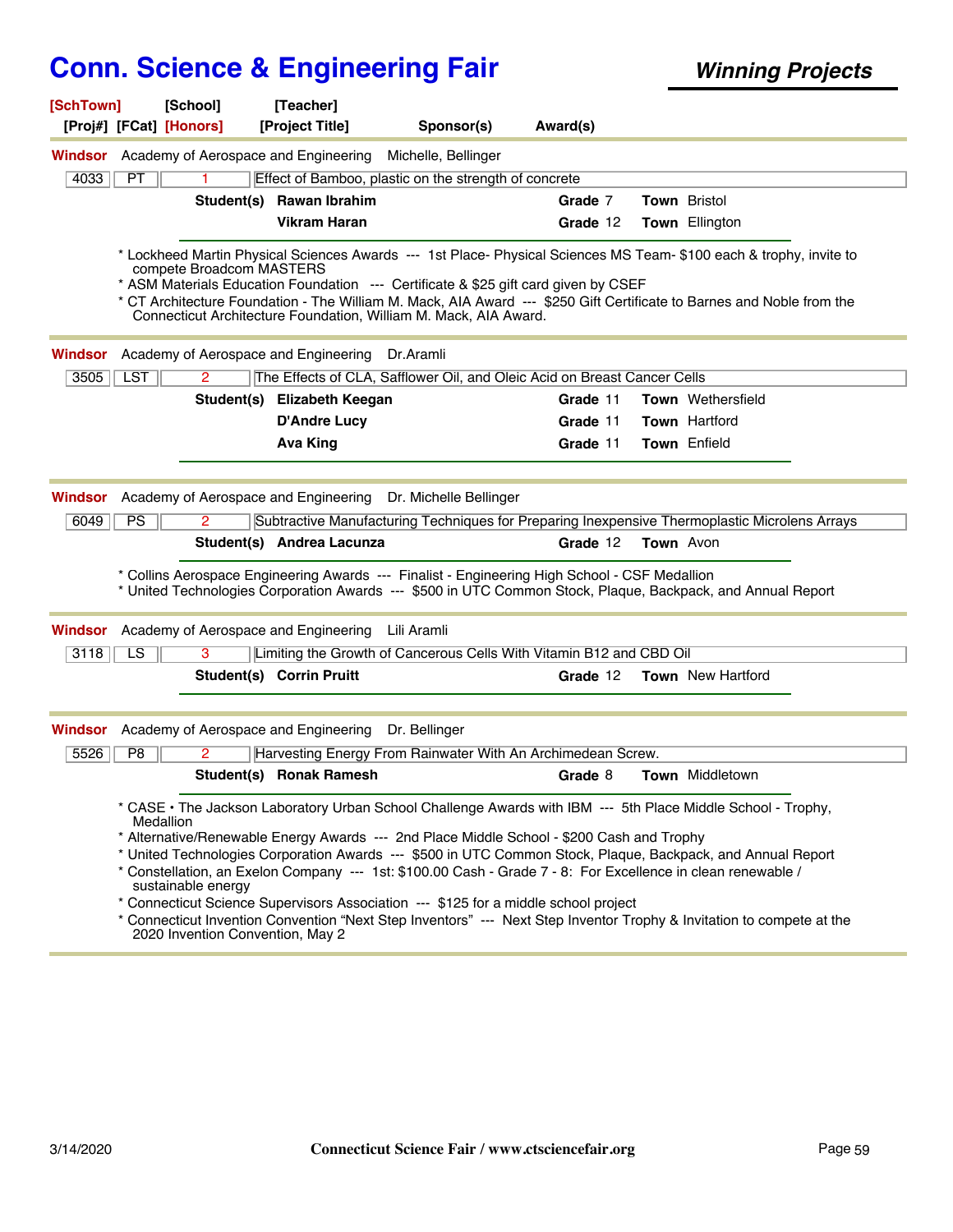# Conn. Science & Engineering Fair

***Winning Projects***

**[SchTown] [School] [Teacher]**
**[Proj#] [FCat] [Honors] [Project Title] Sponsor(s) Award(s)**

---

**Windsor** Academy of Aerospace and Engineering Michelle, Bellinger

| 4033 | PT | 1 | Effect of Bamboo, plastic on the strength of concrete |
|---|---|---|---|

**Student(s)**

| Student | Grade | Town |
|---|---|---|
| **Rawan Ibrahim** | 7 | Bristol |
| **Vikram Haran** | 12 | Ellington |

* Lockheed Martin Physical Sciences Awards --- 1st Place- Physical Sciences MS Team- $100 each & trophy, invite to compete Broadcom MASTERS
* ASM Materials Education Foundation --- Certificate & $25 gift card given by CSEF
* CT Architecture Foundation - The William M. Mack, AIA Award --- $250 Gift Certificate to Barnes and Noble from the Connecticut Architecture Foundation, William M. Mack, AIA Award.

---

**Windsor** Academy of Aerospace and Engineering Dr.Aramli

| 3505 | LST | 2 | The Effects of CLA, Safflower Oil, and Oleic Acid on Breast Cancer Cells |
|---|---|---|---|

**Student(s)**

| Student | Grade | Town |
|---|---|---|
| **Elizabeth Keegan** | 11 | Wethersfield |
| **D'Andre Lucy** | 11 | Hartford |
| **Ava King** | 11 | Enfield |

---

**Windsor** Academy of Aerospace and Engineering Dr. Michelle Bellinger

| 6049 | PS | 2 | Subtractive Manufacturing Techniques for Preparing Inexpensive Thermoplastic Microlens Arrays |
|---|---|---|---|

**Student(s)**

| Student | Grade | Town |
|---|---|---|
| **Andrea Lacunza** | 12 | Avon |

* Collins Aerospace Engineering Awards --- Finalist - Engineering High School - CSF Medallion
* United Technologies Corporation Awards --- $500 in UTC Common Stock, Plaque, Backpack, and Annual Report

---

**Windsor** Academy of Aerospace and Engineering Lili Aramli

| 3118 | LS | 3 | Limiting the Growth of Cancerous Cells With Vitamin B12 and CBD Oil |
|---|---|---|---|

**Student(s)**

| Student | Grade | Town |
|---|---|---|
| **Corrin Pruitt** | 12 | New Hartford |

---

**Windsor** Academy of Aerospace and Engineering Dr. Bellinger

| 5526 | P8 | 2 | Harvesting Energy From Rainwater With An Archimedean Screw. |
|---|---|---|---|

**Student(s)**

| Student | Grade | Town |
|---|---|---|
| **Ronak Ramesh** | 8 | Middletown |

* CASE • The Jackson Laboratory Urban School Challenge Awards with IBM --- 5th Place Middle School - Trophy, Medallion
* Alternative/Renewable Energy Awards --- 2nd Place Middle School - $200 Cash and Trophy
* United Technologies Corporation Awards --- $500 in UTC Common Stock, Plaque, Backpack, and Annual Report
* Constellation, an Exelon Company --- 1st: $100.00 Cash - Grade 7 - 8: For Excellence in clean renewable / sustainable energy
* Connecticut Science Supervisors Association --- $125 for a middle school project
* Connecticut Invention Convention "Next Step Inventors" --- Next Step Inventor Trophy & Invitation to compete at the 2020 Invention Convention, May 2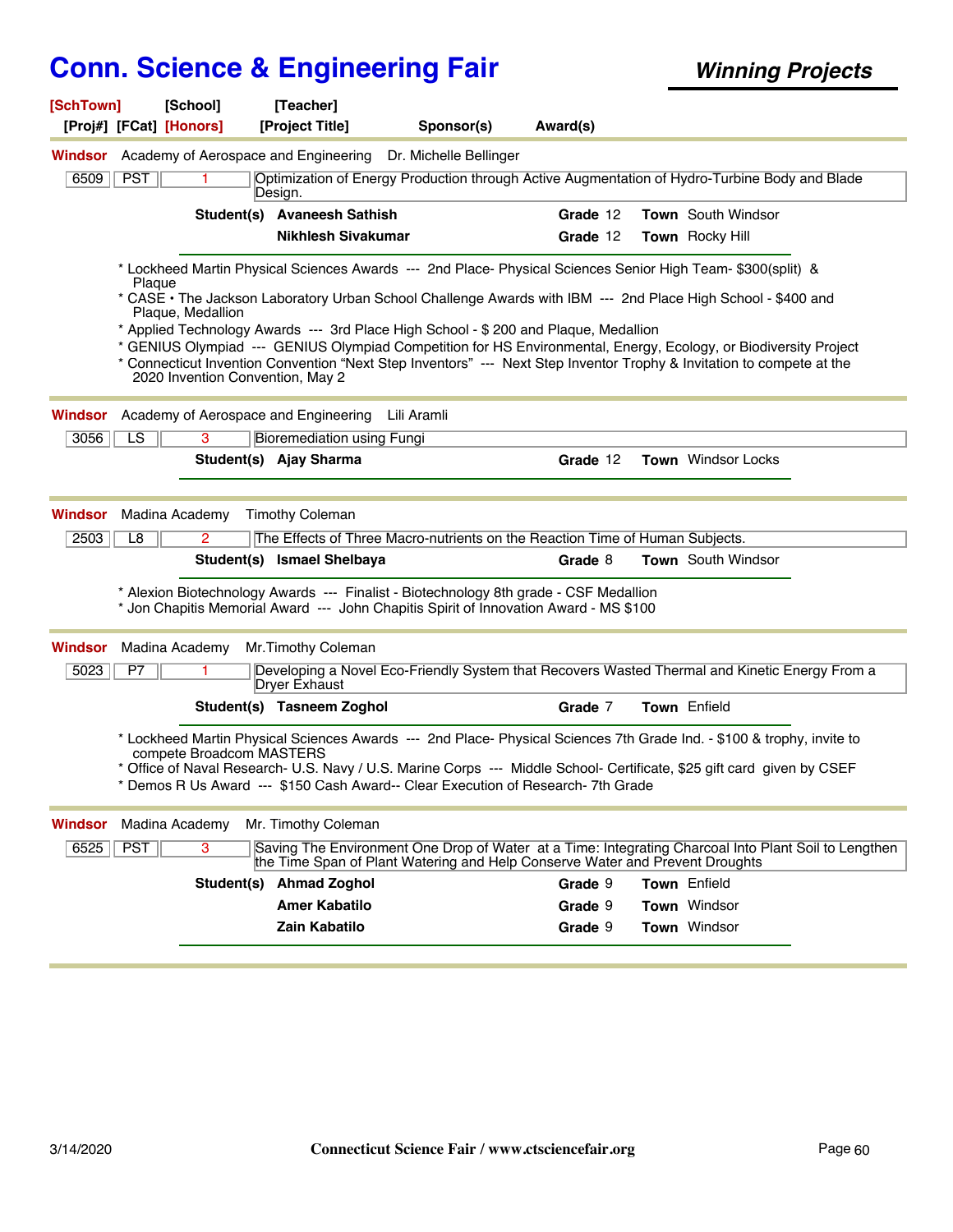# Conn. Science & Engineering Fair

***Winning Projects***

**[SchTown]** [School] [Teacher]
[Proj#] [FCat] **[Honors]** [Project Title] Sponsor(s) Award(s)

---

**Windsor** Academy of Aerospace and Engineering Dr. Michelle Bellinger

| 6509 | PST | 1 | Optimization of Energy Production through Active Augmentation of Hydro-Turbine Body and Blade Design. |
|---|---|---|---|

**Student(s)** **Avaneesh Sathish** **Grade** 12 **Town** South Windsor
**Nikhlesh Sivakumar** **Grade** 12 **Town** Rocky Hill

* Lockheed Martin Physical Sciences Awards --- 2nd Place- Physical Sciences Senior High Team- $300(split) & Plaque
* CASE • The Jackson Laboratory Urban School Challenge Awards with IBM --- 2nd Place High School - $400 and Plaque, Medallion
* Applied Technology Awards --- 3rd Place High School - $ 200 and Plaque, Medallion
* GENIUS Olympiad --- GENIUS Olympiad Competition for HS Environmental, Energy, Ecology, or Biodiversity Project
* Connecticut Invention Convention “Next Step Inventors” --- Next Step Inventor Trophy & Invitation to compete at the 2020 Invention Convention, May 2

---

**Windsor** Academy of Aerospace and Engineering Lili Aramli

| 3056 | LS | 3 | Bioremediation using Fungi |
|---|---|---|---|

**Student(s)** **Ajay Sharma** **Grade** 12 **Town** Windsor Locks

---

**Windsor** Madina Academy Timothy Coleman

| 2503 | L8 | 2 | The Effects of Three Macro-nutrients on the Reaction Time of Human Subjects. |
|---|---|---|---|

**Student(s)** **Ismael Shelbaya** **Grade** 8 **Town** South Windsor

* Alexion Biotechnology Awards --- Finalist - Biotechnology 8th grade - CSF Medallion
* Jon Chapitis Memorial Award --- John Chapitis Spirit of Innovation Award - MS $100

---

**Windsor** Madina Academy Mr.Timothy Coleman

| 5023 | P7 | 1 | Developing a Novel Eco-Friendly System that Recovers Wasted Thermal and Kinetic Energy From a Dryer Exhaust |
|---|---|---|---|

**Student(s)** **Tasneem Zoghol** **Grade** 7 **Town** Enfield

* Lockheed Martin Physical Sciences Awards --- 2nd Place- Physical Sciences 7th Grade Ind. - $100 & trophy, invite to compete Broadcom MASTERS
* Office of Naval Research- U.S. Navy / U.S. Marine Corps --- Middle School- Certificate, $25 gift card given by CSEF
* Demos R Us Award --- $150 Cash Award-- Clear Execution of Research- 7th Grade

---

**Windsor** Madina Academy Mr. Timothy Coleman

| 6525 | PST | 3 | Saving The Environment One Drop of Water at a Time: Integrating Charcoal Into Plant Soil to Lengthen the Time Span of Plant Watering and Help Conserve Water and Prevent Droughts |
|---|---|---|---|

**Student(s)** **Ahmad Zoghol** **Grade** 9 **Town** Enfield
**Amer Kabatilo** **Grade** 9 **Town** Windsor
**Zain Kabatilo** **Grade** 9 **Town** Windsor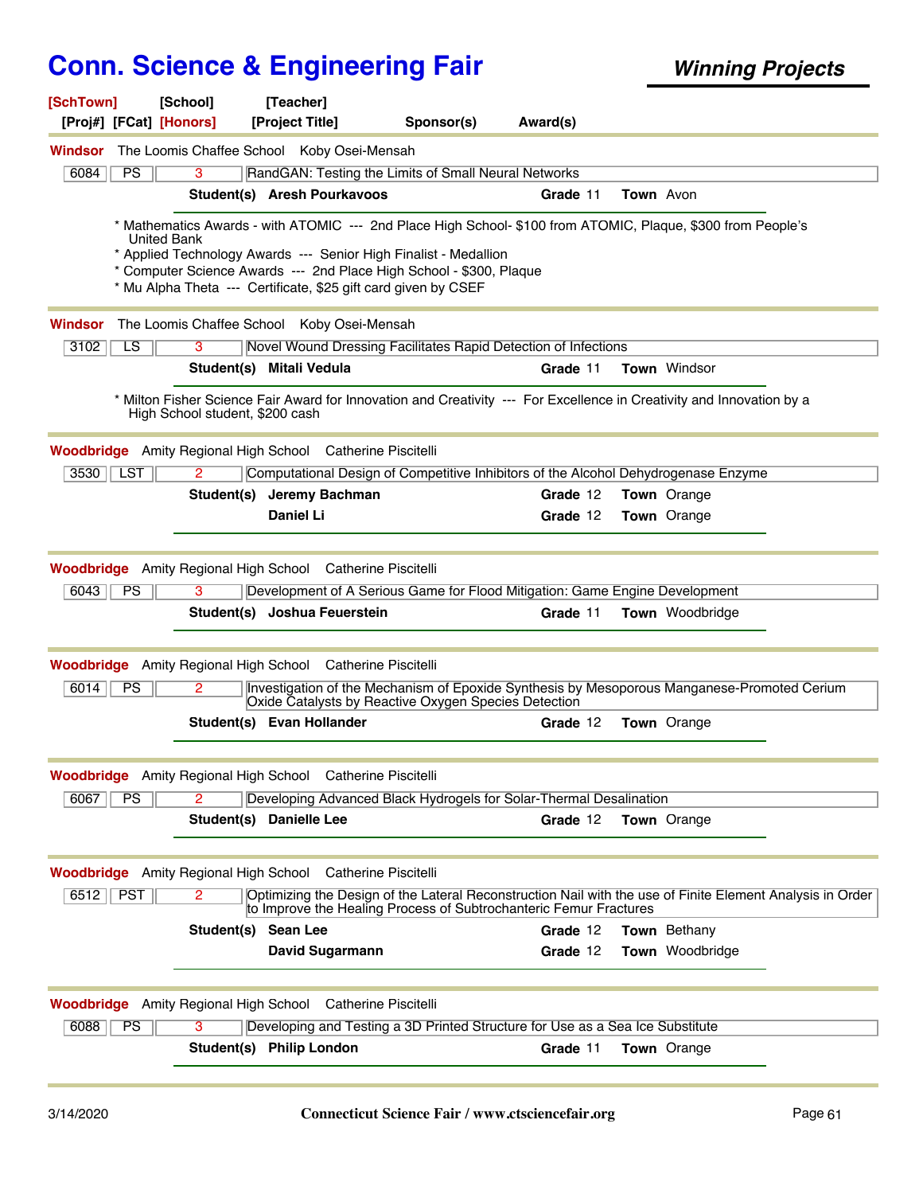# Conn. Science & Engineering Fair

***Winning Projects***

**[SchTown] [School] [Teacher]**
**[Proj#] [FCat] [Honors] [Project Title] Sponsor(s) Award(s)**

---

**Windsor** The Loomis Chaffee School Koby Osei-Mensah

| 6084 | PS | 3 | RandGAN: Testing the Limits of Small Neural Networks |
|---|---|---|---|

**Student(s)** **Aresh Pourkavoos** **Grade** 11 **Town** Avon

* Mathematics Awards - with ATOMIC --- 2nd Place High School- $100 from ATOMIC, Plaque, $300 from People's United Bank
* Applied Technology Awards --- Senior High Finalist - Medallion
* Computer Science Awards --- 2nd Place High School - $300, Plaque
* Mu Alpha Theta --- Certificate, $25 gift card given by CSEF

---

**Windsor** The Loomis Chaffee School Koby Osei-Mensah

| 3102 | LS | 3 | Novel Wound Dressing Facilitates Rapid Detection of Infections |
|---|---|---|---|

**Student(s)** **Mitali Vedula** **Grade** 11 **Town** Windsor

* Milton Fisher Science Fair Award for Innovation and Creativity --- For Excellence in Creativity and Innovation by a High School student, $200 cash

---

**Woodbridge** Amity Regional High School Catherine Piscitelli

| 3530 | LST | 2 | Computational Design of Competitive Inhibitors of the Alcohol Dehydrogenase Enzyme |
|---|---|---|---|

**Student(s)** **Jeremy Bachman** **Grade** 12 **Town** Orange
**Daniel Li** **Grade** 12 **Town** Orange

---

**Woodbridge** Amity Regional High School Catherine Piscitelli

| 6043 | PS | 3 | Development of A Serious Game for Flood Mitigation: Game Engine Development |
|---|---|---|---|

**Student(s)** **Joshua Feuerstein** **Grade** 11 **Town** Woodbridge

---

**Woodbridge** Amity Regional High School Catherine Piscitelli

| 6014 | PS | 2 | Investigation of the Mechanism of Epoxide Synthesis by Mesoporous Manganese-Promoted Cerium Oxide Catalysts by Reactive Oxygen Species Detection |
|---|---|---|---|

**Student(s)** **Evan Hollander** **Grade** 12 **Town** Orange

---

**Woodbridge** Amity Regional High School Catherine Piscitelli

| 6067 | PS | 2 | Developing Advanced Black Hydrogels for Solar-Thermal Desalination |
|---|---|---|---|

**Student(s)** **Danielle Lee** **Grade** 12 **Town** Orange

---

**Woodbridge** Amity Regional High School Catherine Piscitelli

| 6512 | PST | 2 | Optimizing the Design of the Lateral Reconstruction Nail with the use of Finite Element Analysis in Order to Improve the Healing Process of Subtrochanteric Femur Fractures |
|---|---|---|---|

**Student(s)** **Sean Lee** **Grade** 12 **Town** Bethany
**David Sugarmann** **Grade** 12 **Town** Woodbridge

---

**Woodbridge** Amity Regional High School Catherine Piscitelli

| 6088 | PS | 3 | Developing and Testing a 3D Printed Structure for Use as a Sea Ice Substitute |
|---|---|---|---|

**Student(s)** **Philip London** **Grade** 11 **Town** Orange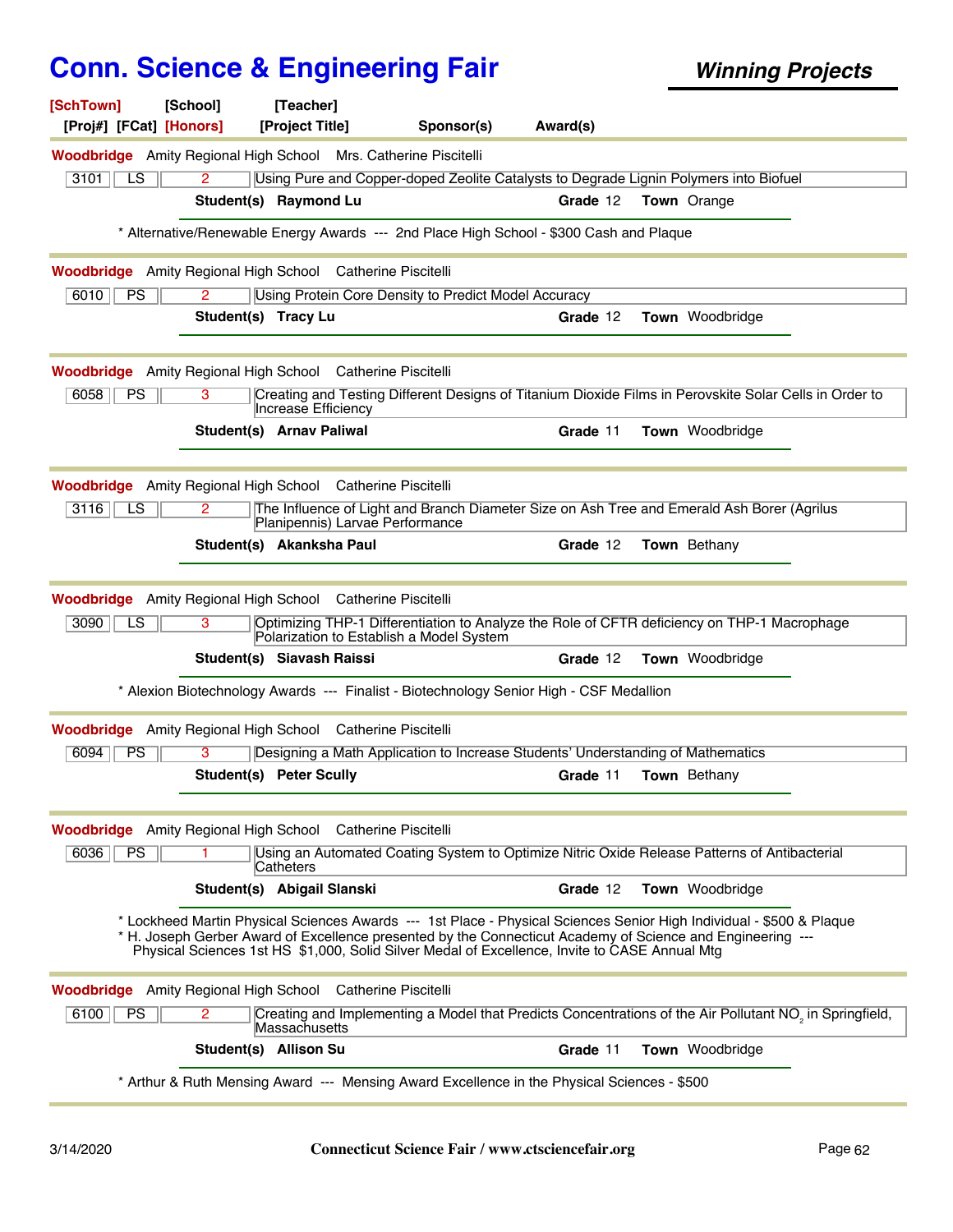# Conn. Science & Engineering Fair

***Winning Projects***

| [SchTown] | [School] | [Teacher] | | |
|---|---|---|---|---|
| [Proj#] [FCat] [Honors] | | [Project Title] | Sponsor(s) | Award(s) |

---

**Woodbridge** Amity Regional High School Mrs. Catherine Piscitelli

| 3101 | LS | 2 | Using Pure and Copper-doped Zeolite Catalysts to Degrade Lignin Polymers into Biofuel |
|---|---|---|---|

**Student(s)** **Raymond Lu** **Grade** 12 **Town** Orange

* Alternative/Renewable Energy Awards --- 2nd Place High School - $300 Cash and Plaque

---

**Woodbridge** Amity Regional High School Catherine Piscitelli

| 6010 | PS | 2 | Using Protein Core Density to Predict Model Accuracy |
|---|---|---|---|

**Student(s)** **Tracy Lu** **Grade** 12 **Town** Woodbridge

---

**Woodbridge** Amity Regional High School Catherine Piscitelli

| 6058 | PS | 3 | Creating and Testing Different Designs of Titanium Dioxide Films in Perovskite Solar Cells in Order to Increase Efficiency |
|---|---|---|---|

**Student(s)** **Arnav Paliwal** **Grade** 11 **Town** Woodbridge

---

**Woodbridge** Amity Regional High School Catherine Piscitelli

| 3116 | LS | 2 | The Influence of Light and Branch Diameter Size on Ash Tree and Emerald Ash Borer (Agrilus Planipennis) Larvae Performance |
|---|---|---|---|

**Student(s)** **Akanksha Paul** **Grade** 12 **Town** Bethany

---

**Woodbridge** Amity Regional High School Catherine Piscitelli

| 3090 | LS | 3 | Optimizing THP-1 Differentiation to Analyze the Role of CFTR deficiency on THP-1 Macrophage Polarization to Establish a Model System |
|---|---|---|---|

**Student(s)** **Siavash Raissi** **Grade** 12 **Town** Woodbridge

* Alexion Biotechnology Awards --- Finalist - Biotechnology Senior High - CSF Medallion

---

**Woodbridge** Amity Regional High School Catherine Piscitelli

| 6094 | PS | 3 | Designing a Math Application to Increase Students' Understanding of Mathematics |
|---|---|---|---|

**Student(s)** **Peter Scully** **Grade** 11 **Town** Bethany

---

**Woodbridge** Amity Regional High School Catherine Piscitelli

| 6036 | PS | 1 | Using an Automated Coating System to Optimize Nitric Oxide Release Patterns of Antibacterial Catheters |
|---|---|---|---|

**Student(s)** **Abigail Slanski** **Grade** 12 **Town** Woodbridge

* Lockheed Martin Physical Sciences Awards --- 1st Place - Physical Sciences Senior High Individual - $500 & Plaque
* H. Joseph Gerber Award of Excellence presented by the Connecticut Academy of Science and Engineering --- Physical Sciences 1st HS $1,000, Solid Silver Medal of Excellence, Invite to CASE Annual Mtg

---

**Woodbridge** Amity Regional High School Catherine Piscitelli

| 6100 | PS | 2 | Creating and Implementing a Model that Predicts Concentrations of the Air Pollutant $NO_2$ in Springfield, Massachusetts |
|---|---|---|---|

**Student(s)** **Allison Su** **Grade** 11 **Town** Woodbridge

* Arthur & Ruth Mensing Award --- Mensing Award Excellence in the Physical Sciences - $500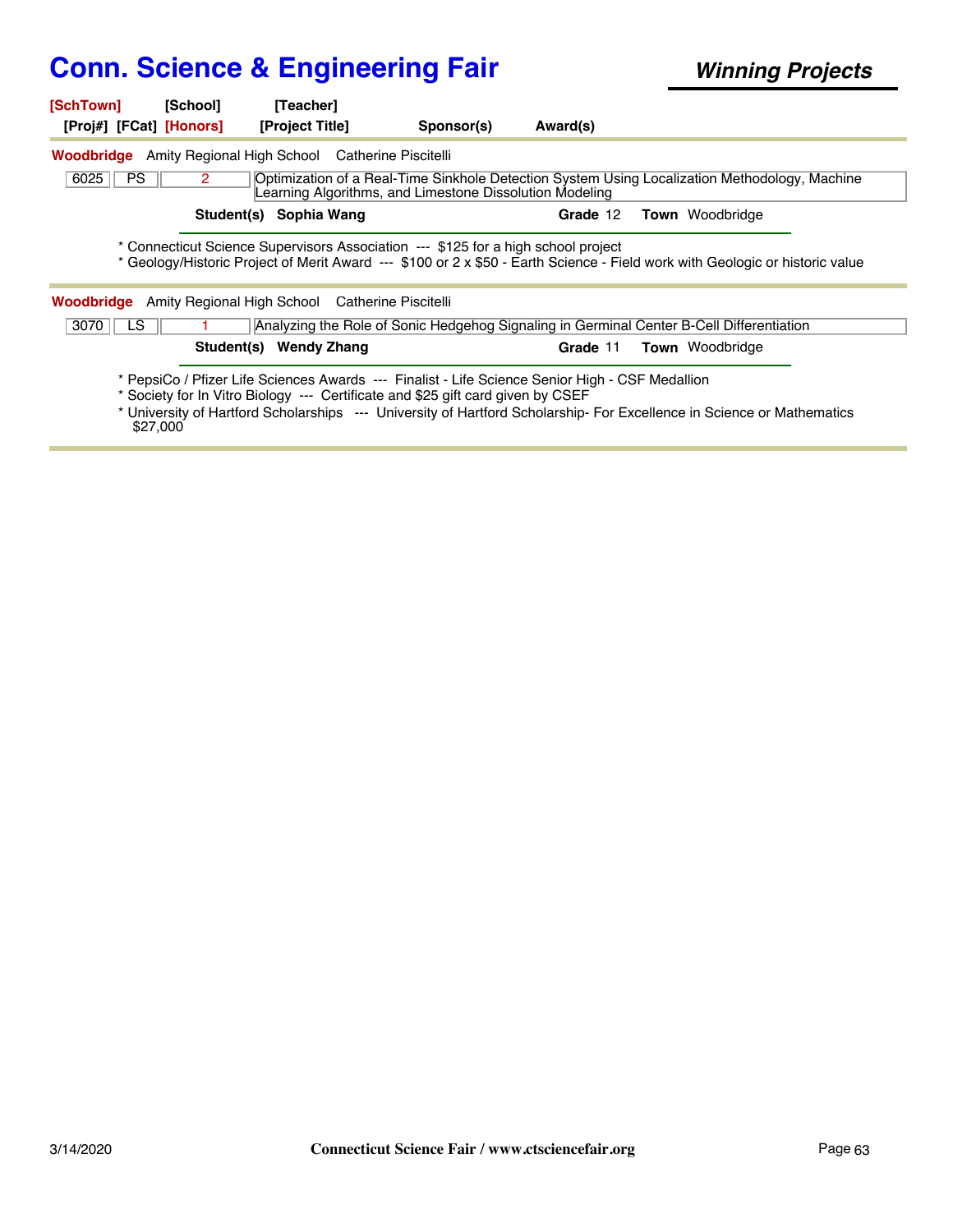# Conn. Science & Engineering Fair

***Winning Projects***

**[SchTown]** **[School]** **[Teacher]**
**[Proj#]** **[FCat]** **[Honors]** **[Project Title]** **Sponsor(s)** **Award(s)**

---

**Woodbridge** Amity Regional High School Catherine Piscitelli

| 6025 | PS | 2 | Optimization of a Real-Time Sinkhole Detection System Using Localization Methodology, Machine Learning Algorithms, and Limestone Dissolution Modeling |
|---|---|---|---|

**Student(s)** **Sophia Wang** **Grade** 12 **Town** Woodbridge

* Connecticut Science Supervisors Association --- $125 for a high school project
* Geology/Historic Project of Merit Award --- $100 or 2 x $50 - Earth Science - Field work with Geologic or historic value

---

**Woodbridge** Amity Regional High School Catherine Piscitelli

| 3070 | LS | 1 | Analyzing the Role of Sonic Hedgehog Signaling in Germinal Center B-Cell Differentiation |
|---|---|---|---|

**Student(s)** **Wendy Zhang** **Grade** 11 **Town** Woodbridge

* PepsiCo / Pfizer Life Sciences Awards --- Finalist - Life Science Senior High - CSF Medallion
* Society for In Vitro Biology --- Certificate and $25 gift card given by CSEF
* University of Hartford Scholarships --- University of Hartford Scholarship- For Excellence in Science or Mathematics $27,000